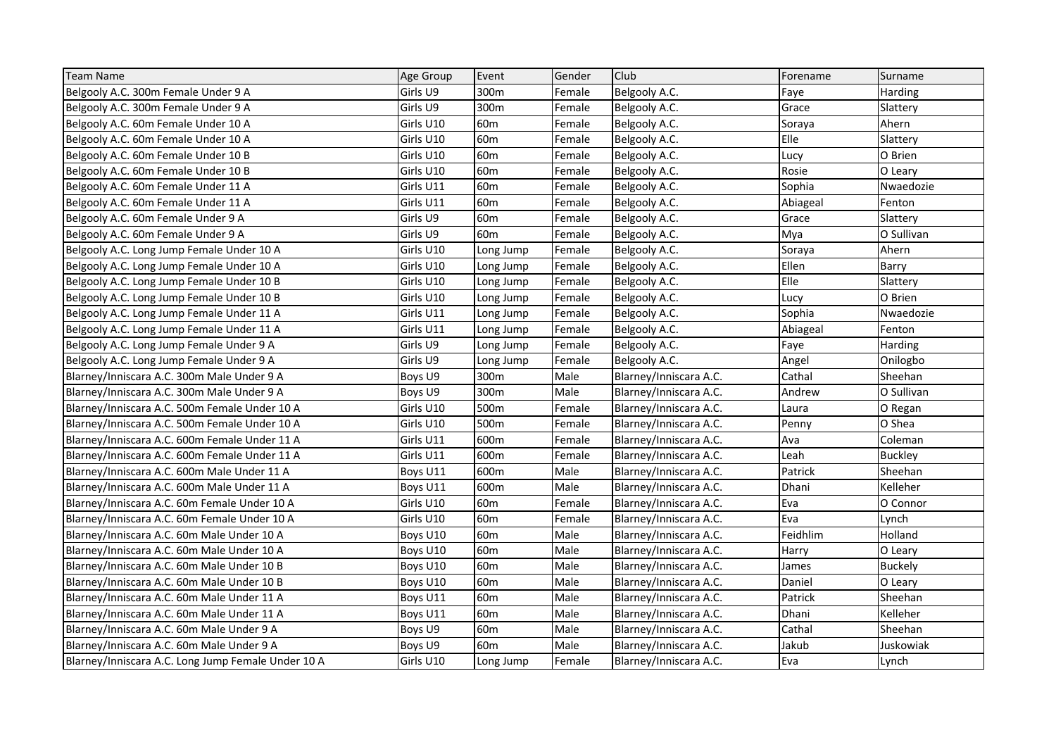| Team Name | Age Group | Event | Gender | Club | Forename | Surname |
|---|---|---|---|---|---|---|
| Belgooly A.C. 300m Female Under 9 A | Girls U9 | 300m | Female | Belgooly A.C. | Faye | Harding |
| Belgooly A.C. 300m Female Under 9 A | Girls U9 | 300m | Female | Belgooly A.C. | Grace | Slattery |
| Belgooly A.C. 60m Female Under 10 A | Girls U10 | 60m | Female | Belgooly A.C. | Soraya | Ahern |
| Belgooly A.C. 60m Female Under 10 A | Girls U10 | 60m | Female | Belgooly A.C. | Elle | Slattery |
| Belgooly A.C. 60m Female Under 10 B | Girls U10 | 60m | Female | Belgooly A.C. | Lucy | O Brien |
| Belgooly A.C. 60m Female Under 10 B | Girls U10 | 60m | Female | Belgooly A.C. | Rosie | O Leary |
| Belgooly A.C. 60m Female Under 11 A | Girls U11 | 60m | Female | Belgooly A.C. | Sophia | Nwaedozie |
| Belgooly A.C. 60m Female Under 11 A | Girls U11 | 60m | Female | Belgooly A.C. | Abiageal | Fenton |
| Belgooly A.C. 60m Female Under 9 A | Girls U9 | 60m | Female | Belgooly A.C. | Grace | Slattery |
| Belgooly A.C. 60m Female Under 9 A | Girls U9 | 60m | Female | Belgooly A.C. | Mya | O Sullivan |
| Belgooly A.C. Long Jump Female Under 10 A | Girls U10 | Long Jump | Female | Belgooly A.C. | Soraya | Ahern |
| Belgooly A.C. Long Jump Female Under 10 A | Girls U10 | Long Jump | Female | Belgooly A.C. | Ellen | Barry |
| Belgooly A.C. Long Jump Female Under 10 B | Girls U10 | Long Jump | Female | Belgooly A.C. | Elle | Slattery |
| Belgooly A.C. Long Jump Female Under 10 B | Girls U10 | Long Jump | Female | Belgooly A.C. | Lucy | O Brien |
| Belgooly A.C. Long Jump Female Under 11 A | Girls U11 | Long Jump | Female | Belgooly A.C. | Sophia | Nwaedozie |
| Belgooly A.C. Long Jump Female Under 11 A | Girls U11 | Long Jump | Female | Belgooly A.C. | Abiageal | Fenton |
| Belgooly A.C. Long Jump Female Under 9 A | Girls U9 | Long Jump | Female | Belgooly A.C. | Faye | Harding |
| Belgooly A.C. Long Jump Female Under 9 A | Girls U9 | Long Jump | Female | Belgooly A.C. | Angel | Onilogbo |
| Blarney/Inniscara A.C. 300m Male Under 9 A | Boys U9 | 300m | Male | Blarney/Inniscara A.C. | Cathal | Sheehan |
| Blarney/Inniscara A.C. 300m Male Under 9 A | Boys U9 | 300m | Male | Blarney/Inniscara A.C. | Andrew | O Sullivan |
| Blarney/Inniscara A.C. 500m Female Under 10 A | Girls U10 | 500m | Female | Blarney/Inniscara A.C. | Laura | O Regan |
| Blarney/Inniscara A.C. 500m Female Under 10 A | Girls U10 | 500m | Female | Blarney/Inniscara A.C. | Penny | O Shea |
| Blarney/Inniscara A.C. 600m Female Under 11 A | Girls U11 | 600m | Female | Blarney/Inniscara A.C. | Ava | Coleman |
| Blarney/Inniscara A.C. 600m Female Under 11 A | Girls U11 | 600m | Female | Blarney/Inniscara A.C. | Leah | Buckley |
| Blarney/Inniscara A.C. 600m Male Under 11 A | Boys U11 | 600m | Male | Blarney/Inniscara A.C. | Patrick | Sheehan |
| Blarney/Inniscara A.C. 600m Male Under 11 A | Boys U11 | 600m | Male | Blarney/Inniscara A.C. | Dhani | Kelleher |
| Blarney/Inniscara A.C. 60m Female Under 10 A | Girls U10 | 60m | Female | Blarney/Inniscara A.C. | Eva | O Connor |
| Blarney/Inniscara A.C. 60m Female Under 10 A | Girls U10 | 60m | Female | Blarney/Inniscara A.C. | Eva | Lynch |
| Blarney/Inniscara A.C. 60m Male Under 10 A | Boys U10 | 60m | Male | Blarney/Inniscara A.C. | Feidhlim | Holland |
| Blarney/Inniscara A.C. 60m Male Under 10 A | Boys U10 | 60m | Male | Blarney/Inniscara A.C. | Harry | O Leary |
| Blarney/Inniscara A.C. 60m Male Under 10 B | Boys U10 | 60m | Male | Blarney/Inniscara A.C. | James | Buckely |
| Blarney/Inniscara A.C. 60m Male Under 10 B | Boys U10 | 60m | Male | Blarney/Inniscara A.C. | Daniel | O Leary |
| Blarney/Inniscara A.C. 60m Male Under 11 A | Boys U11 | 60m | Male | Blarney/Inniscara A.C. | Patrick | Sheehan |
| Blarney/Inniscara A.C. 60m Male Under 11 A | Boys U11 | 60m | Male | Blarney/Inniscara A.C. | Dhani | Kelleher |
| Blarney/Inniscara A.C. 60m Male Under 9 A | Boys U9 | 60m | Male | Blarney/Inniscara A.C. | Cathal | Sheehan |
| Blarney/Inniscara A.C. 60m Male Under 9 A | Boys U9 | 60m | Male | Blarney/Inniscara A.C. | Jakub | Juskowiak |
| Blarney/Inniscara A.C. Long Jump Female Under 10 A | Girls U10 | Long Jump | Female | Blarney/Inniscara A.C. | Eva | Lynch |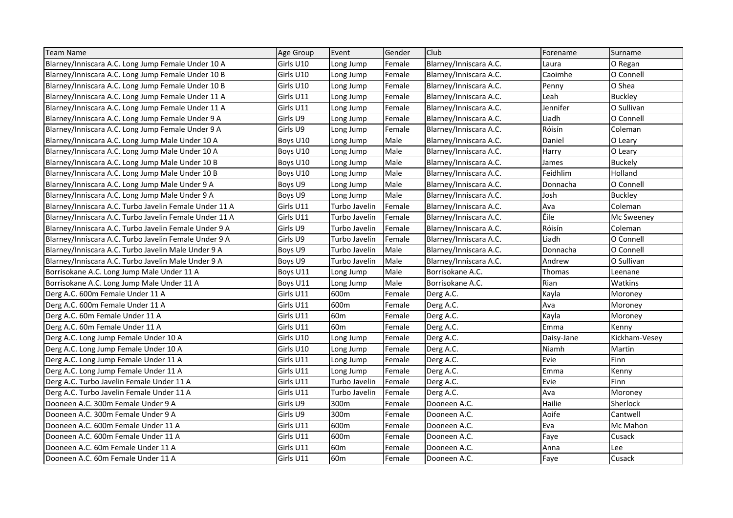| Team Name | Age Group | Event | Gender | Club | Forename | Surname |
| --- | --- | --- | --- | --- | --- | --- |
| Blarney/Inniscara A.C. Long Jump Female Under 10 A | Girls U10 | Long Jump | Female | Blarney/Inniscara A.C. | Laura | O Regan |
| Blarney/Inniscara A.C. Long Jump Female Under 10 B | Girls U10 | Long Jump | Female | Blarney/Inniscara A.C. | Caoimhe | O Connell |
| Blarney/Inniscara A.C. Long Jump Female Under 10 B | Girls U10 | Long Jump | Female | Blarney/Inniscara A.C. | Penny | O Shea |
| Blarney/Inniscara A.C. Long Jump Female Under 11 A | Girls U11 | Long Jump | Female | Blarney/Inniscara A.C. | Leah | Buckley |
| Blarney/Inniscara A.C. Long Jump Female Under 11 A | Girls U11 | Long Jump | Female | Blarney/Inniscara A.C. | Jennifer | O Sullivan |
| Blarney/Inniscara A.C. Long Jump Female Under 9 A | Girls U9 | Long Jump | Female | Blarney/Inniscara A.C. | Liadh | O Connell |
| Blarney/Inniscara A.C. Long Jump Female Under 9 A | Girls U9 | Long Jump | Female | Blarney/Inniscara A.C. | Róisín | Coleman |
| Blarney/Inniscara A.C. Long Jump Male Under 10 A | Boys U10 | Long Jump | Male | Blarney/Inniscara A.C. | Daniel | O Leary |
| Blarney/Inniscara A.C. Long Jump Male Under 10 A | Boys U10 | Long Jump | Male | Blarney/Inniscara A.C. | Harry | O Leary |
| Blarney/Inniscara A.C. Long Jump Male Under 10 B | Boys U10 | Long Jump | Male | Blarney/Inniscara A.C. | James | Buckely |
| Blarney/Inniscara A.C. Long Jump Male Under 10 B | Boys U10 | Long Jump | Male | Blarney/Inniscara A.C. | Feidhlim | Holland |
| Blarney/Inniscara A.C. Long Jump Male Under 9 A | Boys U9 | Long Jump | Male | Blarney/Inniscara A.C. | Donnacha | O Connell |
| Blarney/Inniscara A.C. Long Jump Male Under 9 A | Boys U9 | Long Jump | Male | Blarney/Inniscara A.C. | Josh | Buckley |
| Blarney/Inniscara A.C. Turbo Javelin Female Under 11 A | Girls U11 | Turbo Javelin | Female | Blarney/Inniscara A.C. | Ava | Coleman |
| Blarney/Inniscara A.C. Turbo Javelin Female Under 11 A | Girls U11 | Turbo Javelin | Female | Blarney/Inniscara A.C. | Éile | Mc Sweeney |
| Blarney/Inniscara A.C. Turbo Javelin Female Under 9 A | Girls U9 | Turbo Javelin | Female | Blarney/Inniscara A.C. | Róisín | Coleman |
| Blarney/Inniscara A.C. Turbo Javelin Female Under 9 A | Girls U9 | Turbo Javelin | Female | Blarney/Inniscara A.C. | Liadh | O Connell |
| Blarney/Inniscara A.C. Turbo Javelin Male Under 9 A | Boys U9 | Turbo Javelin | Male | Blarney/Inniscara A.C. | Donnacha | O Connell |
| Blarney/Inniscara A.C. Turbo Javelin Male Under 9 A | Boys U9 | Turbo Javelin | Male | Blarney/Inniscara A.C. | Andrew | O Sullivan |
| Borrisokane A.C. Long Jump Male Under 11 A | Boys U11 | Long Jump | Male | Borrisokane A.C. | Thomas | Leenane |
| Borrisokane A.C. Long Jump Male Under 11 A | Boys U11 | Long Jump | Male | Borrisokane A.C. | Rian | Watkins |
| Derg A.C. 600m Female Under 11 A | Girls U11 | 600m | Female | Derg A.C. | Kayla | Moroney |
| Derg A.C. 600m Female Under 11 A | Girls U11 | 600m | Female | Derg A.C. | Ava | Moroney |
| Derg A.C. 60m Female Under 11 A | Girls U11 | 60m | Female | Derg A.C. | Kayla | Moroney |
| Derg A.C. 60m Female Under 11 A | Girls U11 | 60m | Female | Derg A.C. | Emma | Kenny |
| Derg A.C. Long Jump Female Under 10 A | Girls U10 | Long Jump | Female | Derg A.C. | Daisy-Jane | Kickham-Vesey |
| Derg A.C. Long Jump Female Under 10 A | Girls U10 | Long Jump | Female | Derg A.C. | Niamh | Martin |
| Derg A.C. Long Jump Female Under 11 A | Girls U11 | Long Jump | Female | Derg A.C. | Evie | Finn |
| Derg A.C. Long Jump Female Under 11 A | Girls U11 | Long Jump | Female | Derg A.C. | Emma | Kenny |
| Derg A.C. Turbo Javelin Female Under 11 A | Girls U11 | Turbo Javelin | Female | Derg A.C. | Evie | Finn |
| Derg A.C. Turbo Javelin Female Under 11 A | Girls U11 | Turbo Javelin | Female | Derg A.C. | Ava | Moroney |
| Dooneen A.C. 300m Female Under 9 A | Girls U9 | 300m | Female | Dooneen A.C. | Hailie | Sherlock |
| Dooneen A.C. 300m Female Under 9 A | Girls U9 | 300m | Female | Dooneen A.C. | Aoife | Cantwell |
| Dooneen A.C. 600m Female Under 11 A | Girls U11 | 600m | Female | Dooneen A.C. | Eva | Mc Mahon |
| Dooneen A.C. 600m Female Under 11 A | Girls U11 | 600m | Female | Dooneen A.C. | Faye | Cusack |
| Dooneen A.C. 60m Female Under 11 A | Girls U11 | 60m | Female | Dooneen A.C. | Anna | Lee |
| Dooneen A.C. 60m Female Under 11 A | Girls U11 | 60m | Female | Dooneen A.C. | Faye | Cusack |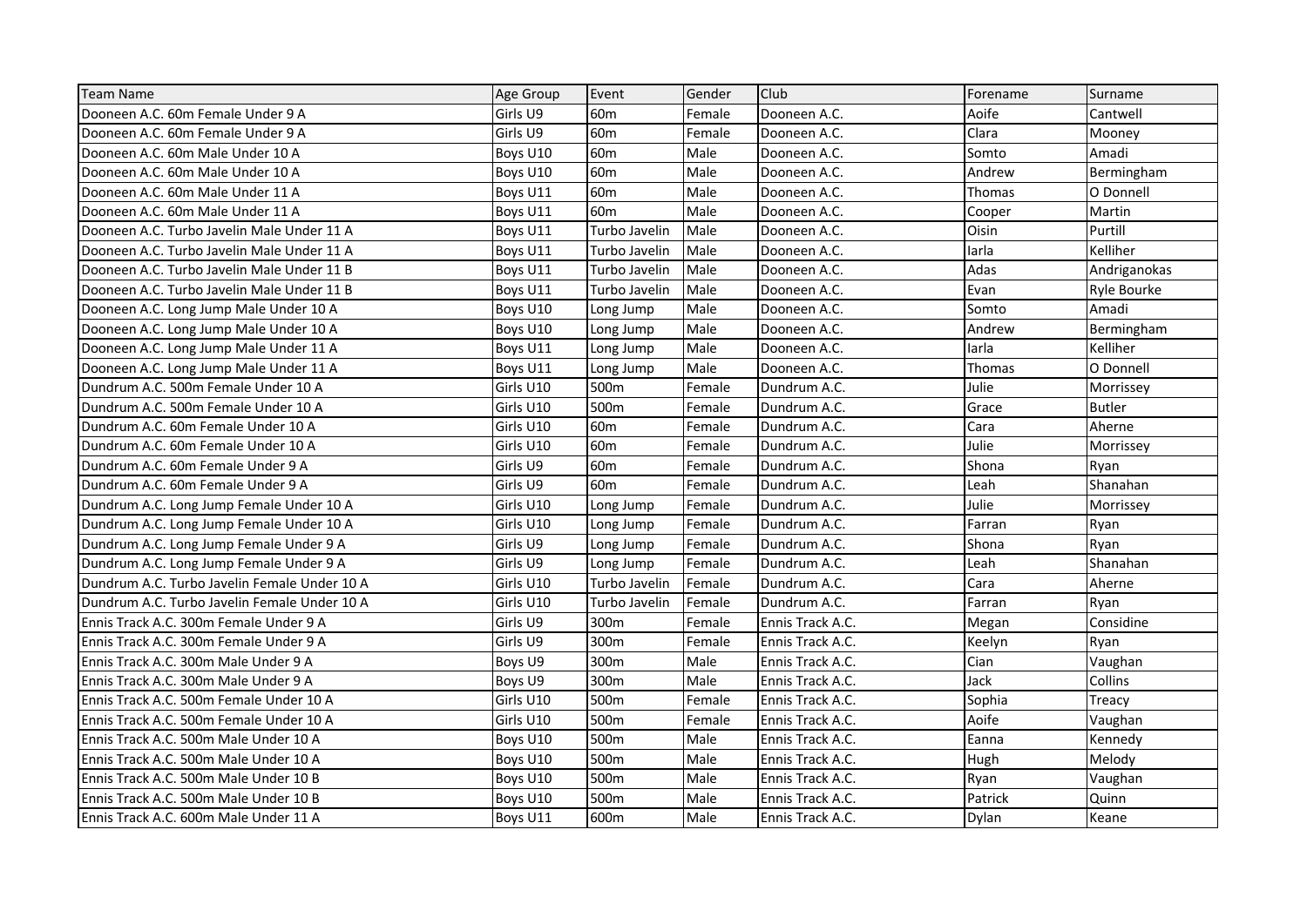| Team Name | Age Group | Event | Gender | Club | Forename | Surname |
|---|---|---|---|---|---|---|
| Dooneen A.C. 60m Female Under 9 A | Girls U9 | 60m | Female | Dooneen A.C. | Aoife | Cantwell |
| Dooneen A.C. 60m Female Under 9 A | Girls U9 | 60m | Female | Dooneen A.C. | Clara | Mooney |
| Dooneen A.C. 60m Male Under 10 A | Boys U10 | 60m | Male | Dooneen A.C. | Somto | Amadi |
| Dooneen A.C. 60m Male Under 10 A | Boys U10 | 60m | Male | Dooneen A.C. | Andrew | Bermingham |
| Dooneen A.C. 60m Male Under 11 A | Boys U11 | 60m | Male | Dooneen A.C. | Thomas | O Donnell |
| Dooneen A.C. 60m Male Under 11 A | Boys U11 | 60m | Male | Dooneen A.C. | Cooper | Martin |
| Dooneen A.C. Turbo Javelin Male Under 11 A | Boys U11 | Turbo Javelin | Male | Dooneen A.C. | Oisin | Purtill |
| Dooneen A.C. Turbo Javelin Male Under 11 A | Boys U11 | Turbo Javelin | Male | Dooneen A.C. | Iarla | Kelliher |
| Dooneen A.C. Turbo Javelin Male Under 11 B | Boys U11 | Turbo Javelin | Male | Dooneen A.C. | Adas | Andriganokas |
| Dooneen A.C. Turbo Javelin Male Under 11 B | Boys U11 | Turbo Javelin | Male | Dooneen A.C. | Evan | Ryle Bourke |
| Dooneen A.C. Long Jump Male Under 10 A | Boys U10 | Long Jump | Male | Dooneen A.C. | Somto | Amadi |
| Dooneen A.C. Long Jump Male Under 10 A | Boys U10 | Long Jump | Male | Dooneen A.C. | Andrew | Bermingham |
| Dooneen A.C. Long Jump Male Under 11 A | Boys U11 | Long Jump | Male | Dooneen A.C. | Iarla | Kelliher |
| Dooneen A.C. Long Jump Male Under 11 A | Boys U11 | Long Jump | Male | Dooneen A.C. | Thomas | O Donnell |
| Dundrum A.C. 500m Female Under 10 A | Girls U10 | 500m | Female | Dundrum A.C. | Julie | Morrissey |
| Dundrum A.C. 500m Female Under 10 A | Girls U10 | 500m | Female | Dundrum A.C. | Grace | Butler |
| Dundrum A.C. 60m Female Under 10 A | Girls U10 | 60m | Female | Dundrum A.C. | Cara | Aherne |
| Dundrum A.C. 60m Female Under 10 A | Girls U10 | 60m | Female | Dundrum A.C. | Julie | Morrissey |
| Dundrum A.C. 60m Female Under 9 A | Girls U9 | 60m | Female | Dundrum A.C. | Shona | Ryan |
| Dundrum A.C. 60m Female Under 9 A | Girls U9 | 60m | Female | Dundrum A.C. | Leah | Shanahan |
| Dundrum A.C. Long Jump Female Under 10 A | Girls U10 | Long Jump | Female | Dundrum A.C. | Julie | Morrissey |
| Dundrum A.C. Long Jump Female Under 10 A | Girls U10 | Long Jump | Female | Dundrum A.C. | Farran | Ryan |
| Dundrum A.C. Long Jump Female Under 9 A | Girls U9 | Long Jump | Female | Dundrum A.C. | Shona | Ryan |
| Dundrum A.C. Long Jump Female Under 9 A | Girls U9 | Long Jump | Female | Dundrum A.C. | Leah | Shanahan |
| Dundrum A.C. Turbo Javelin Female Under 10 A | Girls U10 | Turbo Javelin | Female | Dundrum A.C. | Cara | Aherne |
| Dundrum A.C. Turbo Javelin Female Under 10 A | Girls U10 | Turbo Javelin | Female | Dundrum A.C. | Farran | Ryan |
| Ennis Track A.C. 300m Female Under 9 A | Girls U9 | 300m | Female | Ennis Track A.C. | Megan | Considine |
| Ennis Track A.C. 300m Female Under 9 A | Girls U9 | 300m | Female | Ennis Track A.C. | Keelyn | Ryan |
| Ennis Track A.C. 300m Male Under 9 A | Boys U9 | 300m | Male | Ennis Track A.C. | Cian | Vaughan |
| Ennis Track A.C. 300m Male Under 9 A | Boys U9 | 300m | Male | Ennis Track A.C. | Jack | Collins |
| Ennis Track A.C. 500m Female Under 10 A | Girls U10 | 500m | Female | Ennis Track A.C. | Sophia | Treacy |
| Ennis Track A.C. 500m Female Under 10 A | Girls U10 | 500m | Female | Ennis Track A.C. | Aoife | Vaughan |
| Ennis Track A.C. 500m Male Under 10 A | Boys U10 | 500m | Male | Ennis Track A.C. | Eanna | Kennedy |
| Ennis Track A.C. 500m Male Under 10 A | Boys U10 | 500m | Male | Ennis Track A.C. | Hugh | Melody |
| Ennis Track A.C. 500m Male Under 10 B | Boys U10 | 500m | Male | Ennis Track A.C. | Ryan | Vaughan |
| Ennis Track A.C. 500m Male Under 10 B | Boys U10 | 500m | Male | Ennis Track A.C. | Patrick | Quinn |
| Ennis Track A.C. 600m Male Under 11 A | Boys U11 | 600m | Male | Ennis Track A.C. | Dylan | Keane |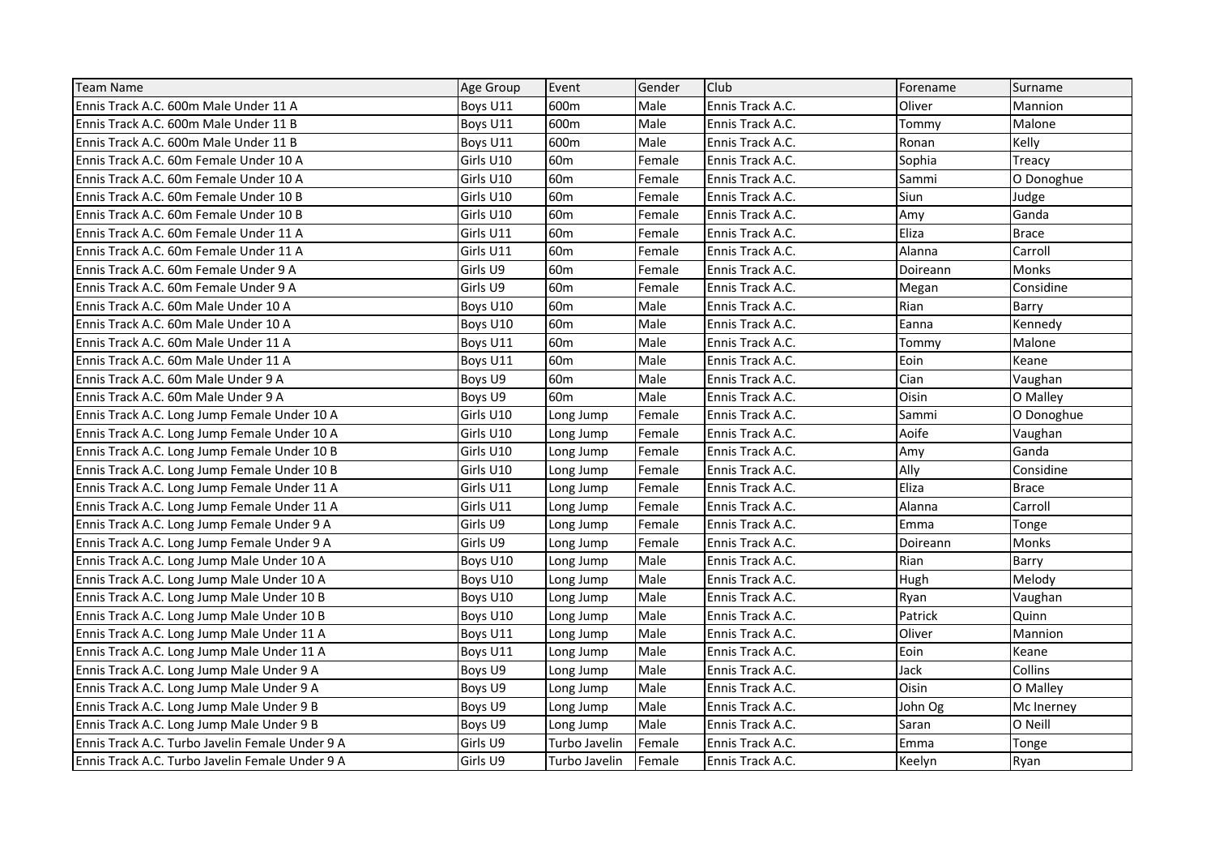| Team Name | Age Group | Event | Gender | Club | Forename | Surname |
|---|---|---|---|---|---|---|
| Ennis Track A.C. 600m Male Under 11 A | Boys U11 | 600m | Male | Ennis Track A.C. | Oliver | Mannion |
| Ennis Track A.C. 600m Male Under 11 B | Boys U11 | 600m | Male | Ennis Track A.C. | Tommy | Malone |
| Ennis Track A.C. 600m Male Under 11 B | Boys U11 | 600m | Male | Ennis Track A.C. | Ronan | Kelly |
| Ennis Track A.C. 60m Female Under 10 A | Girls U10 | 60m | Female | Ennis Track A.C. | Sophia | Treacy |
| Ennis Track A.C. 60m Female Under 10 A | Girls U10 | 60m | Female | Ennis Track A.C. | Sammi | O Donoghue |
| Ennis Track A.C. 60m Female Under 10 B | Girls U10 | 60m | Female | Ennis Track A.C. | Siun | Judge |
| Ennis Track A.C. 60m Female Under 10 B | Girls U10 | 60m | Female | Ennis Track A.C. | Amy | Ganda |
| Ennis Track A.C. 60m Female Under 11 A | Girls U11 | 60m | Female | Ennis Track A.C. | Eliza | Brace |
| Ennis Track A.C. 60m Female Under 11 A | Girls U11 | 60m | Female | Ennis Track A.C. | Alanna | Carroll |
| Ennis Track A.C. 60m Female Under 9 A | Girls U9 | 60m | Female | Ennis Track A.C. | Doireann | Monks |
| Ennis Track A.C. 60m Female Under 9 A | Girls U9 | 60m | Female | Ennis Track A.C. | Megan | Considine |
| Ennis Track A.C. 60m Male Under 10 A | Boys U10 | 60m | Male | Ennis Track A.C. | Rian | Barry |
| Ennis Track A.C. 60m Male Under 10 A | Boys U10 | 60m | Male | Ennis Track A.C. | Eanna | Kennedy |
| Ennis Track A.C. 60m Male Under 11 A | Boys U11 | 60m | Male | Ennis Track A.C. | Tommy | Malone |
| Ennis Track A.C. 60m Male Under 11 A | Boys U11 | 60m | Male | Ennis Track A.C. | Eoin | Keane |
| Ennis Track A.C. 60m Male Under 9 A | Boys U9 | 60m | Male | Ennis Track A.C. | Cian | Vaughan |
| Ennis Track A.C. 60m Male Under 9 A | Boys U9 | 60m | Male | Ennis Track A.C. | Oisin | O Malley |
| Ennis Track A.C. Long Jump Female Under 10 A | Girls U10 | Long Jump | Female | Ennis Track A.C. | Sammi | O Donoghue |
| Ennis Track A.C. Long Jump Female Under 10 A | Girls U10 | Long Jump | Female | Ennis Track A.C. | Aoife | Vaughan |
| Ennis Track A.C. Long Jump Female Under 10 B | Girls U10 | Long Jump | Female | Ennis Track A.C. | Amy | Ganda |
| Ennis Track A.C. Long Jump Female Under 10 B | Girls U10 | Long Jump | Female | Ennis Track A.C. | Ally | Considine |
| Ennis Track A.C. Long Jump Female Under 11 A | Girls U11 | Long Jump | Female | Ennis Track A.C. | Eliza | Brace |
| Ennis Track A.C. Long Jump Female Under 11 A | Girls U11 | Long Jump | Female | Ennis Track A.C. | Alanna | Carroll |
| Ennis Track A.C. Long Jump Female Under 9 A | Girls U9 | Long Jump | Female | Ennis Track A.C. | Emma | Tonge |
| Ennis Track A.C. Long Jump Female Under 9 A | Girls U9 | Long Jump | Female | Ennis Track A.C. | Doireann | Monks |
| Ennis Track A.C. Long Jump Male Under 10 A | Boys U10 | Long Jump | Male | Ennis Track A.C. | Rian | Barry |
| Ennis Track A.C. Long Jump Male Under 10 A | Boys U10 | Long Jump | Male | Ennis Track A.C. | Hugh | Melody |
| Ennis Track A.C. Long Jump Male Under 10 B | Boys U10 | Long Jump | Male | Ennis Track A.C. | Ryan | Vaughan |
| Ennis Track A.C. Long Jump Male Under 10 B | Boys U10 | Long Jump | Male | Ennis Track A.C. | Patrick | Quinn |
| Ennis Track A.C. Long Jump Male Under 11 A | Boys U11 | Long Jump | Male | Ennis Track A.C. | Oliver | Mannion |
| Ennis Track A.C. Long Jump Male Under 11 A | Boys U11 | Long Jump | Male | Ennis Track A.C. | Eoin | Keane |
| Ennis Track A.C. Long Jump Male Under 9 A | Boys U9 | Long Jump | Male | Ennis Track A.C. | Jack | Collins |
| Ennis Track A.C. Long Jump Male Under 9 A | Boys U9 | Long Jump | Male | Ennis Track A.C. | Oisin | O Malley |
| Ennis Track A.C. Long Jump Male Under 9 B | Boys U9 | Long Jump | Male | Ennis Track A.C. | John Og | Mc Inerney |
| Ennis Track A.C. Long Jump Male Under 9 B | Boys U9 | Long Jump | Male | Ennis Track A.C. | Saran | O Neill |
| Ennis Track A.C. Turbo Javelin Female Under 9 A | Girls U9 | Turbo Javelin | Female | Ennis Track A.C. | Emma | Tonge |
| Ennis Track A.C. Turbo Javelin Female Under 9 A | Girls U9 | Turbo Javelin | Female | Ennis Track A.C. | Keelyn | Ryan |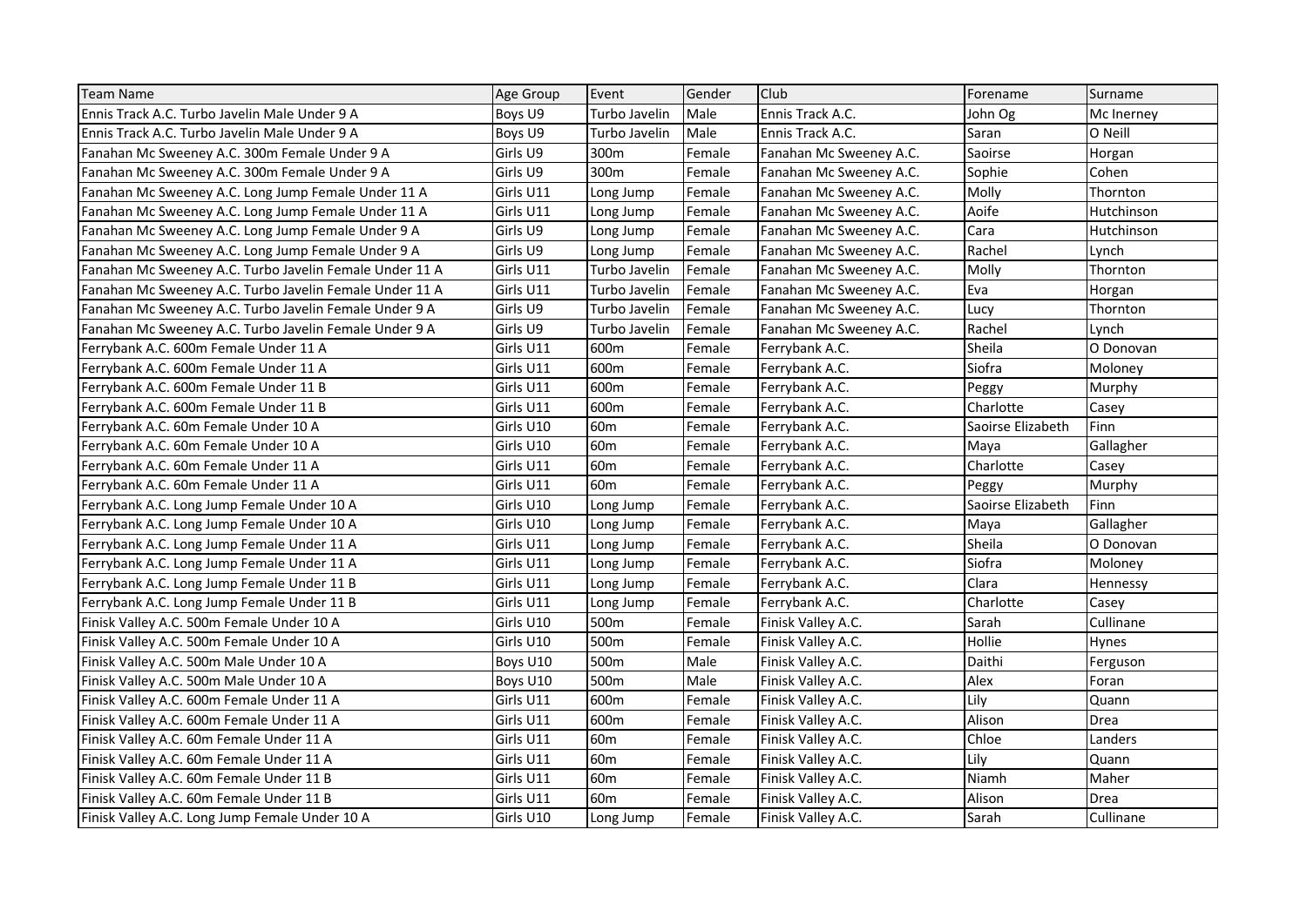| Team Name | Age Group | Event | Gender | Club | Forename | Surname |
| --- | --- | --- | --- | --- | --- | --- |
| Ennis Track A.C. Turbo Javelin Male Under 9 A | Boys U9 | Turbo Javelin | Male | Ennis Track A.C. | John Og | Mc Inerney |
| Ennis Track A.C. Turbo Javelin Male Under 9 A | Boys U9 | Turbo Javelin | Male | Ennis Track A.C. | Saran | O Neill |
| Fanahan Mc Sweeney A.C. 300m Female Under 9 A | Girls U9 | 300m | Female | Fanahan Mc Sweeney A.C. | Saoirse | Horgan |
| Fanahan Mc Sweeney A.C. 300m Female Under 9 A | Girls U9 | 300m | Female | Fanahan Mc Sweeney A.C. | Sophie | Cohen |
| Fanahan Mc Sweeney A.C. Long Jump Female Under 11 A | Girls U11 | Long Jump | Female | Fanahan Mc Sweeney A.C. | Molly | Thornton |
| Fanahan Mc Sweeney A.C. Long Jump Female Under 11 A | Girls U11 | Long Jump | Female | Fanahan Mc Sweeney A.C. | Aoife | Hutchinson |
| Fanahan Mc Sweeney A.C. Long Jump Female Under 9 A | Girls U9 | Long Jump | Female | Fanahan Mc Sweeney A.C. | Cara | Hutchinson |
| Fanahan Mc Sweeney A.C. Long Jump Female Under 9 A | Girls U9 | Long Jump | Female | Fanahan Mc Sweeney A.C. | Rachel | Lynch |
| Fanahan Mc Sweeney A.C. Turbo Javelin Female Under 11 A | Girls U11 | Turbo Javelin | Female | Fanahan Mc Sweeney A.C. | Molly | Thornton |
| Fanahan Mc Sweeney A.C. Turbo Javelin Female Under 11 A | Girls U11 | Turbo Javelin | Female | Fanahan Mc Sweeney A.C. | Eva | Horgan |
| Fanahan Mc Sweeney A.C. Turbo Javelin Female Under 9 A | Girls U9 | Turbo Javelin | Female | Fanahan Mc Sweeney A.C. | Lucy | Thornton |
| Fanahan Mc Sweeney A.C. Turbo Javelin Female Under 9 A | Girls U9 | Turbo Javelin | Female | Fanahan Mc Sweeney A.C. | Rachel | Lynch |
| Ferrybank A.C. 600m Female Under 11 A | Girls U11 | 600m | Female | Ferrybank A.C. | Sheila | O Donovan |
| Ferrybank A.C. 600m Female Under 11 A | Girls U11 | 600m | Female | Ferrybank A.C. | Siofra | Moloney |
| Ferrybank A.C. 600m Female Under 11 B | Girls U11 | 600m | Female | Ferrybank A.C. | Peggy | Murphy |
| Ferrybank A.C. 600m Female Under 11 B | Girls U11 | 600m | Female | Ferrybank A.C. | Charlotte | Casey |
| Ferrybank A.C. 60m Female Under 10 A | Girls U10 | 60m | Female | Ferrybank A.C. | Saoirse Elizabeth | Finn |
| Ferrybank A.C. 60m Female Under 10 A | Girls U10 | 60m | Female | Ferrybank A.C. | Maya | Gallagher |
| Ferrybank A.C. 60m Female Under 11 A | Girls U11 | 60m | Female | Ferrybank A.C. | Charlotte | Casey |
| Ferrybank A.C. 60m Female Under 11 A | Girls U11 | 60m | Female | Ferrybank A.C. | Peggy | Murphy |
| Ferrybank A.C. Long Jump Female Under 10 A | Girls U10 | Long Jump | Female | Ferrybank A.C. | Saoirse Elizabeth | Finn |
| Ferrybank A.C. Long Jump Female Under 10 A | Girls U10 | Long Jump | Female | Ferrybank A.C. | Maya | Gallagher |
| Ferrybank A.C. Long Jump Female Under 11 A | Girls U11 | Long Jump | Female | Ferrybank A.C. | Sheila | O Donovan |
| Ferrybank A.C. Long Jump Female Under 11 A | Girls U11 | Long Jump | Female | Ferrybank A.C. | Siofra | Moloney |
| Ferrybank A.C. Long Jump Female Under 11 B | Girls U11 | Long Jump | Female | Ferrybank A.C. | Clara | Hennessy |
| Ferrybank A.C. Long Jump Female Under 11 B | Girls U11 | Long Jump | Female | Ferrybank A.C. | Charlotte | Casey |
| Finisk Valley A.C. 500m Female Under 10 A | Girls U10 | 500m | Female | Finisk Valley A.C. | Sarah | Cullinane |
| Finisk Valley A.C. 500m Female Under 10 A | Girls U10 | 500m | Female | Finisk Valley A.C. | Hollie | Hynes |
| Finisk Valley A.C. 500m Male Under 10 A | Boys U10 | 500m | Male | Finisk Valley A.C. | Daithi | Ferguson |
| Finisk Valley A.C. 500m Male Under 10 A | Boys U10 | 500m | Male | Finisk Valley A.C. | Alex | Foran |
| Finisk Valley A.C. 600m Female Under 11 A | Girls U11 | 600m | Female | Finisk Valley A.C. | Lily | Quann |
| Finisk Valley A.C. 600m Female Under 11 A | Girls U11 | 600m | Female | Finisk Valley A.C. | Alison | Drea |
| Finisk Valley A.C. 60m Female Under 11 A | Girls U11 | 60m | Female | Finisk Valley A.C. | Chloe | Landers |
| Finisk Valley A.C. 60m Female Under 11 A | Girls U11 | 60m | Female | Finisk Valley A.C. | Lily | Quann |
| Finisk Valley A.C. 60m Female Under 11 B | Girls U11 | 60m | Female | Finisk Valley A.C. | Niamh | Maher |
| Finisk Valley A.C. 60m Female Under 11 B | Girls U11 | 60m | Female | Finisk Valley A.C. | Alison | Drea |
| Finisk Valley A.C. Long Jump Female Under 10 A | Girls U10 | Long Jump | Female | Finisk Valley A.C. | Sarah | Cullinane |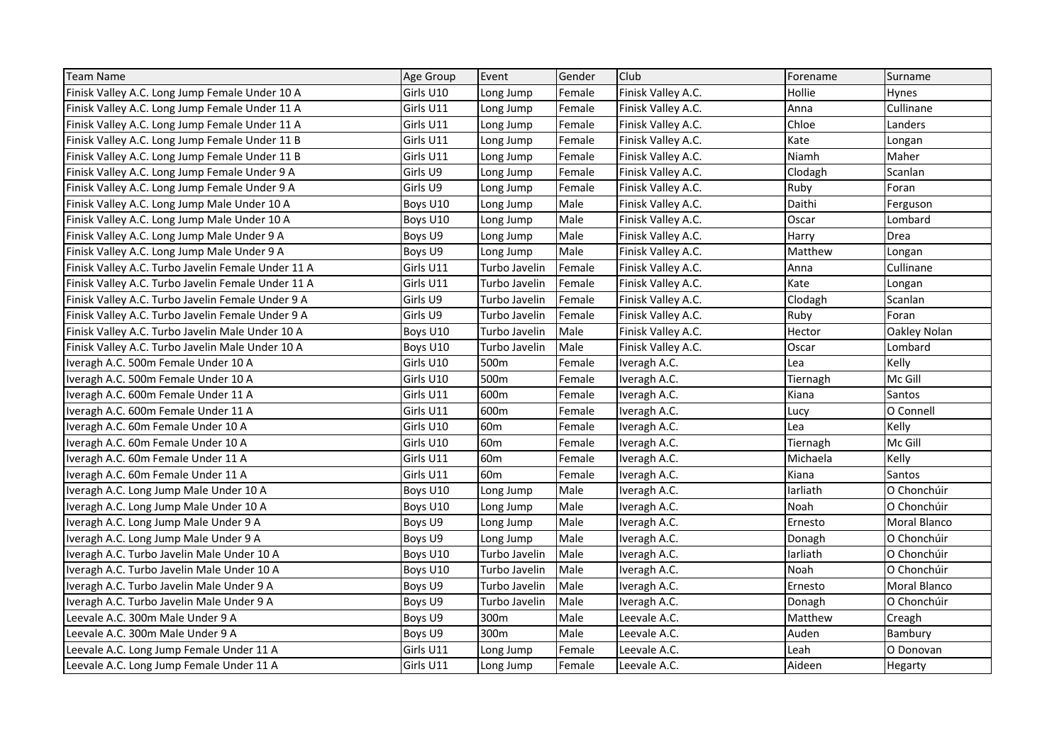| Team Name | Age Group | Event | Gender | Club | Forename | Surname |
|---|---|---|---|---|---|---|
| Finisk Valley A.C. Long Jump Female Under 10 A | Girls U10 | Long Jump | Female | Finisk Valley A.C. | Hollie | Hynes |
| Finisk Valley A.C. Long Jump Female Under 11 A | Girls U11 | Long Jump | Female | Finisk Valley A.C. | Anna | Cullinane |
| Finisk Valley A.C. Long Jump Female Under 11 A | Girls U11 | Long Jump | Female | Finisk Valley A.C. | Chloe | Landers |
| Finisk Valley A.C. Long Jump Female Under 11 B | Girls U11 | Long Jump | Female | Finisk Valley A.C. | Kate | Longan |
| Finisk Valley A.C. Long Jump Female Under 11 B | Girls U11 | Long Jump | Female | Finisk Valley A.C. | Niamh | Maher |
| Finisk Valley A.C. Long Jump Female Under 9 A | Girls U9 | Long Jump | Female | Finisk Valley A.C. | Clodagh | Scanlan |
| Finisk Valley A.C. Long Jump Female Under 9 A | Girls U9 | Long Jump | Female | Finisk Valley A.C. | Ruby | Foran |
| Finisk Valley A.C. Long Jump Male Under 10 A | Boys U10 | Long Jump | Male | Finisk Valley A.C. | Daithi | Ferguson |
| Finisk Valley A.C. Long Jump Male Under 10 A | Boys U10 | Long Jump | Male | Finisk Valley A.C. | Oscar | Lombard |
| Finisk Valley A.C. Long Jump Male Under 9 A | Boys U9 | Long Jump | Male | Finisk Valley A.C. | Harry | Drea |
| Finisk Valley A.C. Long Jump Male Under 9 A | Boys U9 | Long Jump | Male | Finisk Valley A.C. | Matthew | Longan |
| Finisk Valley A.C. Turbo Javelin Female Under 11 A | Girls U11 | Turbo Javelin | Female | Finisk Valley A.C. | Anna | Cullinane |
| Finisk Valley A.C. Turbo Javelin Female Under 11 A | Girls U11 | Turbo Javelin | Female | Finisk Valley A.C. | Kate | Longan |
| Finisk Valley A.C. Turbo Javelin Female Under 9 A | Girls U9 | Turbo Javelin | Female | Finisk Valley A.C. | Clodagh | Scanlan |
| Finisk Valley A.C. Turbo Javelin Female Under 9 A | Girls U9 | Turbo Javelin | Female | Finisk Valley A.C. | Ruby | Foran |
| Finisk Valley A.C. Turbo Javelin Male Under 10 A | Boys U10 | Turbo Javelin | Male | Finisk Valley A.C. | Hector | Oakley Nolan |
| Finisk Valley A.C. Turbo Javelin Male Under 10 A | Boys U10 | Turbo Javelin | Male | Finisk Valley A.C. | Oscar | Lombard |
| Iveragh A.C. 500m Female Under 10 A | Girls U10 | 500m | Female | Iveragh A.C. | Lea | Kelly |
| Iveragh A.C. 500m Female Under 10 A | Girls U10 | 500m | Female | Iveragh A.C. | Tiernagh | Mc Gill |
| Iveragh A.C. 600m Female Under 11 A | Girls U11 | 600m | Female | Iveragh A.C. | Kiana | Santos |
| Iveragh A.C. 600m Female Under 11 A | Girls U11 | 600m | Female | Iveragh A.C. | Lucy | O Connell |
| Iveragh A.C. 60m Female Under 10 A | Girls U10 | 60m | Female | Iveragh A.C. | Lea | Kelly |
| Iveragh A.C. 60m Female Under 10 A | Girls U10 | 60m | Female | Iveragh A.C. | Tiernagh | Mc Gill |
| Iveragh A.C. 60m Female Under 11 A | Girls U11 | 60m | Female | Iveragh A.C. | Michaela | Kelly |
| Iveragh A.C. 60m Female Under 11 A | Girls U11 | 60m | Female | Iveragh A.C. | Kiana | Santos |
| Iveragh A.C. Long Jump Male Under 10 A | Boys U10 | Long Jump | Male | Iveragh A.C. | Iarliath | O Chonchúir |
| Iveragh A.C. Long Jump Male Under 10 A | Boys U10 | Long Jump | Male | Iveragh A.C. | Noah | O Chonchúir |
| Iveragh A.C. Long Jump Male Under 9 A | Boys U9 | Long Jump | Male | Iveragh A.C. | Ernesto | Moral Blanco |
| Iveragh A.C. Long Jump Male Under 9 A | Boys U9 | Long Jump | Male | Iveragh A.C. | Donagh | O Chonchúir |
| Iveragh A.C. Turbo Javelin Male Under 10 A | Boys U10 | Turbo Javelin | Male | Iveragh A.C. | Iarliath | O Chonchúir |
| Iveragh A.C. Turbo Javelin Male Under 10 A | Boys U10 | Turbo Javelin | Male | Iveragh A.C. | Noah | O Chonchúir |
| Iveragh A.C. Turbo Javelin Male Under 9 A | Boys U9 | Turbo Javelin | Male | Iveragh A.C. | Ernesto | Moral Blanco |
| Iveragh A.C. Turbo Javelin Male Under 9 A | Boys U9 | Turbo Javelin | Male | Iveragh A.C. | Donagh | O Chonchúir |
| Leevale A.C. 300m Male Under 9 A | Boys U9 | 300m | Male | Leevale A.C. | Matthew | Creagh |
| Leevale A.C. 300m Male Under 9 A | Boys U9 | 300m | Male | Leevale A.C. | Auden | Bambury |
| Leevale A.C. Long Jump Female Under 11 A | Girls U11 | Long Jump | Female | Leevale A.C. | Leah | O Donovan |
| Leevale A.C. Long Jump Female Under 11 A | Girls U11 | Long Jump | Female | Leevale A.C. | Aideen | Hegarty |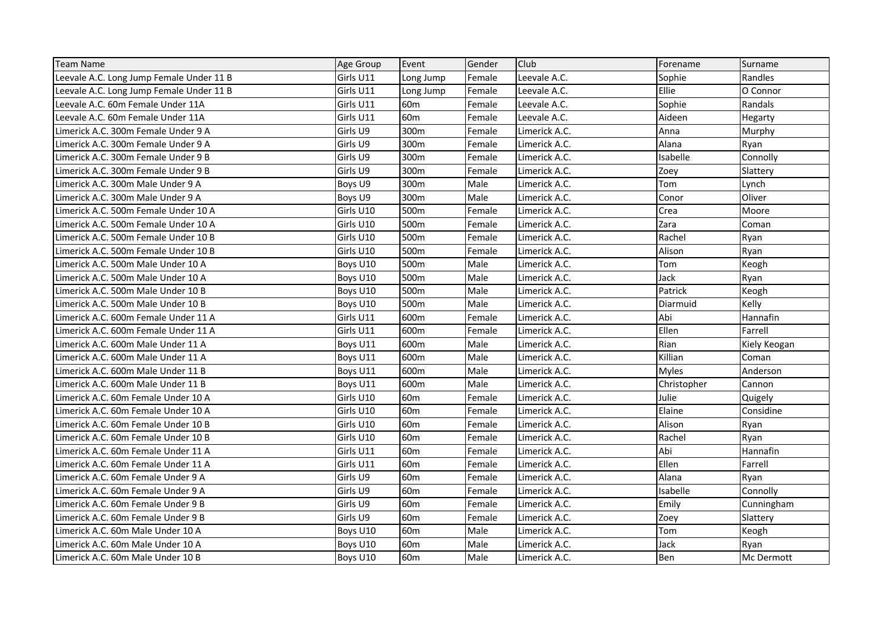| Team Name | Age Group | Event | Gender | Club | Forename | Surname |
|---|---|---|---|---|---|---|
| Leevale A.C. Long Jump Female Under 11 B | Girls U11 | Long Jump | Female | Leevale A.C. | Sophie | Randles |
| Leevale A.C. Long Jump Female Under 11 B | Girls U11 | Long Jump | Female | Leevale A.C. | Ellie | O Connor |
| Leevale A.C. 60m Female Under 11A | Girls U11 | 60m | Female | Leevale A.C. | Sophie | Randals |
| Leevale A.C. 60m Female Under 11A | Girls U11 | 60m | Female | Leevale A.C. | Aideen | Hegarty |
| Limerick A.C. 300m Female Under 9 A | Girls U9 | 300m | Female | Limerick A.C. | Anna | Murphy |
| Limerick A.C. 300m Female Under 9 A | Girls U9 | 300m | Female | Limerick A.C. | Alana | Ryan |
| Limerick A.C. 300m Female Under 9 B | Girls U9 | 300m | Female | Limerick A.C. | Isabelle | Connolly |
| Limerick A.C. 300m Female Under 9 B | Girls U9 | 300m | Female | Limerick A.C. | Zoey | Slattery |
| Limerick A.C. 300m Male Under 9 A | Boys U9 | 300m | Male | Limerick A.C. | Tom | Lynch |
| Limerick A.C. 300m Male Under 9 A | Boys U9 | 300m | Male | Limerick A.C. | Conor | Oliver |
| Limerick A.C. 500m Female Under 10 A | Girls U10 | 500m | Female | Limerick A.C. | Crea | Moore |
| Limerick A.C. 500m Female Under 10 A | Girls U10 | 500m | Female | Limerick A.C. | Zara | Coman |
| Limerick A.C. 500m Female Under 10 B | Girls U10 | 500m | Female | Limerick A.C. | Rachel | Ryan |
| Limerick A.C. 500m Female Under 10 B | Girls U10 | 500m | Female | Limerick A.C. | Alison | Ryan |
| Limerick A.C. 500m Male Under 10 A | Boys U10 | 500m | Male | Limerick A.C. | Tom | Keogh |
| Limerick A.C. 500m Male Under 10 A | Boys U10 | 500m | Male | Limerick A.C. | Jack | Ryan |
| Limerick A.C. 500m Male Under 10 B | Boys U10 | 500m | Male | Limerick A.C. | Patrick | Keogh |
| Limerick A.C. 500m Male Under 10 B | Boys U10 | 500m | Male | Limerick A.C. | Diarmuid | Kelly |
| Limerick A.C. 600m Female Under 11 A | Girls U11 | 600m | Female | Limerick A.C. | Abi | Hannafin |
| Limerick A.C. 600m Female Under 11 A | Girls U11 | 600m | Female | Limerick A.C. | Ellen | Farrell |
| Limerick A.C. 600m Male Under 11 A | Boys U11 | 600m | Male | Limerick A.C. | Rian | Kiely Keogan |
| Limerick A.C. 600m Male Under 11 A | Boys U11 | 600m | Male | Limerick A.C. | Killian | Coman |
| Limerick A.C. 600m Male Under 11 B | Boys U11 | 600m | Male | Limerick A.C. | Myles | Anderson |
| Limerick A.C. 600m Male Under 11 B | Boys U11 | 600m | Male | Limerick A.C. | Christopher | Cannon |
| Limerick A.C. 60m Female Under 10 A | Girls U10 | 60m | Female | Limerick A.C. | Julie | Quigely |
| Limerick A.C. 60m Female Under 10 A | Girls U10 | 60m | Female | Limerick A.C. | Elaine | Considine |
| Limerick A.C. 60m Female Under 10 B | Girls U10 | 60m | Female | Limerick A.C. | Alison | Ryan |
| Limerick A.C. 60m Female Under 10 B | Girls U10 | 60m | Female | Limerick A.C. | Rachel | Ryan |
| Limerick A.C. 60m Female Under 11 A | Girls U11 | 60m | Female | Limerick A.C. | Abi | Hannafin |
| Limerick A.C. 60m Female Under 11 A | Girls U11 | 60m | Female | Limerick A.C. | Ellen | Farrell |
| Limerick A.C. 60m Female Under 9 A | Girls U9 | 60m | Female | Limerick A.C. | Alana | Ryan |
| Limerick A.C. 60m Female Under 9 A | Girls U9 | 60m | Female | Limerick A.C. | Isabelle | Connolly |
| Limerick A.C. 60m Female Under 9 B | Girls U9 | 60m | Female | Limerick A.C. | Emily | Cunningham |
| Limerick A.C. 60m Female Under 9 B | Girls U9 | 60m | Female | Limerick A.C. | Zoey | Slattery |
| Limerick A.C. 60m Male Under 10 A | Boys U10 | 60m | Male | Limerick A.C. | Tom | Keogh |
| Limerick A.C. 60m Male Under 10 A | Boys U10 | 60m | Male | Limerick A.C. | Jack | Ryan |
| Limerick A.C. 60m Male Under 10 B | Boys U10 | 60m | Male | Limerick A.C. | Ben | Mc Dermott |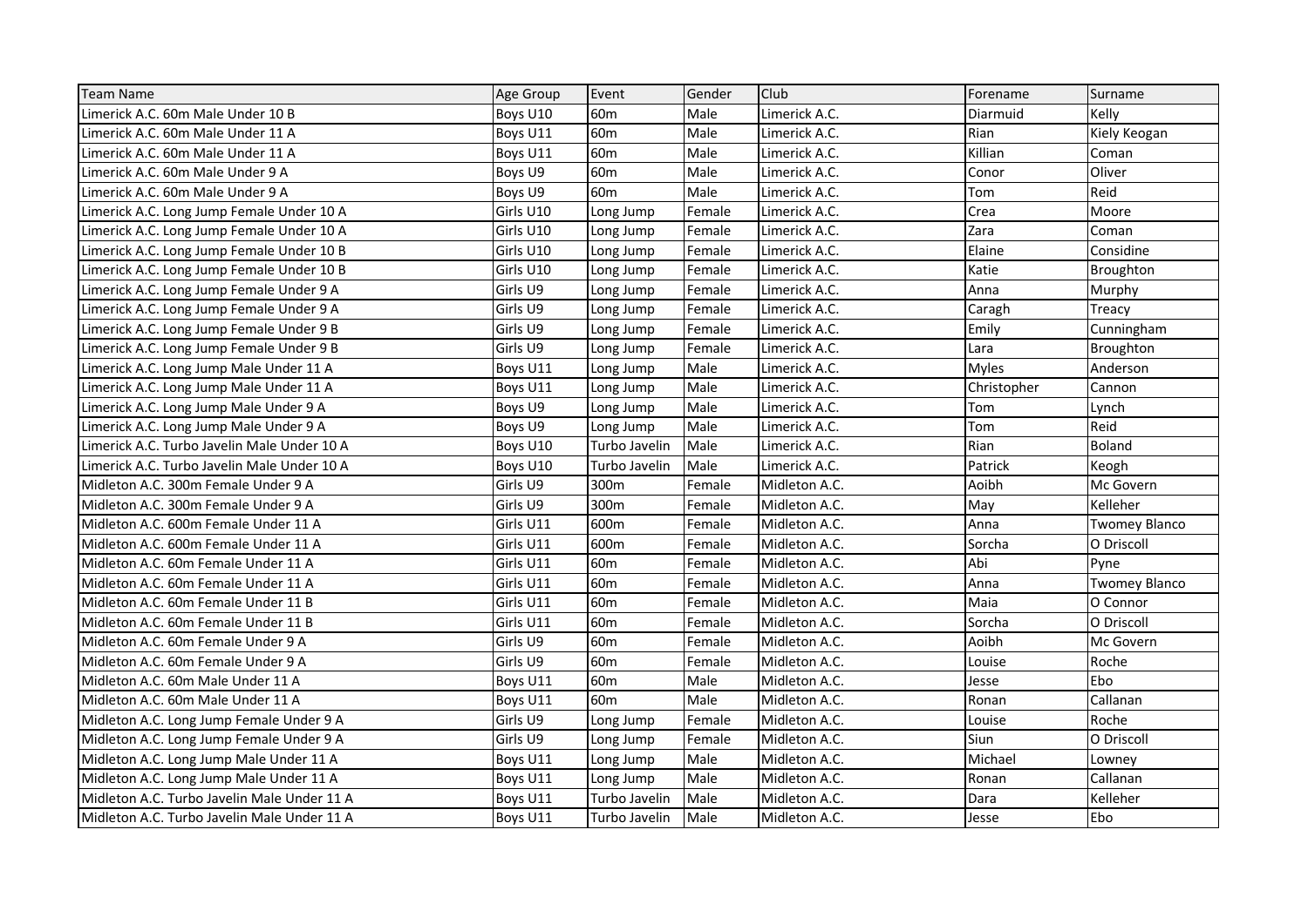| Team Name | Age Group | Event | Gender | Club | Forename | Surname |
|---|---|---|---|---|---|---|
| Limerick A.C. 60m Male Under 10 B | Boys U10 | 60m | Male | Limerick A.C. | Diarmuid | Kelly |
| Limerick A.C. 60m Male Under 11 A | Boys U11 | 60m | Male | Limerick A.C. | Rian | Kiely Keogan |
| Limerick A.C. 60m Male Under 11 A | Boys U11 | 60m | Male | Limerick A.C. | Killian | Coman |
| Limerick A.C. 60m Male Under 9 A | Boys U9 | 60m | Male | Limerick A.C. | Conor | Oliver |
| Limerick A.C. 60m Male Under 9 A | Boys U9 | 60m | Male | Limerick A.C. | Tom | Reid |
| Limerick A.C. Long Jump Female Under 10 A | Girls U10 | Long Jump | Female | Limerick A.C. | Crea | Moore |
| Limerick A.C. Long Jump Female Under 10 A | Girls U10 | Long Jump | Female | Limerick A.C. | Zara | Coman |
| Limerick A.C. Long Jump Female Under 10 B | Girls U10 | Long Jump | Female | Limerick A.C. | Elaine | Considine |
| Limerick A.C. Long Jump Female Under 10 B | Girls U10 | Long Jump | Female | Limerick A.C. | Katie | Broughton |
| Limerick A.C. Long Jump Female Under 9 A | Girls U9 | Long Jump | Female | Limerick A.C. | Anna | Murphy |
| Limerick A.C. Long Jump Female Under 9 A | Girls U9 | Long Jump | Female | Limerick A.C. | Caragh | Treacy |
| Limerick A.C. Long Jump Female Under 9 B | Girls U9 | Long Jump | Female | Limerick A.C. | Emily | Cunningham |
| Limerick A.C. Long Jump Female Under 9 B | Girls U9 | Long Jump | Female | Limerick A.C. | Lara | Broughton |
| Limerick A.C. Long Jump Male Under 11 A | Boys U11 | Long Jump | Male | Limerick A.C. | Myles | Anderson |
| Limerick A.C. Long Jump Male Under 11 A | Boys U11 | Long Jump | Male | Limerick A.C. | Christopher | Cannon |
| Limerick A.C. Long Jump Male Under 9 A | Boys U9 | Long Jump | Male | Limerick A.C. | Tom | Lynch |
| Limerick A.C. Long Jump Male Under 9 A | Boys U9 | Long Jump | Male | Limerick A.C. | Tom | Reid |
| Limerick A.C. Turbo Javelin Male Under 10 A | Boys U10 | Turbo Javelin | Male | Limerick A.C. | Rian | Boland |
| Limerick A.C. Turbo Javelin Male Under 10 A | Boys U10 | Turbo Javelin | Male | Limerick A.C. | Patrick | Keogh |
| Midleton A.C. 300m Female Under 9 A | Girls U9 | 300m | Female | Midleton A.C. | Aoibh | Mc Govern |
| Midleton A.C. 300m Female Under 9 A | Girls U9 | 300m | Female | Midleton A.C. | May | Kelleher |
| Midleton A.C. 600m Female Under 11 A | Girls U11 | 600m | Female | Midleton A.C. | Anna | Twomey Blanco |
| Midleton A.C. 600m Female Under 11 A | Girls U11 | 600m | Female | Midleton A.C. | Sorcha | O Driscoll |
| Midleton A.C. 60m Female Under 11 A | Girls U11 | 60m | Female | Midleton A.C. | Abi | Pyne |
| Midleton A.C. 60m Female Under 11 A | Girls U11 | 60m | Female | Midleton A.C. | Anna | Twomey Blanco |
| Midleton A.C. 60m Female Under 11 B | Girls U11 | 60m | Female | Midleton A.C. | Maia | O Connor |
| Midleton A.C. 60m Female Under 11 B | Girls U11 | 60m | Female | Midleton A.C. | Sorcha | O Driscoll |
| Midleton A.C. 60m Female Under 9 A | Girls U9 | 60m | Female | Midleton A.C. | Aoibh | Mc Govern |
| Midleton A.C. 60m Female Under 9 A | Girls U9 | 60m | Female | Midleton A.C. | Louise | Roche |
| Midleton A.C. 60m Male Under 11 A | Boys U11 | 60m | Male | Midleton A.C. | Jesse | Ebo |
| Midleton A.C. 60m Male Under 11 A | Boys U11 | 60m | Male | Midleton A.C. | Ronan | Callanan |
| Midleton A.C. Long Jump Female Under 9 A | Girls U9 | Long Jump | Female | Midleton A.C. | Louise | Roche |
| Midleton A.C. Long Jump Female Under 9 A | Girls U9 | Long Jump | Female | Midleton A.C. | Siun | O Driscoll |
| Midleton A.C. Long Jump Male Under 11 A | Boys U11 | Long Jump | Male | Midleton A.C. | Michael | Lowney |
| Midleton A.C. Long Jump Male Under 11 A | Boys U11 | Long Jump | Male | Midleton A.C. | Ronan | Callanan |
| Midleton A.C. Turbo Javelin Male Under 11 A | Boys U11 | Turbo Javelin | Male | Midleton A.C. | Dara | Kelleher |
| Midleton A.C. Turbo Javelin Male Under 11 A | Boys U11 | Turbo Javelin | Male | Midleton A.C. | Jesse | Ebo |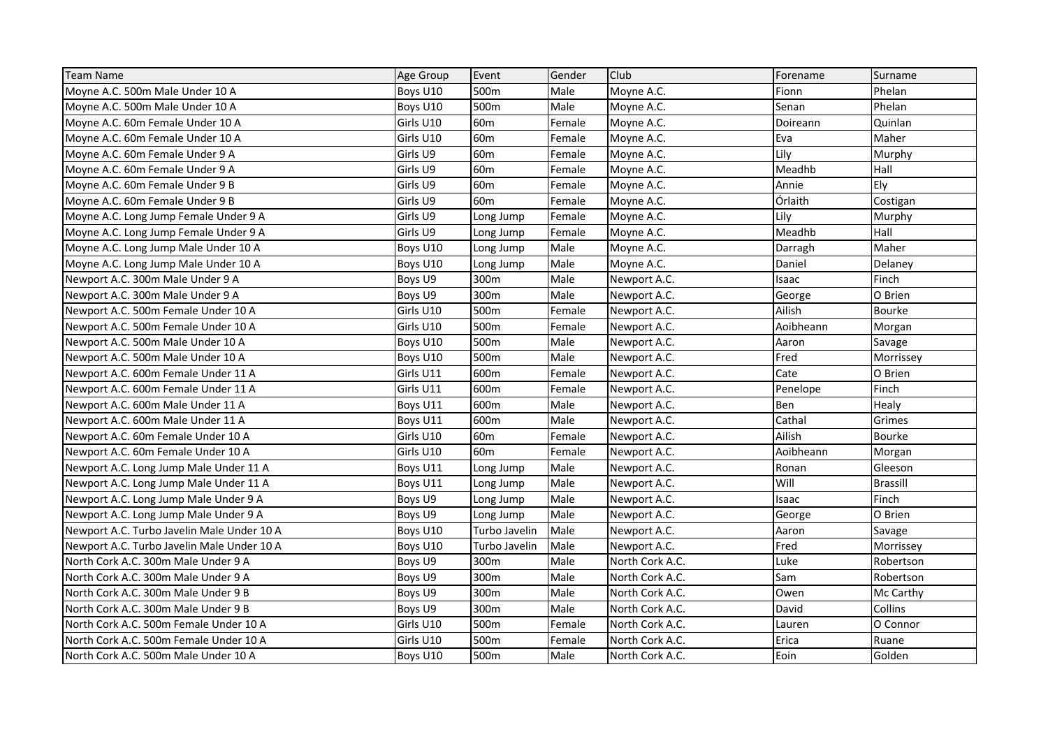| Team Name | Age Group | Event | Gender | Club | Forename | Surname |
|---|---|---|---|---|---|---|
| Moyne A.C. 500m Male Under 10 A | Boys U10 | 500m | Male | Moyne A.C. | Fionn | Phelan |
| Moyne A.C. 500m Male Under 10 A | Boys U10 | 500m | Male | Moyne A.C. | Senan | Phelan |
| Moyne A.C. 60m Female Under 10 A | Girls U10 | 60m | Female | Moyne A.C. | Doireann | Quinlan |
| Moyne A.C. 60m Female Under 10 A | Girls U10 | 60m | Female | Moyne A.C. | Eva | Maher |
| Moyne A.C. 60m Female Under 9 A | Girls U9 | 60m | Female | Moyne A.C. | Lily | Murphy |
| Moyne A.C. 60m Female Under 9 A | Girls U9 | 60m | Female | Moyne A.C. | Meadhb | Hall |
| Moyne A.C. 60m Female Under 9 B | Girls U9 | 60m | Female | Moyne A.C. | Annie | Ely |
| Moyne A.C. 60m Female Under 9 B | Girls U9 | 60m | Female | Moyne A.C. | Órlaith | Costigan |
| Moyne A.C. Long Jump Female Under 9 A | Girls U9 | Long Jump | Female | Moyne A.C. | Lily | Murphy |
| Moyne A.C. Long Jump Female Under 9 A | Girls U9 | Long Jump | Female | Moyne A.C. | Meadhb | Hall |
| Moyne A.C. Long Jump Male Under 10 A | Boys U10 | Long Jump | Male | Moyne A.C. | Darragh | Maher |
| Moyne A.C. Long Jump Male Under 10 A | Boys U10 | Long Jump | Male | Moyne A.C. | Daniel | Delaney |
| Newport A.C. 300m Male Under 9 A | Boys U9 | 300m | Male | Newport A.C. | Isaac | Finch |
| Newport A.C. 300m Male Under 9 A | Boys U9 | 300m | Male | Newport A.C. | George | O Brien |
| Newport A.C. 500m Female Under 10 A | Girls U10 | 500m | Female | Newport A.C. | Ailish | Bourke |
| Newport A.C. 500m Female Under 10 A | Girls U10 | 500m | Female | Newport A.C. | Aoibheann | Morgan |
| Newport A.C. 500m Male Under 10 A | Boys U10 | 500m | Male | Newport A.C. | Aaron | Savage |
| Newport A.C. 500m Male Under 10 A | Boys U10 | 500m | Male | Newport A.C. | Fred | Morrissey |
| Newport A.C. 600m Female Under 11 A | Girls U11 | 600m | Female | Newport A.C. | Cate | O Brien |
| Newport A.C. 600m Female Under 11 A | Girls U11 | 600m | Female | Newport A.C. | Penelope | Finch |
| Newport A.C. 600m Male Under 11 A | Boys U11 | 600m | Male | Newport A.C. | Ben | Healy |
| Newport A.C. 600m Male Under 11 A | Boys U11 | 600m | Male | Newport A.C. | Cathal | Grimes |
| Newport A.C. 60m Female Under 10 A | Girls U10 | 60m | Female | Newport A.C. | Ailish | Bourke |
| Newport A.C. 60m Female Under 10 A | Girls U10 | 60m | Female | Newport A.C. | Aoibheann | Morgan |
| Newport A.C. Long Jump Male Under 11 A | Boys U11 | Long Jump | Male | Newport A.C. | Ronan | Gleeson |
| Newport A.C. Long Jump Male Under 11 A | Boys U11 | Long Jump | Male | Newport A.C. | Will | Brassill |
| Newport A.C. Long Jump Male Under 9 A | Boys U9 | Long Jump | Male | Newport A.C. | Isaac | Finch |
| Newport A.C. Long Jump Male Under 9 A | Boys U9 | Long Jump | Male | Newport A.C. | George | O Brien |
| Newport A.C. Turbo Javelin Male Under 10 A | Boys U10 | Turbo Javelin | Male | Newport A.C. | Aaron | Savage |
| Newport A.C. Turbo Javelin Male Under 10 A | Boys U10 | Turbo Javelin | Male | Newport A.C. | Fred | Morrissey |
| North Cork A.C. 300m Male Under 9 A | Boys U9 | 300m | Male | North Cork A.C. | Luke | Robertson |
| North Cork A.C. 300m Male Under 9 A | Boys U9 | 300m | Male | North Cork A.C. | Sam | Robertson |
| North Cork A.C. 300m Male Under 9 B | Boys U9 | 300m | Male | North Cork A.C. | Owen | Mc Carthy |
| North Cork A.C. 300m Male Under 9 B | Boys U9 | 300m | Male | North Cork A.C. | David | Collins |
| North Cork A.C. 500m Female Under 10 A | Girls U10 | 500m | Female | North Cork A.C. | Lauren | O Connor |
| North Cork A.C. 500m Female Under 10 A | Girls U10 | 500m | Female | North Cork A.C. | Erica | Ruane |
| North Cork A.C. 500m Male Under 10 A | Boys U10 | 500m | Male | North Cork A.C. | Eoin | Golden |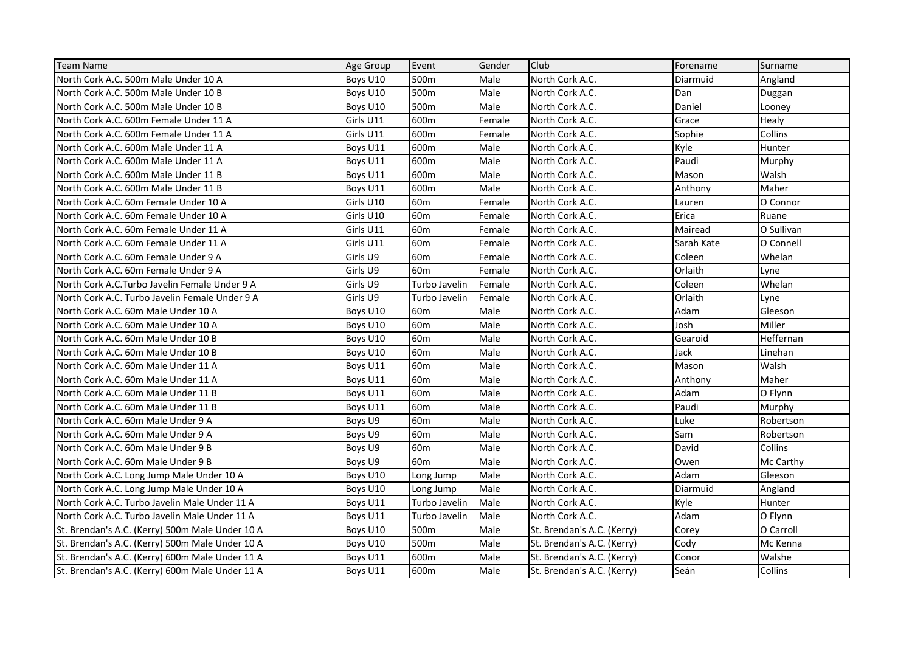| Team Name | Age Group | Event | Gender | Club | Forename | Surname |
| --- | --- | --- | --- | --- | --- | --- |
| North Cork A.C. 500m Male Under 10 A | Boys U10 | 500m | Male | North Cork A.C. | Diarmuid | Angland |
| North Cork A.C. 500m Male Under 10 B | Boys U10 | 500m | Male | North Cork A.C. | Dan | Duggan |
| North Cork A.C. 500m Male Under 10 B | Boys U10 | 500m | Male | North Cork A.C. | Daniel | Looney |
| North Cork A.C. 600m Female Under 11 A | Girls U11 | 600m | Female | North Cork A.C. | Grace | Healy |
| North Cork A.C. 600m Female Under 11 A | Girls U11 | 600m | Female | North Cork A.C. | Sophie | Collins |
| North Cork A.C. 600m Male Under 11 A | Boys U11 | 600m | Male | North Cork A.C. | Kyle | Hunter |
| North Cork A.C. 600m Male Under 11 A | Boys U11 | 600m | Male | North Cork A.C. | Paudi | Murphy |
| North Cork A.C. 600m Male Under 11 B | Boys U11 | 600m | Male | North Cork A.C. | Mason | Walsh |
| North Cork A.C. 600m Male Under 11 B | Boys U11 | 600m | Male | North Cork A.C. | Anthony | Maher |
| North Cork A.C. 60m Female Under 10 A | Girls U10 | 60m | Female | North Cork A.C. | Lauren | O Connor |
| North Cork A.C. 60m Female Under 10 A | Girls U10 | 60m | Female | North Cork A.C. | Erica | Ruane |
| North Cork A.C. 60m Female Under 11 A | Girls U11 | 60m | Female | North Cork A.C. | Mairead | O Sullivan |
| North Cork A.C. 60m Female Under 11 A | Girls U11 | 60m | Female | North Cork A.C. | Sarah Kate | O Connell |
| North Cork A.C. 60m Female Under 9 A | Girls U9 | 60m | Female | North Cork A.C. | Coleen | Whelan |
| North Cork A.C. 60m Female Under 9 A | Girls U9 | 60m | Female | North Cork A.C. | Orlaith | Lyne |
| North Cork A.C.Turbo Javelin Female Under 9 A | Girls U9 | Turbo Javelin | Female | North Cork A.C. | Coleen | Whelan |
| North Cork A.C. Turbo Javelin Female Under 9 A | Girls U9 | Turbo Javelin | Female | North Cork A.C. | Orlaith | Lyne |
| North Cork A.C. 60m Male Under 10 A | Boys U10 | 60m | Male | North Cork A.C. | Adam | Gleeson |
| North Cork A.C. 60m Male Under 10 A | Boys U10 | 60m | Male | North Cork A.C. | Josh | Miller |
| North Cork A.C. 60m Male Under 10 B | Boys U10 | 60m | Male | North Cork A.C. | Gearoid | Heffernan |
| North Cork A.C. 60m Male Under 10 B | Boys U10 | 60m | Male | North Cork A.C. | Jack | Linehan |
| North Cork A.C. 60m Male Under 11 A | Boys U11 | 60m | Male | North Cork A.C. | Mason | Walsh |
| North Cork A.C. 60m Male Under 11 A | Boys U11 | 60m | Male | North Cork A.C. | Anthony | Maher |
| North Cork A.C. 60m Male Under 11 B | Boys U11 | 60m | Male | North Cork A.C. | Adam | O Flynn |
| North Cork A.C. 60m Male Under 11 B | Boys U11 | 60m | Male | North Cork A.C. | Paudi | Murphy |
| North Cork A.C. 60m Male Under 9 A | Boys U9 | 60m | Male | North Cork A.C. | Luke | Robertson |
| North Cork A.C. 60m Male Under 9 A | Boys U9 | 60m | Male | North Cork A.C. | Sam | Robertson |
| North Cork A.C. 60m Male Under 9 B | Boys U9 | 60m | Male | North Cork A.C. | David | Collins |
| North Cork A.C. 60m Male Under 9 B | Boys U9 | 60m | Male | North Cork A.C. | Owen | Mc Carthy |
| North Cork A.C. Long Jump Male Under 10 A | Boys U10 | Long Jump | Male | North Cork A.C. | Adam | Gleeson |
| North Cork A.C. Long Jump Male Under 10 A | Boys U10 | Long Jump | Male | North Cork A.C. | Diarmuid | Angland |
| North Cork A.C. Turbo Javelin Male Under 11 A | Boys U11 | Turbo Javelin | Male | North Cork A.C. | Kyle | Hunter |
| North Cork A.C. Turbo Javelin Male Under 11 A | Boys U11 | Turbo Javelin | Male | North Cork A.C. | Adam | O Flynn |
| St. Brendan's A.C. (Kerry) 500m Male Under 10 A | Boys U10 | 500m | Male | St. Brendan's A.C. (Kerry) | Corey | O Carroll |
| St. Brendan's A.C. (Kerry) 500m Male Under 10 A | Boys U10 | 500m | Male | St. Brendan's A.C. (Kerry) | Cody | Mc Kenna |
| St. Brendan's A.C. (Kerry) 600m Male Under 11 A | Boys U11 | 600m | Male | St. Brendan's A.C. (Kerry) | Conor | Walshe |
| St. Brendan's A.C. (Kerry) 600m Male Under 11 A | Boys U11 | 600m | Male | St. Brendan's A.C. (Kerry) | Seán | Collins |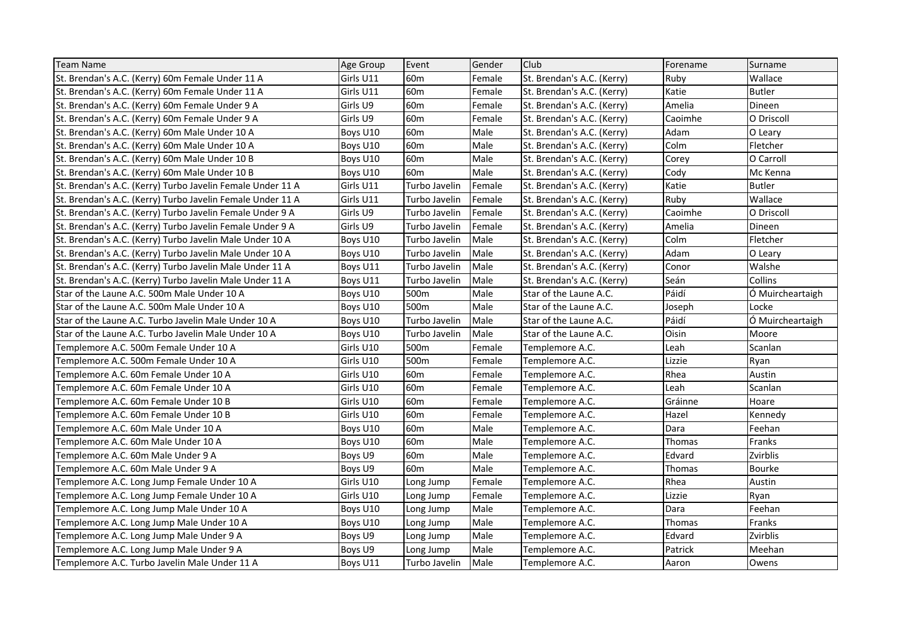| Team Name | Age Group | Event | Gender | Club | Forename | Surname |
|---|---|---|---|---|---|---|
| St. Brendan's A.C. (Kerry) 60m Female Under 11 A | Girls U11 | 60m | Female | St. Brendan's A.C. (Kerry) | Ruby | Wallace |
| St. Brendan's A.C. (Kerry) 60m Female Under 11 A | Girls U11 | 60m | Female | St. Brendan's A.C. (Kerry) | Katie | Butler |
| St. Brendan's A.C. (Kerry) 60m Female Under 9 A | Girls U9 | 60m | Female | St. Brendan's A.C. (Kerry) | Amelia | Dineen |
| St. Brendan's A.C. (Kerry) 60m Female Under 9 A | Girls U9 | 60m | Female | St. Brendan's A.C. (Kerry) | Caoimhe | O Driscoll |
| St. Brendan's A.C. (Kerry) 60m Male Under 10 A | Boys U10 | 60m | Male | St. Brendan's A.C. (Kerry) | Adam | O Leary |
| St. Brendan's A.C. (Kerry) 60m Male Under 10 A | Boys U10 | 60m | Male | St. Brendan's A.C. (Kerry) | Colm | Fletcher |
| St. Brendan's A.C. (Kerry) 60m Male Under 10 B | Boys U10 | 60m | Male | St. Brendan's A.C. (Kerry) | Corey | O Carroll |
| St. Brendan's A.C. (Kerry) 60m Male Under 10 B | Boys U10 | 60m | Male | St. Brendan's A.C. (Kerry) | Cody | Mc Kenna |
| St. Brendan's A.C. (Kerry) Turbo Javelin Female Under 11 A | Girls U11 | Turbo Javelin | Female | St. Brendan's A.C. (Kerry) | Katie | Butler |
| St. Brendan's A.C. (Kerry) Turbo Javelin Female Under 11 A | Girls U11 | Turbo Javelin | Female | St. Brendan's A.C. (Kerry) | Ruby | Wallace |
| St. Brendan's A.C. (Kerry) Turbo Javelin Female Under 9 A | Girls U9 | Turbo Javelin | Female | St. Brendan's A.C. (Kerry) | Caoimhe | O Driscoll |
| St. Brendan's A.C. (Kerry) Turbo Javelin Female Under 9 A | Girls U9 | Turbo Javelin | Female | St. Brendan's A.C. (Kerry) | Amelia | Dineen |
| St. Brendan's A.C. (Kerry) Turbo Javelin Male Under 10 A | Boys U10 | Turbo Javelin | Male | St. Brendan's A.C. (Kerry) | Colm | Fletcher |
| St. Brendan's A.C. (Kerry) Turbo Javelin Male Under 10 A | Boys U10 | Turbo Javelin | Male | St. Brendan's A.C. (Kerry) | Adam | O Leary |
| St. Brendan's A.C. (Kerry) Turbo Javelin Male Under 11 A | Boys U11 | Turbo Javelin | Male | St. Brendan's A.C. (Kerry) | Conor | Walshe |
| St. Brendan's A.C. (Kerry) Turbo Javelin Male Under 11 A | Boys U11 | Turbo Javelin | Male | St. Brendan's A.C. (Kerry) | Seán | Collins |
| Star of the Laune A.C. 500m Male Under 10 A | Boys U10 | 500m | Male | Star of the Laune A.C. | Páidí | Ó Muircheartaigh |
| Star of the Laune A.C. 500m Male Under 10 A | Boys U10 | 500m | Male | Star of the Laune A.C. | Joseph | Locke |
| Star of the Laune A.C. Turbo Javelin Male Under 10 A | Boys U10 | Turbo Javelin | Male | Star of the Laune A.C. | Páidí | Ó Muircheartaigh |
| Star of the Laune A.C. Turbo Javelin Male Under 10 A | Boys U10 | Turbo Javelin | Male | Star of the Laune A.C. | Oisin | Moore |
| Templemore A.C. 500m Female Under 10 A | Girls U10 | 500m | Female | Templemore A.C. | Leah | Scanlan |
| Templemore A.C. 500m Female Under 10 A | Girls U10 | 500m | Female | Templemore A.C. | Lizzie | Ryan |
| Templemore A.C. 60m Female Under 10 A | Girls U10 | 60m | Female | Templemore A.C. | Rhea | Austin |
| Templemore A.C. 60m Female Under 10 A | Girls U10 | 60m | Female | Templemore A.C. | Leah | Scanlan |
| Templemore A.C. 60m Female Under 10 B | Girls U10 | 60m | Female | Templemore A.C. | Gráinne | Hoare |
| Templemore A.C. 60m Female Under 10 B | Girls U10 | 60m | Female | Templemore A.C. | Hazel | Kennedy |
| Templemore A.C. 60m Male Under 10 A | Boys U10 | 60m | Male | Templemore A.C. | Dara | Feehan |
| Templemore A.C. 60m Male Under 10 A | Boys U10 | 60m | Male | Templemore A.C. | Thomas | Franks |
| Templemore A.C. 60m Male Under 9 A | Boys U9 | 60m | Male | Templemore A.C. | Edvard | Zvirblis |
| Templemore A.C. 60m Male Under 9 A | Boys U9 | 60m | Male | Templemore A.C. | Thomas | Bourke |
| Templemore A.C. Long Jump Female Under 10 A | Girls U10 | Long Jump | Female | Templemore A.C. | Rhea | Austin |
| Templemore A.C. Long Jump Female Under 10 A | Girls U10 | Long Jump | Female | Templemore A.C. | Lizzie | Ryan |
| Templemore A.C. Long Jump Male Under 10 A | Boys U10 | Long Jump | Male | Templemore A.C. | Dara | Feehan |
| Templemore A.C. Long Jump Male Under 10 A | Boys U10 | Long Jump | Male | Templemore A.C. | Thomas | Franks |
| Templemore A.C. Long Jump Male Under 9 A | Boys U9 | Long Jump | Male | Templemore A.C. | Edvard | Zvirblis |
| Templemore A.C. Long Jump Male Under 9 A | Boys U9 | Long Jump | Male | Templemore A.C. | Patrick | Meehan |
| Templemore A.C. Turbo Javelin Male Under 11 A | Boys U11 | Turbo Javelin | Male | Templemore A.C. | Aaron | Owens |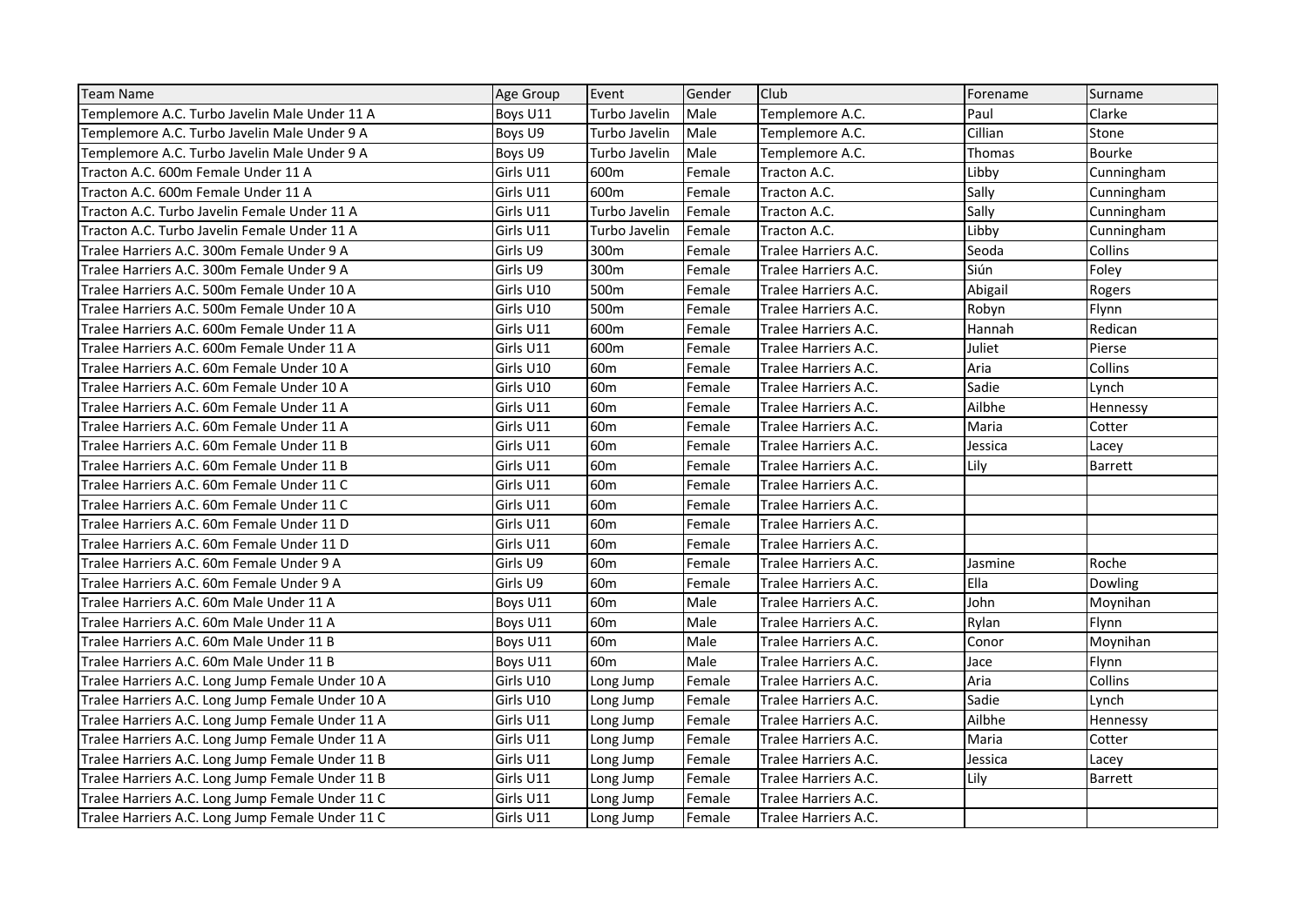| Team Name | Age Group | Event | Gender | Club | Forename | Surname |
|---|---|---|---|---|---|---|
| Templemore A.C. Turbo Javelin Male Under 11 A | Boys U11 | Turbo Javelin | Male | Templemore A.C. | Paul | Clarke |
| Templemore A.C. Turbo Javelin Male Under 9 A | Boys U9 | Turbo Javelin | Male | Templemore A.C. | Cillian | Stone |
| Templemore A.C. Turbo Javelin Male Under 9 A | Boys U9 | Turbo Javelin | Male | Templemore A.C. | Thomas | Bourke |
| Tracton A.C. 600m Female Under 11 A | Girls U11 | 600m | Female | Tracton A.C. | Libby | Cunningham |
| Tracton A.C. 600m Female Under 11 A | Girls U11 | 600m | Female | Tracton A.C. | Sally | Cunningham |
| Tracton A.C. Turbo Javelin Female Under 11 A | Girls U11 | Turbo Javelin | Female | Tracton A.C. | Sally | Cunningham |
| Tracton A.C. Turbo Javelin Female Under 11 A | Girls U11 | Turbo Javelin | Female | Tracton A.C. | Libby | Cunningham |
| Tralee Harriers A.C. 300m Female Under 9 A | Girls U9 | 300m | Female | Tralee Harriers A.C. | Seoda | Collins |
| Tralee Harriers A.C. 300m Female Under 9 A | Girls U9 | 300m | Female | Tralee Harriers A.C. | Siún | Foley |
| Tralee Harriers A.C. 500m Female Under 10 A | Girls U10 | 500m | Female | Tralee Harriers A.C. | Abigail | Rogers |
| Tralee Harriers A.C. 500m Female Under 10 A | Girls U10 | 500m | Female | Tralee Harriers A.C. | Robyn | Flynn |
| Tralee Harriers A.C. 600m Female Under 11 A | Girls U11 | 600m | Female | Tralee Harriers A.C. | Hannah | Redican |
| Tralee Harriers A.C. 600m Female Under 11 A | Girls U11 | 600m | Female | Tralee Harriers A.C. | Juliet | Pierse |
| Tralee Harriers A.C. 60m Female Under 10 A | Girls U10 | 60m | Female | Tralee Harriers A.C. | Aria | Collins |
| Tralee Harriers A.C. 60m Female Under 10 A | Girls U10 | 60m | Female | Tralee Harriers A.C. | Sadie | Lynch |
| Tralee Harriers A.C. 60m Female Under 11 A | Girls U11 | 60m | Female | Tralee Harriers A.C. | Ailbhe | Hennessy |
| Tralee Harriers A.C. 60m Female Under 11 A | Girls U11 | 60m | Female | Tralee Harriers A.C. | Maria | Cotter |
| Tralee Harriers A.C. 60m Female Under 11 B | Girls U11 | 60m | Female | Tralee Harriers A.C. | Jessica | Lacey |
| Tralee Harriers A.C. 60m Female Under 11 B | Girls U11 | 60m | Female | Tralee Harriers A.C. | Lily | Barrett |
| Tralee Harriers A.C. 60m Female Under 11 C | Girls U11 | 60m | Female | Tralee Harriers A.C. | | |
| Tralee Harriers A.C. 60m Female Under 11 C | Girls U11 | 60m | Female | Tralee Harriers A.C. | | |
| Tralee Harriers A.C. 60m Female Under 11 D | Girls U11 | 60m | Female | Tralee Harriers A.C. | | |
| Tralee Harriers A.C. 60m Female Under 11 D | Girls U11 | 60m | Female | Tralee Harriers A.C. | | |
| Tralee Harriers A.C. 60m Female Under 9 A | Girls U9 | 60m | Female | Tralee Harriers A.C. | Jasmine | Roche |
| Tralee Harriers A.C. 60m Female Under 9 A | Girls U9 | 60m | Female | Tralee Harriers A.C. | Ella | Dowling |
| Tralee Harriers A.C. 60m Male Under 11 A | Boys U11 | 60m | Male | Tralee Harriers A.C. | John | Moynihan |
| Tralee Harriers A.C. 60m Male Under 11 A | Boys U11 | 60m | Male | Tralee Harriers A.C. | Rylan | Flynn |
| Tralee Harriers A.C. 60m Male Under 11 B | Boys U11 | 60m | Male | Tralee Harriers A.C. | Conor | Moynihan |
| Tralee Harriers A.C. 60m Male Under 11 B | Boys U11 | 60m | Male | Tralee Harriers A.C. | Jace | Flynn |
| Tralee Harriers A.C. Long Jump Female Under 10 A | Girls U10 | Long Jump | Female | Tralee Harriers A.C. | Aria | Collins |
| Tralee Harriers A.C. Long Jump Female Under 10 A | Girls U10 | Long Jump | Female | Tralee Harriers A.C. | Sadie | Lynch |
| Tralee Harriers A.C. Long Jump Female Under 11 A | Girls U11 | Long Jump | Female | Tralee Harriers A.C. | Ailbhe | Hennessy |
| Tralee Harriers A.C. Long Jump Female Under 11 A | Girls U11 | Long Jump | Female | Tralee Harriers A.C. | Maria | Cotter |
| Tralee Harriers A.C. Long Jump Female Under 11 B | Girls U11 | Long Jump | Female | Tralee Harriers A.C. | Jessica | Lacey |
| Tralee Harriers A.C. Long Jump Female Under 11 B | Girls U11 | Long Jump | Female | Tralee Harriers A.C. | Lily | Barrett |
| Tralee Harriers A.C. Long Jump Female Under 11 C | Girls U11 | Long Jump | Female | Tralee Harriers A.C. | | |
| Tralee Harriers A.C. Long Jump Female Under 11 C | Girls U11 | Long Jump | Female | Tralee Harriers A.C. | | |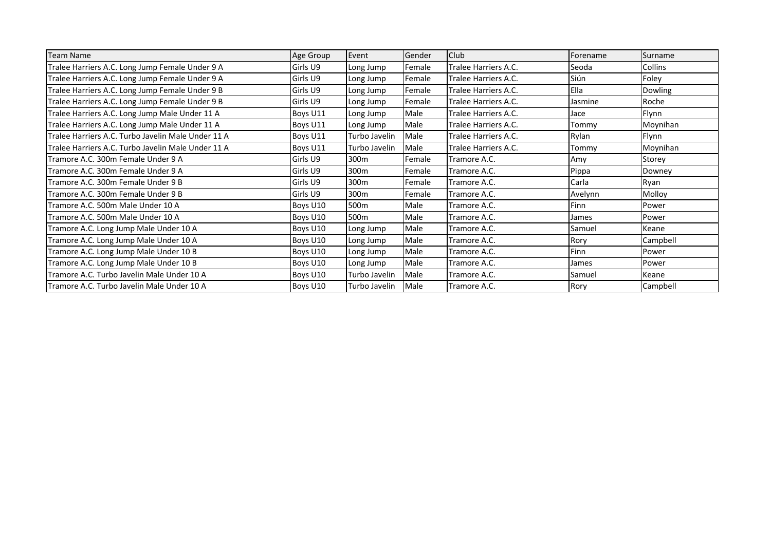| Team Name | Age Group | Event | Gender | Club | Forename | Surname |
|---|---|---|---|---|---|---|
| Tralee Harriers A.C. Long Jump Female Under 9 A | Girls U9 | Long Jump | Female | Tralee Harriers A.C. | Seoda | Collins |
| Tralee Harriers A.C. Long Jump Female Under 9 A | Girls U9 | Long Jump | Female | Tralee Harriers A.C. | Siún | Foley |
| Tralee Harriers A.C. Long Jump Female Under 9 B | Girls U9 | Long Jump | Female | Tralee Harriers A.C. | Ella | Dowling |
| Tralee Harriers A.C. Long Jump Female Under 9 B | Girls U9 | Long Jump | Female | Tralee Harriers A.C. | Jasmine | Roche |
| Tralee Harriers A.C. Long Jump Male Under 11 A | Boys U11 | Long Jump | Male | Tralee Harriers A.C. | Jace | Flynn |
| Tralee Harriers A.C. Long Jump Male Under 11 A | Boys U11 | Long Jump | Male | Tralee Harriers A.C. | Tommy | Moynihan |
| Tralee Harriers A.C. Turbo Javelin Male Under 11 A | Boys U11 | Turbo Javelin | Male | Tralee Harriers A.C. | Rylan | Flynn |
| Tralee Harriers A.C. Turbo Javelin Male Under 11 A | Boys U11 | Turbo Javelin | Male | Tralee Harriers A.C. | Tommy | Moynihan |
| Tramore A.C. 300m Female Under 9 A | Girls U9 | 300m | Female | Tramore A.C. | Amy | Storey |
| Tramore A.C. 300m Female Under 9 A | Girls U9 | 300m | Female | Tramore A.C. | Pippa | Downey |
| Tramore A.C. 300m Female Under 9 B | Girls U9 | 300m | Female | Tramore A.C. | Carla | Ryan |
| Tramore A.C. 300m Female Under 9 B | Girls U9 | 300m | Female | Tramore A.C. | Avelynn | Molloy |
| Tramore A.C. 500m Male Under 10 A | Boys U10 | 500m | Male | Tramore A.C. | Finn | Power |
| Tramore A.C. 500m Male Under 10 A | Boys U10 | 500m | Male | Tramore A.C. | James | Power |
| Tramore A.C. Long Jump Male Under 10 A | Boys U10 | Long Jump | Male | Tramore A.C. | Samuel | Keane |
| Tramore A.C. Long Jump Male Under 10 A | Boys U10 | Long Jump | Male | Tramore A.C. | Rory | Campbell |
| Tramore A.C. Long Jump Male Under 10 B | Boys U10 | Long Jump | Male | Tramore A.C. | Finn | Power |
| Tramore A.C. Long Jump Male Under 10 B | Boys U10 | Long Jump | Male | Tramore A.C. | James | Power |
| Tramore A.C. Turbo Javelin Male Under 10 A | Boys U10 | Turbo Javelin | Male | Tramore A.C. | Samuel | Keane |
| Tramore A.C. Turbo Javelin Male Under 10 A | Boys U10 | Turbo Javelin | Male | Tramore A.C. | Rory | Campbell |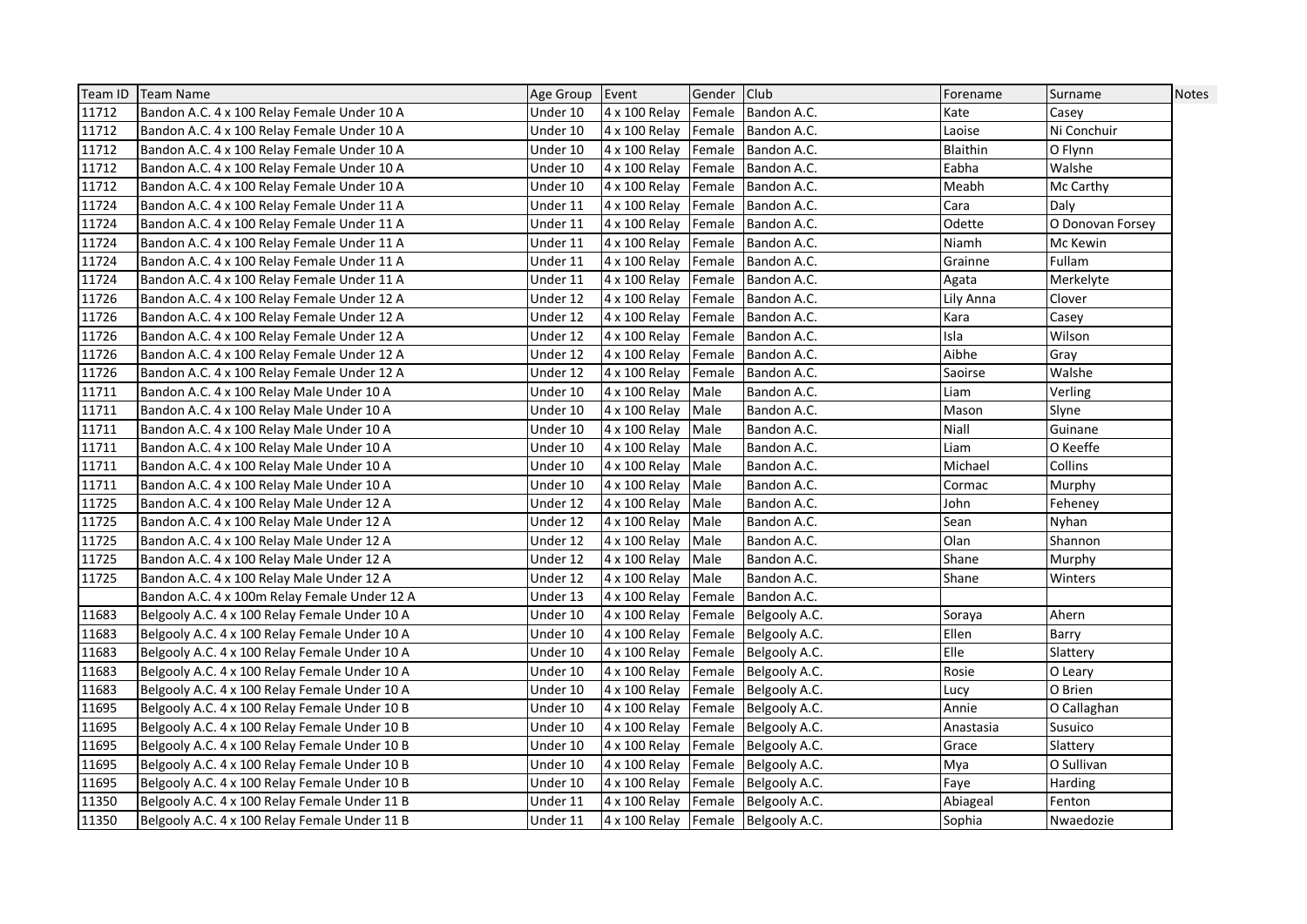| Team ID | Team Name | Age Group | Event | Gender | Club | Forename | Surname | Notes |
|---|---|---|---|---|---|---|---|---|
| 11712 | Bandon A.C. 4 x 100 Relay Female Under 10 A | Under 10 | 4 x 100 Relay | Female | Bandon A.C. | Kate | Casey | |
| 11712 | Bandon A.C. 4 x 100 Relay Female Under 10 A | Under 10 | 4 x 100 Relay | Female | Bandon A.C. | Laoise | Ni Conchuir | |
| 11712 | Bandon A.C. 4 x 100 Relay Female Under 10 A | Under 10 | 4 x 100 Relay | Female | Bandon A.C. | Blaithin | O Flynn | |
| 11712 | Bandon A.C. 4 x 100 Relay Female Under 10 A | Under 10 | 4 x 100 Relay | Female | Bandon A.C. | Eabha | Walshe | |
| 11712 | Bandon A.C. 4 x 100 Relay Female Under 10 A | Under 10 | 4 x 100 Relay | Female | Bandon A.C. | Meabh | Mc Carthy | |
| 11724 | Bandon A.C. 4 x 100 Relay Female Under 11 A | Under 11 | 4 x 100 Relay | Female | Bandon A.C. | Cara | Daly | |
| 11724 | Bandon A.C. 4 x 100 Relay Female Under 11 A | Under 11 | 4 x 100 Relay | Female | Bandon A.C. | Odette | O Donovan Forsey | |
| 11724 | Bandon A.C. 4 x 100 Relay Female Under 11 A | Under 11 | 4 x 100 Relay | Female | Bandon A.C. | Niamh | Mc Kewin | |
| 11724 | Bandon A.C. 4 x 100 Relay Female Under 11 A | Under 11 | 4 x 100 Relay | Female | Bandon A.C. | Grainne | Fullam | |
| 11724 | Bandon A.C. 4 x 100 Relay Female Under 11 A | Under 11 | 4 x 100 Relay | Female | Bandon A.C. | Agata | Merkelyte | |
| 11726 | Bandon A.C. 4 x 100 Relay Female Under 12 A | Under 12 | 4 x 100 Relay | Female | Bandon A.C. | Lily Anna | Clover | |
| 11726 | Bandon A.C. 4 x 100 Relay Female Under 12 A | Under 12 | 4 x 100 Relay | Female | Bandon A.C. | Kara | Casey | |
| 11726 | Bandon A.C. 4 x 100 Relay Female Under 12 A | Under 12 | 4 x 100 Relay | Female | Bandon A.C. | Isla | Wilson | |
| 11726 | Bandon A.C. 4 x 100 Relay Female Under 12 A | Under 12 | 4 x 100 Relay | Female | Bandon A.C. | Aibhe | Gray | |
| 11726 | Bandon A.C. 4 x 100 Relay Female Under 12 A | Under 12 | 4 x 100 Relay | Female | Bandon A.C. | Saoirse | Walshe | |
| 11711 | Bandon A.C. 4 x 100 Relay Male Under 10 A | Under 10 | 4 x 100 Relay | Male | Bandon A.C. | Liam | Verling | |
| 11711 | Bandon A.C. 4 x 100 Relay Male Under 10 A | Under 10 | 4 x 100 Relay | Male | Bandon A.C. | Mason | Slyne | |
| 11711 | Bandon A.C. 4 x 100 Relay Male Under 10 A | Under 10 | 4 x 100 Relay | Male | Bandon A.C. | Niall | Guinane | |
| 11711 | Bandon A.C. 4 x 100 Relay Male Under 10 A | Under 10 | 4 x 100 Relay | Male | Bandon A.C. | Liam | O Keeffe | |
| 11711 | Bandon A.C. 4 x 100 Relay Male Under 10 A | Under 10 | 4 x 100 Relay | Male | Bandon A.C. | Michael | Collins | |
| 11711 | Bandon A.C. 4 x 100 Relay Male Under 10 A | Under 10 | 4 x 100 Relay | Male | Bandon A.C. | Cormac | Murphy | |
| 11725 | Bandon A.C. 4 x 100 Relay Male Under 12 A | Under 12 | 4 x 100 Relay | Male | Bandon A.C. | John | Feheney | |
| 11725 | Bandon A.C. 4 x 100 Relay Male Under 12 A | Under 12 | 4 x 100 Relay | Male | Bandon A.C. | Sean | Nyhan | |
| 11725 | Bandon A.C. 4 x 100 Relay Male Under 12 A | Under 12 | 4 x 100 Relay | Male | Bandon A.C. | Olan | Shannon | |
| 11725 | Bandon A.C. 4 x 100 Relay Male Under 12 A | Under 12 | 4 x 100 Relay | Male | Bandon A.C. | Shane | Murphy | |
| 11725 | Bandon A.C. 4 x 100 Relay Male Under 12 A | Under 12 | 4 x 100 Relay | Male | Bandon A.C. | Shane | Winters | |
| | Bandon A.C. 4 x 100m Relay Female Under 12 A | Under 13 | 4 x 100 Relay | Female | Bandon A.C. | | | |
| 11683 | Belgooly A.C. 4 x 100 Relay Female Under 10 A | Under 10 | 4 x 100 Relay | Female | Belgooly A.C. | Soraya | Ahern | |
| 11683 | Belgooly A.C. 4 x 100 Relay Female Under 10 A | Under 10 | 4 x 100 Relay | Female | Belgooly A.C. | Ellen | Barry | |
| 11683 | Belgooly A.C. 4 x 100 Relay Female Under 10 A | Under 10 | 4 x 100 Relay | Female | Belgooly A.C. | Elle | Slattery | |
| 11683 | Belgooly A.C. 4 x 100 Relay Female Under 10 A | Under 10 | 4 x 100 Relay | Female | Belgooly A.C. | Rosie | O Leary | |
| 11683 | Belgooly A.C. 4 x 100 Relay Female Under 10 A | Under 10 | 4 x 100 Relay | Female | Belgooly A.C. | Lucy | O Brien | |
| 11695 | Belgooly A.C. 4 x 100 Relay Female Under 10 B | Under 10 | 4 x 100 Relay | Female | Belgooly A.C. | Annie | O Callaghan | |
| 11695 | Belgooly A.C. 4 x 100 Relay Female Under 10 B | Under 10 | 4 x 100 Relay | Female | Belgooly A.C. | Anastasia | Susuico | |
| 11695 | Belgooly A.C. 4 x 100 Relay Female Under 10 B | Under 10 | 4 x 100 Relay | Female | Belgooly A.C. | Grace | Slattery | |
| 11695 | Belgooly A.C. 4 x 100 Relay Female Under 10 B | Under 10 | 4 x 100 Relay | Female | Belgooly A.C. | Mya | O Sullivan | |
| 11695 | Belgooly A.C. 4 x 100 Relay Female Under 10 B | Under 10 | 4 x 100 Relay | Female | Belgooly A.C. | Faye | Harding | |
| 11350 | Belgooly A.C. 4 x 100 Relay Female Under 11 B | Under 11 | 4 x 100 Relay | Female | Belgooly A.C. | Abiageal | Fenton | |
| 11350 | Belgooly A.C. 4 x 100 Relay Female Under 11 B | Under 11 | 4 x 100 Relay | Female | Belgooly A.C. | Sophia | Nwaedozie | |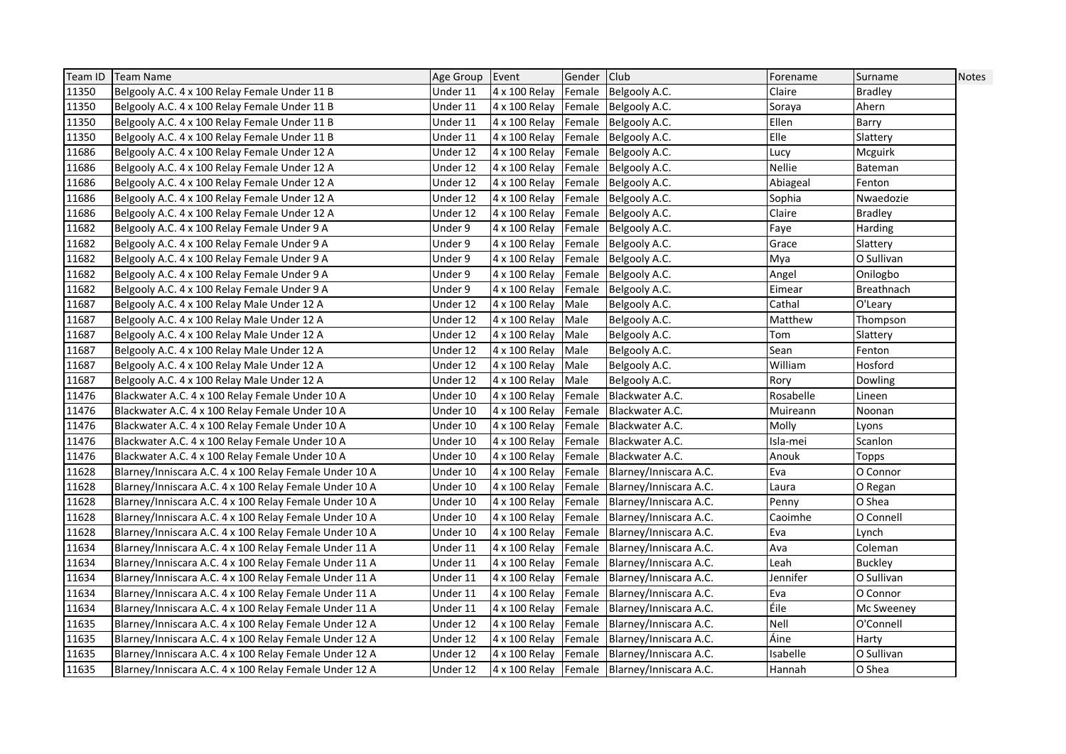| Team ID | Team Name | Age Group | Event | Gender | Club | Forename | Surname | Notes |
|---|---|---|---|---|---|---|---|---|
| 11350 | Belgooly A.C. 4 x 100 Relay Female Under 11 B | Under 11 | 4 x 100 Relay | Female | Belgooly A.C. | Claire | Bradley | |
| 11350 | Belgooly A.C. 4 x 100 Relay Female Under 11 B | Under 11 | 4 x 100 Relay | Female | Belgooly A.C. | Soraya | Ahern | |
| 11350 | Belgooly A.C. 4 x 100 Relay Female Under 11 B | Under 11 | 4 x 100 Relay | Female | Belgooly A.C. | Ellen | Barry | |
| 11350 | Belgooly A.C. 4 x 100 Relay Female Under 11 B | Under 11 | 4 x 100 Relay | Female | Belgooly A.C. | Elle | Slattery | |
| 11686 | Belgooly A.C. 4 x 100 Relay Female Under 12 A | Under 12 | 4 x 100 Relay | Female | Belgooly A.C. | Lucy | Mcguirk | |
| 11686 | Belgooly A.C. 4 x 100 Relay Female Under 12 A | Under 12 | 4 x 100 Relay | Female | Belgooly A.C. | Nellie | Bateman | |
| 11686 | Belgooly A.C. 4 x 100 Relay Female Under 12 A | Under 12 | 4 x 100 Relay | Female | Belgooly A.C. | Abiageal | Fenton | |
| 11686 | Belgooly A.C. 4 x 100 Relay Female Under 12 A | Under 12 | 4 x 100 Relay | Female | Belgooly A.C. | Sophia | Nwaedozie | |
| 11686 | Belgooly A.C. 4 x 100 Relay Female Under 12 A | Under 12 | 4 x 100 Relay | Female | Belgooly A.C. | Claire | Bradley | |
| 11682 | Belgooly A.C. 4 x 100 Relay Female Under 9 A | Under 9 | 4 x 100 Relay | Female | Belgooly A.C. | Faye | Harding | |
| 11682 | Belgooly A.C. 4 x 100 Relay Female Under 9 A | Under 9 | 4 x 100 Relay | Female | Belgooly A.C. | Grace | Slattery | |
| 11682 | Belgooly A.C. 4 x 100 Relay Female Under 9 A | Under 9 | 4 x 100 Relay | Female | Belgooly A.C. | Mya | O Sullivan | |
| 11682 | Belgooly A.C. 4 x 100 Relay Female Under 9 A | Under 9 | 4 x 100 Relay | Female | Belgooly A.C. | Angel | Onilogbo | |
| 11682 | Belgooly A.C. 4 x 100 Relay Female Under 9 A | Under 9 | 4 x 100 Relay | Female | Belgooly A.C. | Eimear | Breathnach | |
| 11687 | Belgooly A.C. 4 x 100 Relay Male Under 12 A | Under 12 | 4 x 100 Relay | Male | Belgooly A.C. | Cathal | O'Leary | |
| 11687 | Belgooly A.C. 4 x 100 Relay Male Under 12 A | Under 12 | 4 x 100 Relay | Male | Belgooly A.C. | Matthew | Thompson | |
| 11687 | Belgooly A.C. 4 x 100 Relay Male Under 12 A | Under 12 | 4 x 100 Relay | Male | Belgooly A.C. | Tom | Slattery | |
| 11687 | Belgooly A.C. 4 x 100 Relay Male Under 12 A | Under 12 | 4 x 100 Relay | Male | Belgooly A.C. | Sean | Fenton | |
| 11687 | Belgooly A.C. 4 x 100 Relay Male Under 12 A | Under 12 | 4 x 100 Relay | Male | Belgooly A.C. | William | Hosford | |
| 11687 | Belgooly A.C. 4 x 100 Relay Male Under 12 A | Under 12 | 4 x 100 Relay | Male | Belgooly A.C. | Rory | Dowling | |
| 11476 | Blackwater A.C. 4 x 100 Relay Female Under 10 A | Under 10 | 4 x 100 Relay | Female | Blackwater A.C. | Rosabelle | Lineen | |
| 11476 | Blackwater A.C. 4 x 100 Relay Female Under 10 A | Under 10 | 4 x 100 Relay | Female | Blackwater A.C. | Muireann | Noonan | |
| 11476 | Blackwater A.C. 4 x 100 Relay Female Under 10 A | Under 10 | 4 x 100 Relay | Female | Blackwater A.C. | Molly | Lyons | |
| 11476 | Blackwater A.C. 4 x 100 Relay Female Under 10 A | Under 10 | 4 x 100 Relay | Female | Blackwater A.C. | Isla-mei | Scanlon | |
| 11476 | Blackwater A.C. 4 x 100 Relay Female Under 10 A | Under 10 | 4 x 100 Relay | Female | Blackwater A.C. | Anouk | Topps | |
| 11628 | Blarney/Inniscara A.C. 4 x 100 Relay Female Under 10 A | Under 10 | 4 x 100 Relay | Female | Blarney/Inniscara A.C. | Eva | O Connor | |
| 11628 | Blarney/Inniscara A.C. 4 x 100 Relay Female Under 10 A | Under 10 | 4 x 100 Relay | Female | Blarney/Inniscara A.C. | Laura | O Regan | |
| 11628 | Blarney/Inniscara A.C. 4 x 100 Relay Female Under 10 A | Under 10 | 4 x 100 Relay | Female | Blarney/Inniscara A.C. | Penny | O Shea | |
| 11628 | Blarney/Inniscara A.C. 4 x 100 Relay Female Under 10 A | Under 10 | 4 x 100 Relay | Female | Blarney/Inniscara A.C. | Caoimhe | O Connell | |
| 11628 | Blarney/Inniscara A.C. 4 x 100 Relay Female Under 10 A | Under 10 | 4 x 100 Relay | Female | Blarney/Inniscara A.C. | Eva | Lynch | |
| 11634 | Blarney/Inniscara A.C. 4 x 100 Relay Female Under 11 A | Under 11 | 4 x 100 Relay | Female | Blarney/Inniscara A.C. | Ava | Coleman | |
| 11634 | Blarney/Inniscara A.C. 4 x 100 Relay Female Under 11 A | Under 11 | 4 x 100 Relay | Female | Blarney/Inniscara A.C. | Leah | Buckley | |
| 11634 | Blarney/Inniscara A.C. 4 x 100 Relay Female Under 11 A | Under 11 | 4 x 100 Relay | Female | Blarney/Inniscara A.C. | Jennifer | O Sullivan | |
| 11634 | Blarney/Inniscara A.C. 4 x 100 Relay Female Under 11 A | Under 11 | 4 x 100 Relay | Female | Blarney/Inniscara A.C. | Eva | O Connor | |
| 11634 | Blarney/Inniscara A.C. 4 x 100 Relay Female Under 11 A | Under 11 | 4 x 100 Relay | Female | Blarney/Inniscara A.C. | Éile | Mc Sweeney | |
| 11635 | Blarney/Inniscara A.C. 4 x 100 Relay Female Under 12 A | Under 12 | 4 x 100 Relay | Female | Blarney/Inniscara A.C. | Nell | O'Connell | |
| 11635 | Blarney/Inniscara A.C. 4 x 100 Relay Female Under 12 A | Under 12 | 4 x 100 Relay | Female | Blarney/Inniscara A.C. | Áine | Harty | |
| 11635 | Blarney/Inniscara A.C. 4 x 100 Relay Female Under 12 A | Under 12 | 4 x 100 Relay | Female | Blarney/Inniscara A.C. | Isabelle | O Sullivan | |
| 11635 | Blarney/Inniscara A.C. 4 x 100 Relay Female Under 12 A | Under 12 | 4 x 100 Relay | Female | Blarney/Inniscara A.C. | Hannah | O Shea | |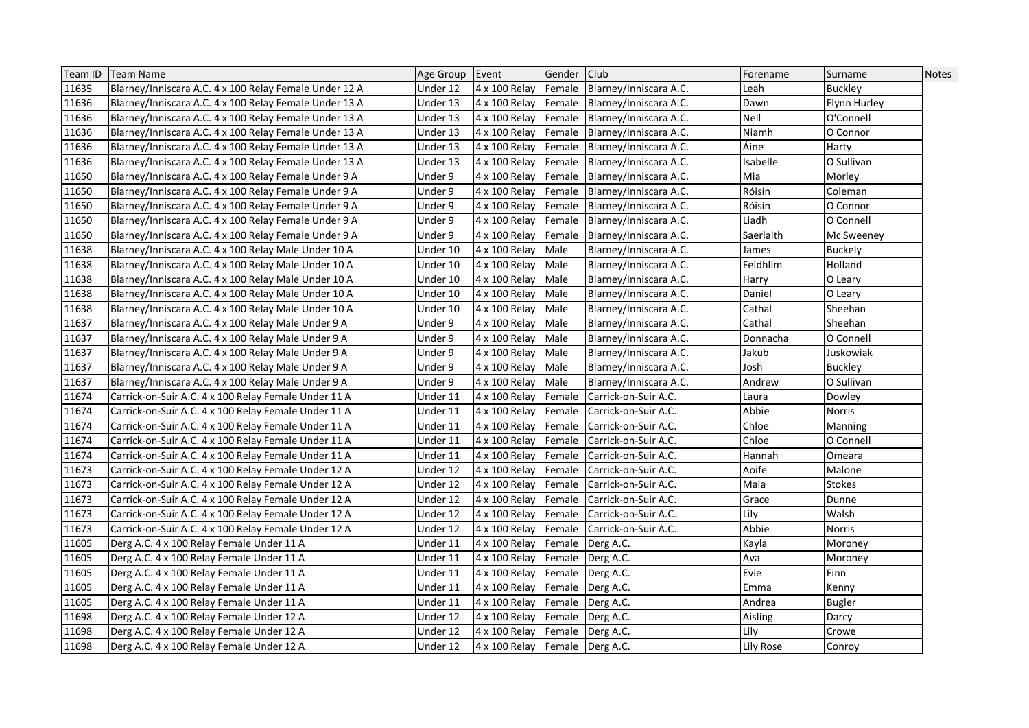| Team ID | Team Name | Age Group | Event | Gender | Club | Forename | Surname | Notes |
|---|---|---|---|---|---|---|---|---|
| 11635 | Blarney/Inniscara A.C. 4 x 100 Relay Female Under 12 A | Under 12 | 4 x 100 Relay | Female | Blarney/Inniscara A.C. | Leah | Buckley | |
| 11636 | Blarney/Inniscara A.C. 4 x 100 Relay Female Under 13 A | Under 13 | 4 x 100 Relay | Female | Blarney/Inniscara A.C. | Dawn | Flynn Hurley | |
| 11636 | Blarney/Inniscara A.C. 4 x 100 Relay Female Under 13 A | Under 13 | 4 x 100 Relay | Female | Blarney/Inniscara A.C. | Nell | O'Connell | |
| 11636 | Blarney/Inniscara A.C. 4 x 100 Relay Female Under 13 A | Under 13 | 4 x 100 Relay | Female | Blarney/Inniscara A.C. | Niamh | O Connor | |
| 11636 | Blarney/Inniscara A.C. 4 x 100 Relay Female Under 13 A | Under 13 | 4 x 100 Relay | Female | Blarney/Inniscara A.C. | Áine | Harty | |
| 11636 | Blarney/Inniscara A.C. 4 x 100 Relay Female Under 13 A | Under 13 | 4 x 100 Relay | Female | Blarney/Inniscara A.C. | Isabelle | O Sullivan | |
| 11650 | Blarney/Inniscara A.C. 4 x 100 Relay Female Under 9 A | Under 9 | 4 x 100 Relay | Female | Blarney/Inniscara A.C. | Mia | Morley | |
| 11650 | Blarney/Inniscara A.C. 4 x 100 Relay Female Under 9 A | Under 9 | 4 x 100 Relay | Female | Blarney/Inniscara A.C. | Róisín | Coleman | |
| 11650 | Blarney/Inniscara A.C. 4 x 100 Relay Female Under 9 A | Under 9 | 4 x 100 Relay | Female | Blarney/Inniscara A.C. | Róisín | O Connor | |
| 11650 | Blarney/Inniscara A.C. 4 x 100 Relay Female Under 9 A | Under 9 | 4 x 100 Relay | Female | Blarney/Inniscara A.C. | Liadh | O Connell | |
| 11650 | Blarney/Inniscara A.C. 4 x 100 Relay Female Under 9 A | Under 9 | 4 x 100 Relay | Female | Blarney/Inniscara A.C. | Saerlaith | Mc Sweeney | |
| 11638 | Blarney/Inniscara A.C. 4 x 100 Relay Male Under 10 A | Under 10 | 4 x 100 Relay | Male | Blarney/Inniscara A.C. | James | Buckely | |
| 11638 | Blarney/Inniscara A.C. 4 x 100 Relay Male Under 10 A | Under 10 | 4 x 100 Relay | Male | Blarney/Inniscara A.C. | Feidhlim | Holland | |
| 11638 | Blarney/Inniscara A.C. 4 x 100 Relay Male Under 10 A | Under 10 | 4 x 100 Relay | Male | Blarney/Inniscara A.C. | Harry | O Leary | |
| 11638 | Blarney/Inniscara A.C. 4 x 100 Relay Male Under 10 A | Under 10 | 4 x 100 Relay | Male | Blarney/Inniscara A.C. | Daniel | O Leary | |
| 11638 | Blarney/Inniscara A.C. 4 x 100 Relay Male Under 10 A | Under 10 | 4 x 100 Relay | Male | Blarney/Inniscara A.C. | Cathal | Sheehan | |
| 11637 | Blarney/Inniscara A.C. 4 x 100 Relay Male Under 9 A | Under 9 | 4 x 100 Relay | Male | Blarney/Inniscara A.C. | Cathal | Sheehan | |
| 11637 | Blarney/Inniscara A.C. 4 x 100 Relay Male Under 9 A | Under 9 | 4 x 100 Relay | Male | Blarney/Inniscara A.C. | Donnacha | O Connell | |
| 11637 | Blarney/Inniscara A.C. 4 x 100 Relay Male Under 9 A | Under 9 | 4 x 100 Relay | Male | Blarney/Inniscara A.C. | Jakub | Juskowiak | |
| 11637 | Blarney/Inniscara A.C. 4 x 100 Relay Male Under 9 A | Under 9 | 4 x 100 Relay | Male | Blarney/Inniscara A.C. | Josh | Buckley | |
| 11637 | Blarney/Inniscara A.C. 4 x 100 Relay Male Under 9 A | Under 9 | 4 x 100 Relay | Male | Blarney/Inniscara A.C. | Andrew | O Sullivan | |
| 11674 | Carrick-on-Suir A.C. 4 x 100 Relay Female Under 11 A | Under 11 | 4 x 100 Relay | Female | Carrick-on-Suir A.C. | Laura | Dowley | |
| 11674 | Carrick-on-Suir A.C. 4 x 100 Relay Female Under 11 A | Under 11 | 4 x 100 Relay | Female | Carrick-on-Suir A.C. | Abbie | Norris | |
| 11674 | Carrick-on-Suir A.C. 4 x 100 Relay Female Under 11 A | Under 11 | 4 x 100 Relay | Female | Carrick-on-Suir A.C. | Chloe | Manning | |
| 11674 | Carrick-on-Suir A.C. 4 x 100 Relay Female Under 11 A | Under 11 | 4 x 100 Relay | Female | Carrick-on-Suir A.C. | Chloe | O Connell | |
| 11674 | Carrick-on-Suir A.C. 4 x 100 Relay Female Under 11 A | Under 11 | 4 x 100 Relay | Female | Carrick-on-Suir A.C. | Hannah | Omeara | |
| 11673 | Carrick-on-Suir A.C. 4 x 100 Relay Female Under 12 A | Under 12 | 4 x 100 Relay | Female | Carrick-on-Suir A.C. | Aoife | Malone | |
| 11673 | Carrick-on-Suir A.C. 4 x 100 Relay Female Under 12 A | Under 12 | 4 x 100 Relay | Female | Carrick-on-Suir A.C. | Maia | Stokes | |
| 11673 | Carrick-on-Suir A.C. 4 x 100 Relay Female Under 12 A | Under 12 | 4 x 100 Relay | Female | Carrick-on-Suir A.C. | Grace | Dunne | |
| 11673 | Carrick-on-Suir A.C. 4 x 100 Relay Female Under 12 A | Under 12 | 4 x 100 Relay | Female | Carrick-on-Suir A.C. | Lily | Walsh | |
| 11673 | Carrick-on-Suir A.C. 4 x 100 Relay Female Under 12 A | Under 12 | 4 x 100 Relay | Female | Carrick-on-Suir A.C. | Abbie | Norris | |
| 11605 | Derg A.C. 4 x 100 Relay Female Under 11 A | Under 11 | 4 x 100 Relay | Female | Derg A.C. | Kayla | Moroney | |
| 11605 | Derg A.C. 4 x 100 Relay Female Under 11 A | Under 11 | 4 x 100 Relay | Female | Derg A.C. | Ava | Moroney | |
| 11605 | Derg A.C. 4 x 100 Relay Female Under 11 A | Under 11 | 4 x 100 Relay | Female | Derg A.C. | Evie | Finn | |
| 11605 | Derg A.C. 4 x 100 Relay Female Under 11 A | Under 11 | 4 x 100 Relay | Female | Derg A.C. | Emma | Kenny | |
| 11605 | Derg A.C. 4 x 100 Relay Female Under 11 A | Under 11 | 4 x 100 Relay | Female | Derg A.C. | Andrea | Bugler | |
| 11698 | Derg A.C. 4 x 100 Relay Female Under 12 A | Under 12 | 4 x 100 Relay | Female | Derg A.C. | Aisling | Darcy | |
| 11698 | Derg A.C. 4 x 100 Relay Female Under 12 A | Under 12 | 4 x 100 Relay | Female | Derg A.C. | Lily | Crowe | |
| 11698 | Derg A.C. 4 x 100 Relay Female Under 12 A | Under 12 | 4 x 100 Relay | Female | Derg A.C. | Lily Rose | Conroy | |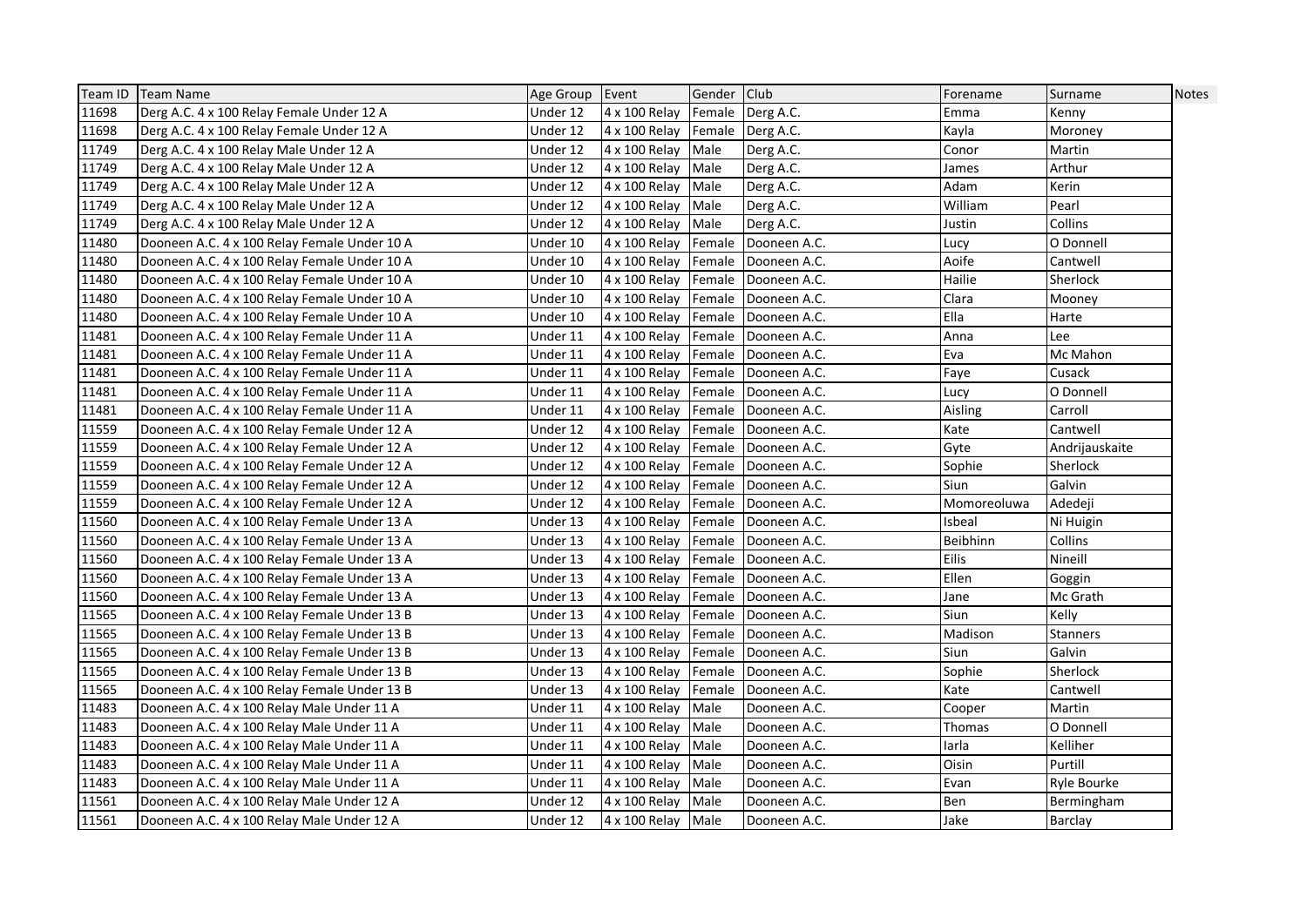| Team ID | Team Name | Age Group | Event | Gender | Club | Forename | Surname | Notes |
|---|---|---|---|---|---|---|---|---|
| 11698 | Derg A.C. 4 x 100 Relay Female Under 12 A | Under 12 | 4 x 100 Relay | Female | Derg A.C. | Emma | Kenny | |
| 11698 | Derg A.C. 4 x 100 Relay Female Under 12 A | Under 12 | 4 x 100 Relay | Female | Derg A.C. | Kayla | Moroney | |
| 11749 | Derg A.C. 4 x 100 Relay Male Under 12 A | Under 12 | 4 x 100 Relay | Male | Derg A.C. | Conor | Martin | |
| 11749 | Derg A.C. 4 x 100 Relay Male Under 12 A | Under 12 | 4 x 100 Relay | Male | Derg A.C. | James | Arthur | |
| 11749 | Derg A.C. 4 x 100 Relay Male Under 12 A | Under 12 | 4 x 100 Relay | Male | Derg A.C. | Adam | Kerin | |
| 11749 | Derg A.C. 4 x 100 Relay Male Under 12 A | Under 12 | 4 x 100 Relay | Male | Derg A.C. | William | Pearl | |
| 11749 | Derg A.C. 4 x 100 Relay Male Under 12 A | Under 12 | 4 x 100 Relay | Male | Derg A.C. | Justin | Collins | |
| 11480 | Dooneen A.C. 4 x 100 Relay Female Under 10 A | Under 10 | 4 x 100 Relay | Female | Dooneen A.C. | Lucy | O Donnell | |
| 11480 | Dooneen A.C. 4 x 100 Relay Female Under 10 A | Under 10 | 4 x 100 Relay | Female | Dooneen A.C. | Aoife | Cantwell | |
| 11480 | Dooneen A.C. 4 x 100 Relay Female Under 10 A | Under 10 | 4 x 100 Relay | Female | Dooneen A.C. | Hailie | Sherlock | |
| 11480 | Dooneen A.C. 4 x 100 Relay Female Under 10 A | Under 10 | 4 x 100 Relay | Female | Dooneen A.C. | Clara | Mooney | |
| 11480 | Dooneen A.C. 4 x 100 Relay Female Under 10 A | Under 10 | 4 x 100 Relay | Female | Dooneen A.C. | Ella | Harte | |
| 11481 | Dooneen A.C. 4 x 100 Relay Female Under 11 A | Under 11 | 4 x 100 Relay | Female | Dooneen A.C. | Anna | Lee | |
| 11481 | Dooneen A.C. 4 x 100 Relay Female Under 11 A | Under 11 | 4 x 100 Relay | Female | Dooneen A.C. | Eva | Mc Mahon | |
| 11481 | Dooneen A.C. 4 x 100 Relay Female Under 11 A | Under 11 | 4 x 100 Relay | Female | Dooneen A.C. | Faye | Cusack | |
| 11481 | Dooneen A.C. 4 x 100 Relay Female Under 11 A | Under 11 | 4 x 100 Relay | Female | Dooneen A.C. | Lucy | O Donnell | |
| 11481 | Dooneen A.C. 4 x 100 Relay Female Under 11 A | Under 11 | 4 x 100 Relay | Female | Dooneen A.C. | Aisling | Carroll | |
| 11559 | Dooneen A.C. 4 x 100 Relay Female Under 12 A | Under 12 | 4 x 100 Relay | Female | Dooneen A.C. | Kate | Cantwell | |
| 11559 | Dooneen A.C. 4 x 100 Relay Female Under 12 A | Under 12 | 4 x 100 Relay | Female | Dooneen A.C. | Gyte | Andrijauskaite | |
| 11559 | Dooneen A.C. 4 x 100 Relay Female Under 12 A | Under 12 | 4 x 100 Relay | Female | Dooneen A.C. | Sophie | Sherlock | |
| 11559 | Dooneen A.C. 4 x 100 Relay Female Under 12 A | Under 12 | 4 x 100 Relay | Female | Dooneen A.C. | Siun | Galvin | |
| 11559 | Dooneen A.C. 4 x 100 Relay Female Under 12 A | Under 12 | 4 x 100 Relay | Female | Dooneen A.C. | Momoreoluwa | Adedeji | |
| 11560 | Dooneen A.C. 4 x 100 Relay Female Under 13 A | Under 13 | 4 x 100 Relay | Female | Dooneen A.C. | Isbeal | Ni Huigin | |
| 11560 | Dooneen A.C. 4 x 100 Relay Female Under 13 A | Under 13 | 4 x 100 Relay | Female | Dooneen A.C. | Beibhinn | Collins | |
| 11560 | Dooneen A.C. 4 x 100 Relay Female Under 13 A | Under 13 | 4 x 100 Relay | Female | Dooneen A.C. | Eilis | Nineill | |
| 11560 | Dooneen A.C. 4 x 100 Relay Female Under 13 A | Under 13 | 4 x 100 Relay | Female | Dooneen A.C. | Ellen | Goggin | |
| 11560 | Dooneen A.C. 4 x 100 Relay Female Under 13 A | Under 13 | 4 x 100 Relay | Female | Dooneen A.C. | Jane | Mc Grath | |
| 11565 | Dooneen A.C. 4 x 100 Relay Female Under 13 B | Under 13 | 4 x 100 Relay | Female | Dooneen A.C. | Siun | Kelly | |
| 11565 | Dooneen A.C. 4 x 100 Relay Female Under 13 B | Under 13 | 4 x 100 Relay | Female | Dooneen A.C. | Madison | Stanners | |
| 11565 | Dooneen A.C. 4 x 100 Relay Female Under 13 B | Under 13 | 4 x 100 Relay | Female | Dooneen A.C. | Siun | Galvin | |
| 11565 | Dooneen A.C. 4 x 100 Relay Female Under 13 B | Under 13 | 4 x 100 Relay | Female | Dooneen A.C. | Sophie | Sherlock | |
| 11565 | Dooneen A.C. 4 x 100 Relay Female Under 13 B | Under 13 | 4 x 100 Relay | Female | Dooneen A.C. | Kate | Cantwell | |
| 11483 | Dooneen A.C. 4 x 100 Relay Male Under 11 A | Under 11 | 4 x 100 Relay | Male | Dooneen A.C. | Cooper | Martin | |
| 11483 | Dooneen A.C. 4 x 100 Relay Male Under 11 A | Under 11 | 4 x 100 Relay | Male | Dooneen A.C. | Thomas | O Donnell | |
| 11483 | Dooneen A.C. 4 x 100 Relay Male Under 11 A | Under 11 | 4 x 100 Relay | Male | Dooneen A.C. | Iarla | Kelliher | |
| 11483 | Dooneen A.C. 4 x 100 Relay Male Under 11 A | Under 11 | 4 x 100 Relay | Male | Dooneen A.C. | Oisin | Purtill | |
| 11483 | Dooneen A.C. 4 x 100 Relay Male Under 11 A | Under 11 | 4 x 100 Relay | Male | Dooneen A.C. | Evan | Ryle Bourke | |
| 11561 | Dooneen A.C. 4 x 100 Relay Male Under 12 A | Under 12 | 4 x 100 Relay | Male | Dooneen A.C. | Ben | Bermingham | |
| 11561 | Dooneen A.C. 4 x 100 Relay Male Under 12 A | Under 12 | 4 x 100 Relay | Male | Dooneen A.C. | Jake | Barclay | |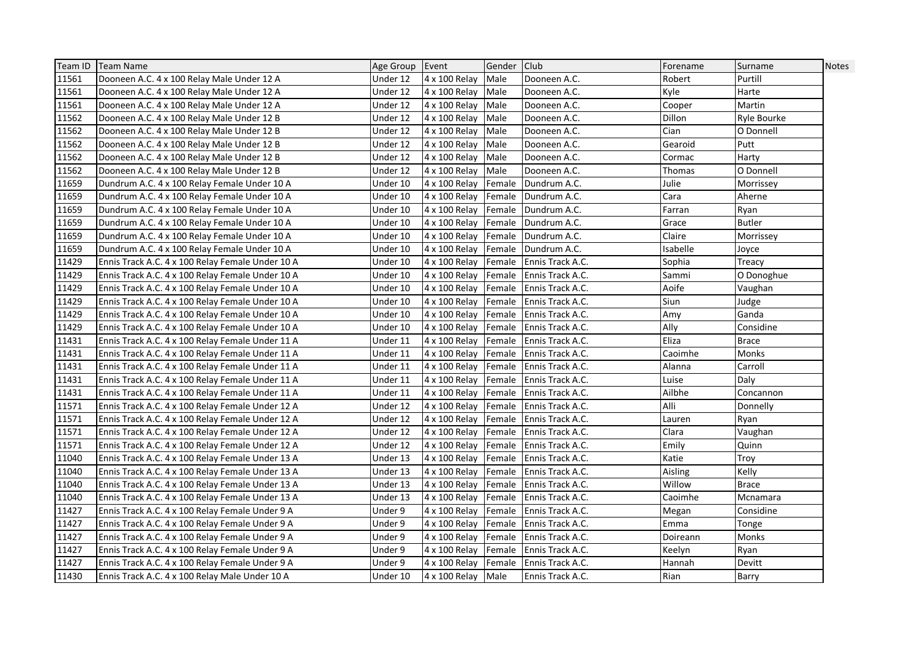| Team ID | Team Name | Age Group | Event | Gender | Club | Forename | Surname | Notes |
|---|---|---|---|---|---|---|---|---|
| 11561 | Dooneen A.C. 4 x 100 Relay Male Under 12 A | Under 12 | 4 x 100 Relay | Male | Dooneen A.C. | Robert | Purtill | |
| 11561 | Dooneen A.C. 4 x 100 Relay Male Under 12 A | Under 12 | 4 x 100 Relay | Male | Dooneen A.C. | Kyle | Harte | |
| 11561 | Dooneen A.C. 4 x 100 Relay Male Under 12 A | Under 12 | 4 x 100 Relay | Male | Dooneen A.C. | Cooper | Martin | |
| 11562 | Dooneen A.C. 4 x 100 Relay Male Under 12 B | Under 12 | 4 x 100 Relay | Male | Dooneen A.C. | Dillon | Ryle Bourke | |
| 11562 | Dooneen A.C. 4 x 100 Relay Male Under 12 B | Under 12 | 4 x 100 Relay | Male | Dooneen A.C. | Cian | O Donnell | |
| 11562 | Dooneen A.C. 4 x 100 Relay Male Under 12 B | Under 12 | 4 x 100 Relay | Male | Dooneen A.C. | Gearoid | Putt | |
| 11562 | Dooneen A.C. 4 x 100 Relay Male Under 12 B | Under 12 | 4 x 100 Relay | Male | Dooneen A.C. | Cormac | Harty | |
| 11562 | Dooneen A.C. 4 x 100 Relay Male Under 12 B | Under 12 | 4 x 100 Relay | Male | Dooneen A.C. | Thomas | O Donnell | |
| 11659 | Dundrum A.C. 4 x 100 Relay Female Under 10 A | Under 10 | 4 x 100 Relay | Female | Dundrum A.C. | Julie | Morrissey | |
| 11659 | Dundrum A.C. 4 x 100 Relay Female Under 10 A | Under 10 | 4 x 100 Relay | Female | Dundrum A.C. | Cara | Aherne | |
| 11659 | Dundrum A.C. 4 x 100 Relay Female Under 10 A | Under 10 | 4 x 100 Relay | Female | Dundrum A.C. | Farran | Ryan | |
| 11659 | Dundrum A.C. 4 x 100 Relay Female Under 10 A | Under 10 | 4 x 100 Relay | Female | Dundrum A.C. | Grace | Butler | |
| 11659 | Dundrum A.C. 4 x 100 Relay Female Under 10 A | Under 10 | 4 x 100 Relay | Female | Dundrum A.C. | Claire | Morrissey | |
| 11659 | Dundrum A.C. 4 x 100 Relay Female Under 10 A | Under 10 | 4 x 100 Relay | Female | Dundrum A.C. | Isabelle | Joyce | |
| 11429 | Ennis Track A.C. 4 x 100 Relay Female Under 10 A | Under 10 | 4 x 100 Relay | Female | Ennis Track A.C. | Sophia | Treacy | |
| 11429 | Ennis Track A.C. 4 x 100 Relay Female Under 10 A | Under 10 | 4 x 100 Relay | Female | Ennis Track A.C. | Sammi | O Donoghue | |
| 11429 | Ennis Track A.C. 4 x 100 Relay Female Under 10 A | Under 10 | 4 x 100 Relay | Female | Ennis Track A.C. | Aoife | Vaughan | |
| 11429 | Ennis Track A.C. 4 x 100 Relay Female Under 10 A | Under 10 | 4 x 100 Relay | Female | Ennis Track A.C. | Siun | Judge | |
| 11429 | Ennis Track A.C. 4 x 100 Relay Female Under 10 A | Under 10 | 4 x 100 Relay | Female | Ennis Track A.C. | Amy | Ganda | |
| 11429 | Ennis Track A.C. 4 x 100 Relay Female Under 10 A | Under 10 | 4 x 100 Relay | Female | Ennis Track A.C. | Ally | Considine | |
| 11431 | Ennis Track A.C. 4 x 100 Relay Female Under 11 A | Under 11 | 4 x 100 Relay | Female | Ennis Track A.C. | Eliza | Brace | |
| 11431 | Ennis Track A.C. 4 x 100 Relay Female Under 11 A | Under 11 | 4 x 100 Relay | Female | Ennis Track A.C. | Caoimhe | Monks | |
| 11431 | Ennis Track A.C. 4 x 100 Relay Female Under 11 A | Under 11 | 4 x 100 Relay | Female | Ennis Track A.C. | Alanna | Carroll | |
| 11431 | Ennis Track A.C. 4 x 100 Relay Female Under 11 A | Under 11 | 4 x 100 Relay | Female | Ennis Track A.C. | Luise | Daly | |
| 11431 | Ennis Track A.C. 4 x 100 Relay Female Under 11 A | Under 11 | 4 x 100 Relay | Female | Ennis Track A.C. | Ailbhe | Concannon | |
| 11571 | Ennis Track A.C. 4 x 100 Relay Female Under 12 A | Under 12 | 4 x 100 Relay | Female | Ennis Track A.C. | Alli | Donnelly | |
| 11571 | Ennis Track A.C. 4 x 100 Relay Female Under 12 A | Under 12 | 4 x 100 Relay | Female | Ennis Track A.C. | Lauren | Ryan | |
| 11571 | Ennis Track A.C. 4 x 100 Relay Female Under 12 A | Under 12 | 4 x 100 Relay | Female | Ennis Track A.C. | Clara | Vaughan | |
| 11571 | Ennis Track A.C. 4 x 100 Relay Female Under 12 A | Under 12 | 4 x 100 Relay | Female | Ennis Track A.C. | Emily | Quinn | |
| 11040 | Ennis Track A.C. 4 x 100 Relay Female Under 13 A | Under 13 | 4 x 100 Relay | Female | Ennis Track A.C. | Katie | Troy | |
| 11040 | Ennis Track A.C. 4 x 100 Relay Female Under 13 A | Under 13 | 4 x 100 Relay | Female | Ennis Track A.C. | Aisling | Kelly | |
| 11040 | Ennis Track A.C. 4 x 100 Relay Female Under 13 A | Under 13 | 4 x 100 Relay | Female | Ennis Track A.C. | Willow | Brace | |
| 11040 | Ennis Track A.C. 4 x 100 Relay Female Under 13 A | Under 13 | 4 x 100 Relay | Female | Ennis Track A.C. | Caoimhe | Mcnamara | |
| 11427 | Ennis Track A.C. 4 x 100 Relay Female Under 9 A | Under 9 | 4 x 100 Relay | Female | Ennis Track A.C. | Megan | Considine | |
| 11427 | Ennis Track A.C. 4 x 100 Relay Female Under 9 A | Under 9 | 4 x 100 Relay | Female | Ennis Track A.C. | Emma | Tonge | |
| 11427 | Ennis Track A.C. 4 x 100 Relay Female Under 9 A | Under 9 | 4 x 100 Relay | Female | Ennis Track A.C. | Doireann | Monks | |
| 11427 | Ennis Track A.C. 4 x 100 Relay Female Under 9 A | Under 9 | 4 x 100 Relay | Female | Ennis Track A.C. | Keelyn | Ryan | |
| 11427 | Ennis Track A.C. 4 x 100 Relay Female Under 9 A | Under 9 | 4 x 100 Relay | Female | Ennis Track A.C. | Hannah | Devitt | |
| 11430 | Ennis Track A.C. 4 x 100 Relay Male Under 10 A | Under 10 | 4 x 100 Relay | Male | Ennis Track A.C. | Rian | Barry | |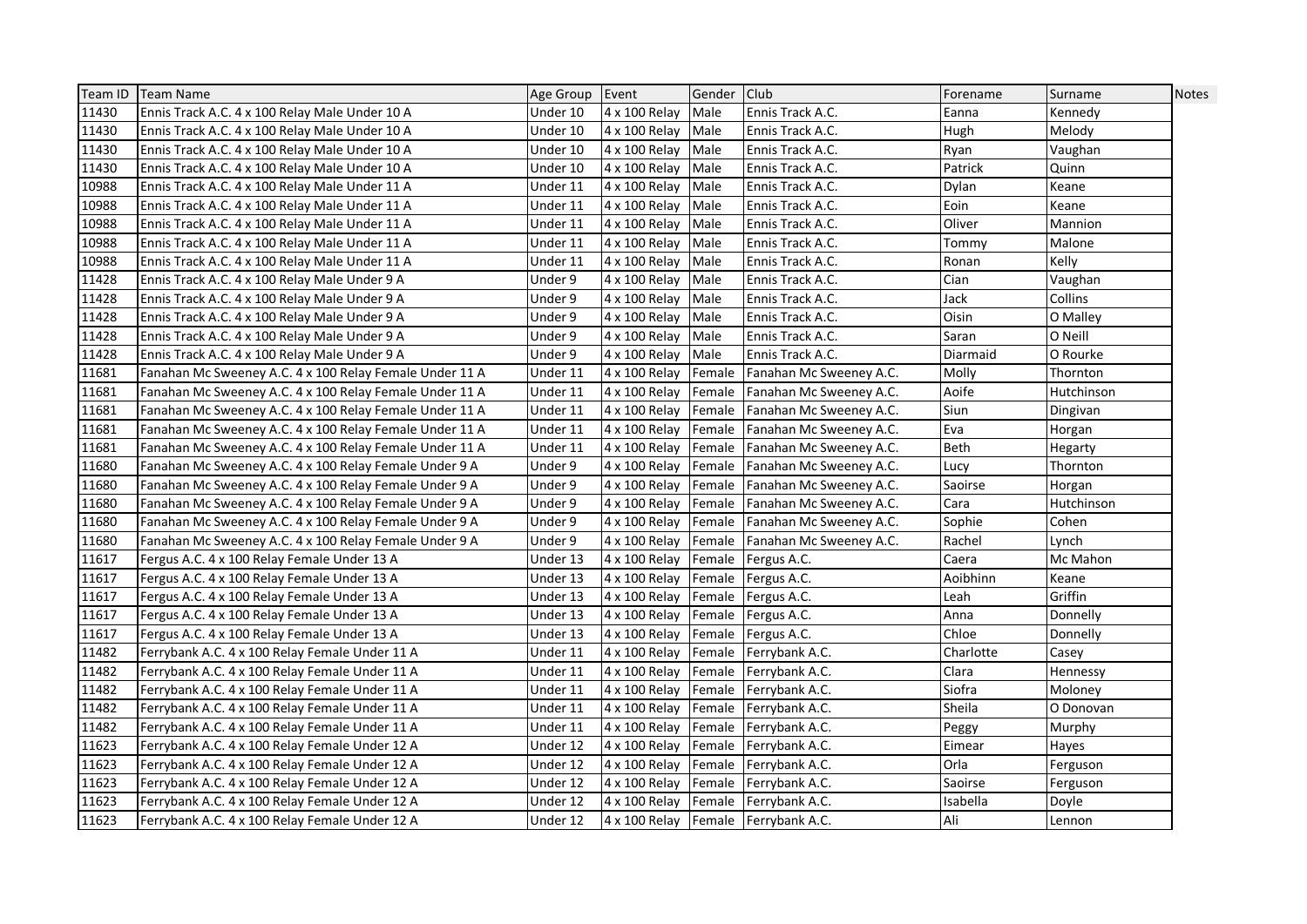| Team ID | Team Name | Age Group | Event | Gender | Club | Forename | Surname | Notes |
|---|---|---|---|---|---|---|---|---|
| 11430 | Ennis Track A.C. 4 x 100 Relay Male Under 10 A | Under 10 | 4 x 100 Relay | Male | Ennis Track A.C. | Eanna | Kennedy | |
| 11430 | Ennis Track A.C. 4 x 100 Relay Male Under 10 A | Under 10 | 4 x 100 Relay | Male | Ennis Track A.C. | Hugh | Melody | |
| 11430 | Ennis Track A.C. 4 x 100 Relay Male Under 10 A | Under 10 | 4 x 100 Relay | Male | Ennis Track A.C. | Ryan | Vaughan | |
| 11430 | Ennis Track A.C. 4 x 100 Relay Male Under 10 A | Under 10 | 4 x 100 Relay | Male | Ennis Track A.C. | Patrick | Quinn | |
| 10988 | Ennis Track A.C. 4 x 100 Relay Male Under 11 A | Under 11 | 4 x 100 Relay | Male | Ennis Track A.C. | Dylan | Keane | |
| 10988 | Ennis Track A.C. 4 x 100 Relay Male Under 11 A | Under 11 | 4 x 100 Relay | Male | Ennis Track A.C. | Eoin | Keane | |
| 10988 | Ennis Track A.C. 4 x 100 Relay Male Under 11 A | Under 11 | 4 x 100 Relay | Male | Ennis Track A.C. | Oliver | Mannion | |
| 10988 | Ennis Track A.C. 4 x 100 Relay Male Under 11 A | Under 11 | 4 x 100 Relay | Male | Ennis Track A.C. | Tommy | Malone | |
| 10988 | Ennis Track A.C. 4 x 100 Relay Male Under 11 A | Under 11 | 4 x 100 Relay | Male | Ennis Track A.C. | Ronan | Kelly | |
| 11428 | Ennis Track A.C. 4 x 100 Relay Male Under 9 A | Under 9 | 4 x 100 Relay | Male | Ennis Track A.C. | Cian | Vaughan | |
| 11428 | Ennis Track A.C. 4 x 100 Relay Male Under 9 A | Under 9 | 4 x 100 Relay | Male | Ennis Track A.C. | Jack | Collins | |
| 11428 | Ennis Track A.C. 4 x 100 Relay Male Under 9 A | Under 9 | 4 x 100 Relay | Male | Ennis Track A.C. | Oisin | O Malley | |
| 11428 | Ennis Track A.C. 4 x 100 Relay Male Under 9 A | Under 9 | 4 x 100 Relay | Male | Ennis Track A.C. | Saran | O Neill | |
| 11428 | Ennis Track A.C. 4 x 100 Relay Male Under 9 A | Under 9 | 4 x 100 Relay | Male | Ennis Track A.C. | Diarmaid | O Rourke | |
| 11681 | Fanahan Mc Sweeney A.C. 4 x 100 Relay Female Under 11 A | Under 11 | 4 x 100 Relay | Female | Fanahan Mc Sweeney A.C. | Molly | Thornton | |
| 11681 | Fanahan Mc Sweeney A.C. 4 x 100 Relay Female Under 11 A | Under 11 | 4 x 100 Relay | Female | Fanahan Mc Sweeney A.C. | Aoife | Hutchinson | |
| 11681 | Fanahan Mc Sweeney A.C. 4 x 100 Relay Female Under 11 A | Under 11 | 4 x 100 Relay | Female | Fanahan Mc Sweeney A.C. | Siun | Dingivan | |
| 11681 | Fanahan Mc Sweeney A.C. 4 x 100 Relay Female Under 11 A | Under 11 | 4 x 100 Relay | Female | Fanahan Mc Sweeney A.C. | Eva | Horgan | |
| 11681 | Fanahan Mc Sweeney A.C. 4 x 100 Relay Female Under 11 A | Under 11 | 4 x 100 Relay | Female | Fanahan Mc Sweeney A.C. | Beth | Hegarty | |
| 11680 | Fanahan Mc Sweeney A.C. 4 x 100 Relay Female Under 9 A | Under 9 | 4 x 100 Relay | Female | Fanahan Mc Sweeney A.C. | Lucy | Thornton | |
| 11680 | Fanahan Mc Sweeney A.C. 4 x 100 Relay Female Under 9 A | Under 9 | 4 x 100 Relay | Female | Fanahan Mc Sweeney A.C. | Saoirse | Horgan | |
| 11680 | Fanahan Mc Sweeney A.C. 4 x 100 Relay Female Under 9 A | Under 9 | 4 x 100 Relay | Female | Fanahan Mc Sweeney A.C. | Cara | Hutchinson | |
| 11680 | Fanahan Mc Sweeney A.C. 4 x 100 Relay Female Under 9 A | Under 9 | 4 x 100 Relay | Female | Fanahan Mc Sweeney A.C. | Sophie | Cohen | |
| 11680 | Fanahan Mc Sweeney A.C. 4 x 100 Relay Female Under 9 A | Under 9 | 4 x 100 Relay | Female | Fanahan Mc Sweeney A.C. | Rachel | Lynch | |
| 11617 | Fergus A.C. 4 x 100 Relay Female Under 13 A | Under 13 | 4 x 100 Relay | Female | Fergus A.C. | Caera | Mc Mahon | |
| 11617 | Fergus A.C. 4 x 100 Relay Female Under 13 A | Under 13 | 4 x 100 Relay | Female | Fergus A.C. | Aoibhinn | Keane | |
| 11617 | Fergus A.C. 4 x 100 Relay Female Under 13 A | Under 13 | 4 x 100 Relay | Female | Fergus A.C. | Leah | Griffin | |
| 11617 | Fergus A.C. 4 x 100 Relay Female Under 13 A | Under 13 | 4 x 100 Relay | Female | Fergus A.C. | Anna | Donnelly | |
| 11617 | Fergus A.C. 4 x 100 Relay Female Under 13 A | Under 13 | 4 x 100 Relay | Female | Fergus A.C. | Chloe | Donnelly | |
| 11482 | Ferrybank A.C. 4 x 100 Relay Female Under 11 A | Under 11 | 4 x 100 Relay | Female | Ferrybank A.C. | Charlotte | Casey | |
| 11482 | Ferrybank A.C. 4 x 100 Relay Female Under 11 A | Under 11 | 4 x 100 Relay | Female | Ferrybank A.C. | Clara | Hennessy | |
| 11482 | Ferrybank A.C. 4 x 100 Relay Female Under 11 A | Under 11 | 4 x 100 Relay | Female | Ferrybank A.C. | Siofra | Moloney | |
| 11482 | Ferrybank A.C. 4 x 100 Relay Female Under 11 A | Under 11 | 4 x 100 Relay | Female | Ferrybank A.C. | Sheila | O Donovan | |
| 11482 | Ferrybank A.C. 4 x 100 Relay Female Under 11 A | Under 11 | 4 x 100 Relay | Female | Ferrybank A.C. | Peggy | Murphy | |
| 11623 | Ferrybank A.C. 4 x 100 Relay Female Under 12 A | Under 12 | 4 x 100 Relay | Female | Ferrybank A.C. | Eimear | Hayes | |
| 11623 | Ferrybank A.C. 4 x 100 Relay Female Under 12 A | Under 12 | 4 x 100 Relay | Female | Ferrybank A.C. | Orla | Ferguson | |
| 11623 | Ferrybank A.C. 4 x 100 Relay Female Under 12 A | Under 12 | 4 x 100 Relay | Female | Ferrybank A.C. | Saoirse | Ferguson | |
| 11623 | Ferrybank A.C. 4 x 100 Relay Female Under 12 A | Under 12 | 4 x 100 Relay | Female | Ferrybank A.C. | Isabella | Doyle | |
| 11623 | Ferrybank A.C. 4 x 100 Relay Female Under 12 A | Under 12 | 4 x 100 Relay | Female | Ferrybank A.C. | Ali | Lennon | |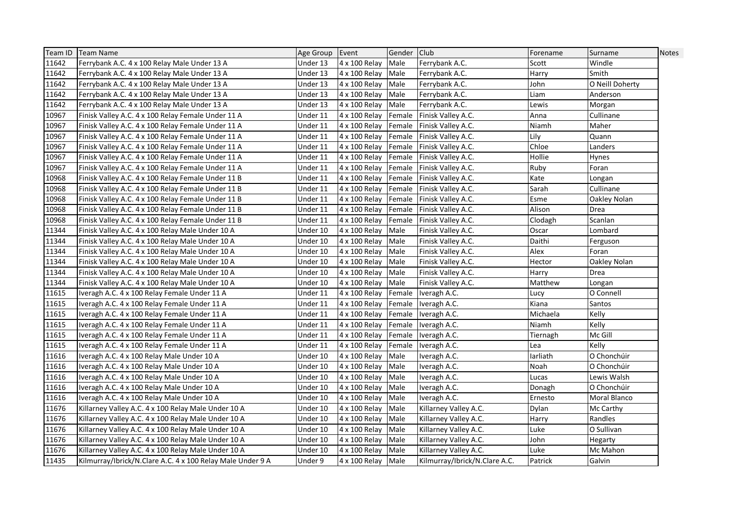| Team ID | Team Name | Age Group | Event | Gender | Club | Forename | Surname | Notes |
|---|---|---|---|---|---|---|---|---|
| 11642 | Ferrybank A.C. 4 x 100 Relay Male Under 13 A | Under 13 | 4 x 100 Relay | Male | Ferrybank A.C. | Scott | Windle | |
| 11642 | Ferrybank A.C. 4 x 100 Relay Male Under 13 A | Under 13 | 4 x 100 Relay | Male | Ferrybank A.C. | Harry | Smith | |
| 11642 | Ferrybank A.C. 4 x 100 Relay Male Under 13 A | Under 13 | 4 x 100 Relay | Male | Ferrybank A.C. | John | O Neill Doherty | |
| 11642 | Ferrybank A.C. 4 x 100 Relay Male Under 13 A | Under 13 | 4 x 100 Relay | Male | Ferrybank A.C. | Liam | Anderson | |
| 11642 | Ferrybank A.C. 4 x 100 Relay Male Under 13 A | Under 13 | 4 x 100 Relay | Male | Ferrybank A.C. | Lewis | Morgan | |
| 10967 | Finisk Valley A.C. 4 x 100 Relay Female Under 11 A | Under 11 | 4 x 100 Relay | Female | Finisk Valley A.C. | Anna | Cullinane | |
| 10967 | Finisk Valley A.C. 4 x 100 Relay Female Under 11 A | Under 11 | 4 x 100 Relay | Female | Finisk Valley A.C. | Niamh | Maher | |
| 10967 | Finisk Valley A.C. 4 x 100 Relay Female Under 11 A | Under 11 | 4 x 100 Relay | Female | Finisk Valley A.C. | Lily | Quann | |
| 10967 | Finisk Valley A.C. 4 x 100 Relay Female Under 11 A | Under 11 | 4 x 100 Relay | Female | Finisk Valley A.C. | Chloe | Landers | |
| 10967 | Finisk Valley A.C. 4 x 100 Relay Female Under 11 A | Under 11 | 4 x 100 Relay | Female | Finisk Valley A.C. | Hollie | Hynes | |
| 10967 | Finisk Valley A.C. 4 x 100 Relay Female Under 11 A | Under 11 | 4 x 100 Relay | Female | Finisk Valley A.C. | Ruby | Foran | |
| 10968 | Finisk Valley A.C. 4 x 100 Relay Female Under 11 B | Under 11 | 4 x 100 Relay | Female | Finisk Valley A.C. | Kate | Longan | |
| 10968 | Finisk Valley A.C. 4 x 100 Relay Female Under 11 B | Under 11 | 4 x 100 Relay | Female | Finisk Valley A.C. | Sarah | Cullinane | |
| 10968 | Finisk Valley A.C. 4 x 100 Relay Female Under 11 B | Under 11 | 4 x 100 Relay | Female | Finisk Valley A.C. | Esme | Oakley Nolan | |
| 10968 | Finisk Valley A.C. 4 x 100 Relay Female Under 11 B | Under 11 | 4 x 100 Relay | Female | Finisk Valley A.C. | Alison | Drea | |
| 10968 | Finisk Valley A.C. 4 x 100 Relay Female Under 11 B | Under 11 | 4 x 100 Relay | Female | Finisk Valley A.C. | Clodagh | Scanlan | |
| 11344 | Finisk Valley A.C. 4 x 100 Relay Male Under 10 A | Under 10 | 4 x 100 Relay | Male | Finisk Valley A.C. | Oscar | Lombard | |
| 11344 | Finisk Valley A.C. 4 x 100 Relay Male Under 10 A | Under 10 | 4 x 100 Relay | Male | Finisk Valley A.C. | Daithi | Ferguson | |
| 11344 | Finisk Valley A.C. 4 x 100 Relay Male Under 10 A | Under 10 | 4 x 100 Relay | Male | Finisk Valley A.C. | Alex | Foran | |
| 11344 | Finisk Valley A.C. 4 x 100 Relay Male Under 10 A | Under 10 | 4 x 100 Relay | Male | Finisk Valley A.C. | Hector | Oakley Nolan | |
| 11344 | Finisk Valley A.C. 4 x 100 Relay Male Under 10 A | Under 10 | 4 x 100 Relay | Male | Finisk Valley A.C. | Harry | Drea | |
| 11344 | Finisk Valley A.C. 4 x 100 Relay Male Under 10 A | Under 10 | 4 x 100 Relay | Male | Finisk Valley A.C. | Matthew | Longan | |
| 11615 | Iveragh A.C. 4 x 100 Relay Female Under 11 A | Under 11 | 4 x 100 Relay | Female | Iveragh A.C. | Lucy | O Connell | |
| 11615 | Iveragh A.C. 4 x 100 Relay Female Under 11 A | Under 11 | 4 x 100 Relay | Female | Iveragh A.C. | Kiana | Santos | |
| 11615 | Iveragh A.C. 4 x 100 Relay Female Under 11 A | Under 11 | 4 x 100 Relay | Female | Iveragh A.C. | Michaela | Kelly | |
| 11615 | Iveragh A.C. 4 x 100 Relay Female Under 11 A | Under 11 | 4 x 100 Relay | Female | Iveragh A.C. | Niamh | Kelly | |
| 11615 | Iveragh A.C. 4 x 100 Relay Female Under 11 A | Under 11 | 4 x 100 Relay | Female | Iveragh A.C. | Tiernagh | Mc Gill | |
| 11615 | Iveragh A.C. 4 x 100 Relay Female Under 11 A | Under 11 | 4 x 100 Relay | Female | Iveragh A.C. | Lea | Kelly | |
| 11616 | Iveragh A.C. 4 x 100 Relay Male Under 10 A | Under 10 | 4 x 100 Relay | Male | Iveragh A.C. | Iarliath | O Chonchúir | |
| 11616 | Iveragh A.C. 4 x 100 Relay Male Under 10 A | Under 10 | 4 x 100 Relay | Male | Iveragh A.C. | Noah | O Chonchúir | |
| 11616 | Iveragh A.C. 4 x 100 Relay Male Under 10 A | Under 10 | 4 x 100 Relay | Male | Iveragh A.C. | Lucas | Lewis Walsh | |
| 11616 | Iveragh A.C. 4 x 100 Relay Male Under 10 A | Under 10 | 4 x 100 Relay | Male | Iveragh A.C. | Donagh | O Chonchúir | |
| 11616 | Iveragh A.C. 4 x 100 Relay Male Under 10 A | Under 10 | 4 x 100 Relay | Male | Iveragh A.C. | Ernesto | Moral Blanco | |
| 11676 | Killarney Valley A.C. 4 x 100 Relay Male Under 10 A | Under 10 | 4 x 100 Relay | Male | Killarney Valley A.C. | Dylan | Mc Carthy | |
| 11676 | Killarney Valley A.C. 4 x 100 Relay Male Under 10 A | Under 10 | 4 x 100 Relay | Male | Killarney Valley A.C. | Harry | Randles | |
| 11676 | Killarney Valley A.C. 4 x 100 Relay Male Under 10 A | Under 10 | 4 x 100 Relay | Male | Killarney Valley A.C. | Luke | O Sullivan | |
| 11676 | Killarney Valley A.C. 4 x 100 Relay Male Under 10 A | Under 10 | 4 x 100 Relay | Male | Killarney Valley A.C. | John | Hegarty | |
| 11676 | Killarney Valley A.C. 4 x 100 Relay Male Under 10 A | Under 10 | 4 x 100 Relay | Male | Killarney Valley A.C. | Luke | Mc Mahon | |
| 11435 | Kilmurray/Ibrick/N.Clare A.C. 4 x 100 Relay Male Under 9 A | Under 9 | 4 x 100 Relay | Male | Kilmurray/Ibrick/N.Clare A.C. | Patrick | Galvin | |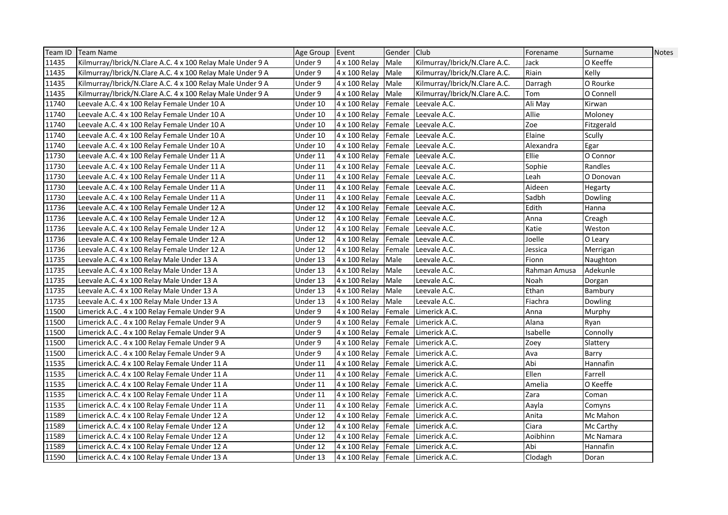| Team ID | Team Name | Age Group | Event | Gender | Club | Forename | Surname | Notes |
|---|---|---|---|---|---|---|---|---|
| 11435 | Kilmurray/Ibrick/N.Clare A.C. 4 x 100 Relay Male Under 9 A | Under 9 | 4 x 100 Relay | Male | Kilmurray/Ibrick/N.Clare A.C. | Jack | O Keeffe | |
| 11435 | Kilmurray/Ibrick/N.Clare A.C. 4 x 100 Relay Male Under 9 A | Under 9 | 4 x 100 Relay | Male | Kilmurray/Ibrick/N.Clare A.C. | Riain | Kelly | |
| 11435 | Kilmurray/Ibrick/N.Clare A.C. 4 x 100 Relay Male Under 9 A | Under 9 | 4 x 100 Relay | Male | Kilmurray/Ibrick/N.Clare A.C. | Darragh | O Rourke | |
| 11435 | Kilmurray/Ibrick/N.Clare A.C. 4 x 100 Relay Male Under 9 A | Under 9 | 4 x 100 Relay | Male | Kilmurray/Ibrick/N.Clare A.C. | Tom | O Connell | |
| 11740 | Leevale A.C. 4 x 100 Relay Female Under 10 A | Under 10 | 4 x 100 Relay | Female | Leevale A.C. | Ali May | Kirwan | |
| 11740 | Leevale A.C. 4 x 100 Relay Female Under 10 A | Under 10 | 4 x 100 Relay | Female | Leevale A.C. | Allie | Moloney | |
| 11740 | Leevale A.C. 4 x 100 Relay Female Under 10 A | Under 10 | 4 x 100 Relay | Female | Leevale A.C. | Zoe | Fitzgerald | |
| 11740 | Leevale A.C. 4 x 100 Relay Female Under 10 A | Under 10 | 4 x 100 Relay | Female | Leevale A.C. | Elaine | Scully | |
| 11740 | Leevale A.C. 4 x 100 Relay Female Under 10 A | Under 10 | 4 x 100 Relay | Female | Leevale A.C. | Alexandra | Egar | |
| 11730 | Leevale A.C. 4 x 100 Relay Female Under 11 A | Under 11 | 4 x 100 Relay | Female | Leevale A.C. | Ellie | O Connor | |
| 11730 | Leevale A.C. 4 x 100 Relay Female Under 11 A | Under 11 | 4 x 100 Relay | Female | Leevale A.C. | Sophie | Randles | |
| 11730 | Leevale A.C. 4 x 100 Relay Female Under 11 A | Under 11 | 4 x 100 Relay | Female | Leevale A.C. | Leah | O Donovan | |
| 11730 | Leevale A.C. 4 x 100 Relay Female Under 11 A | Under 11 | 4 x 100 Relay | Female | Leevale A.C. | Aideen | Hegarty | |
| 11730 | Leevale A.C. 4 x 100 Relay Female Under 11 A | Under 11 | 4 x 100 Relay | Female | Leevale A.C. | Sadbh | Dowling | |
| 11736 | Leevale A.C. 4 x 100 Relay Female Under 12 A | Under 12 | 4 x 100 Relay | Female | Leevale A.C. | Edith | Hanna | |
| 11736 | Leevale A.C. 4 x 100 Relay Female Under 12 A | Under 12 | 4 x 100 Relay | Female | Leevale A.C. | Anna | Creagh | |
| 11736 | Leevale A.C. 4 x 100 Relay Female Under 12 A | Under 12 | 4 x 100 Relay | Female | Leevale A.C. | Katie | Weston | |
| 11736 | Leevale A.C. 4 x 100 Relay Female Under 12 A | Under 12 | 4 x 100 Relay | Female | Leevale A.C. | Joelle | O Leary | |
| 11736 | Leevale A.C. 4 x 100 Relay Female Under 12 A | Under 12 | 4 x 100 Relay | Female | Leevale A.C. | Jessica | Merrigan | |
| 11735 | Leevale A.C. 4 x 100 Relay Male Under 13 A | Under 13 | 4 x 100 Relay | Male | Leevale A.C. | Fionn | Naughton | |
| 11735 | Leevale A.C. 4 x 100 Relay Male Under 13 A | Under 13 | 4 x 100 Relay | Male | Leevale A.C. | Rahman Amusa | Adekunle | |
| 11735 | Leevale A.C. 4 x 100 Relay Male Under 13 A | Under 13 | 4 x 100 Relay | Male | Leevale A.C. | Noah | Dorgan | |
| 11735 | Leevale A.C. 4 x 100 Relay Male Under 13 A | Under 13 | 4 x 100 Relay | Male | Leevale A.C. | Ethan | Bambury | |
| 11735 | Leevale A.C. 4 x 100 Relay Male Under 13 A | Under 13 | 4 x 100 Relay | Male | Leevale A.C. | Fiachra | Dowling | |
| 11500 | Limerick A.C . 4 x 100 Relay Female Under 9 A | Under 9 | 4 x 100 Relay | Female | Limerick A.C. | Anna | Murphy | |
| 11500 | Limerick A.C . 4 x 100 Relay Female Under 9 A | Under 9 | 4 x 100 Relay | Female | Limerick A.C. | Alana | Ryan | |
| 11500 | Limerick A.C . 4 x 100 Relay Female Under 9 A | Under 9 | 4 x 100 Relay | Female | Limerick A.C. | Isabelle | Connolly | |
| 11500 | Limerick A.C . 4 x 100 Relay Female Under 9 A | Under 9 | 4 x 100 Relay | Female | Limerick A.C. | Zoey | Slattery | |
| 11500 | Limerick A.C . 4 x 100 Relay Female Under 9 A | Under 9 | 4 x 100 Relay | Female | Limerick A.C. | Ava | Barry | |
| 11535 | Limerick A.C. 4 x 100 Relay Female Under 11 A | Under 11 | 4 x 100 Relay | Female | Limerick A.C. | Abi | Hannafin | |
| 11535 | Limerick A.C. 4 x 100 Relay Female Under 11 A | Under 11 | 4 x 100 Relay | Female | Limerick A.C. | Ellen | Farrell | |
| 11535 | Limerick A.C. 4 x 100 Relay Female Under 11 A | Under 11 | 4 x 100 Relay | Female | Limerick A.C. | Amelia | O Keeffe | |
| 11535 | Limerick A.C. 4 x 100 Relay Female Under 11 A | Under 11 | 4 x 100 Relay | Female | Limerick A.C. | Zara | Coman | |
| 11535 | Limerick A.C. 4 x 100 Relay Female Under 11 A | Under 11 | 4 x 100 Relay | Female | Limerick A.C. | Aayla | Comyns | |
| 11589 | Limerick A.C. 4 x 100 Relay Female Under 12 A | Under 12 | 4 x 100 Relay | Female | Limerick A.C. | Anita | Mc Mahon | |
| 11589 | Limerick A.C. 4 x 100 Relay Female Under 12 A | Under 12 | 4 x 100 Relay | Female | Limerick A.C. | Ciara | Mc Carthy | |
| 11589 | Limerick A.C. 4 x 100 Relay Female Under 12 A | Under 12 | 4 x 100 Relay | Female | Limerick A.C. | Aoibhinn | Mc Namara | |
| 11589 | Limerick A.C. 4 x 100 Relay Female Under 12 A | Under 12 | 4 x 100 Relay | Female | Limerick A.C. | Abi | Hannafin | |
| 11590 | Limerick A.C. 4 x 100 Relay Female Under 13 A | Under 13 | 4 x 100 Relay | Female | Limerick A.C. | Clodagh | Doran | |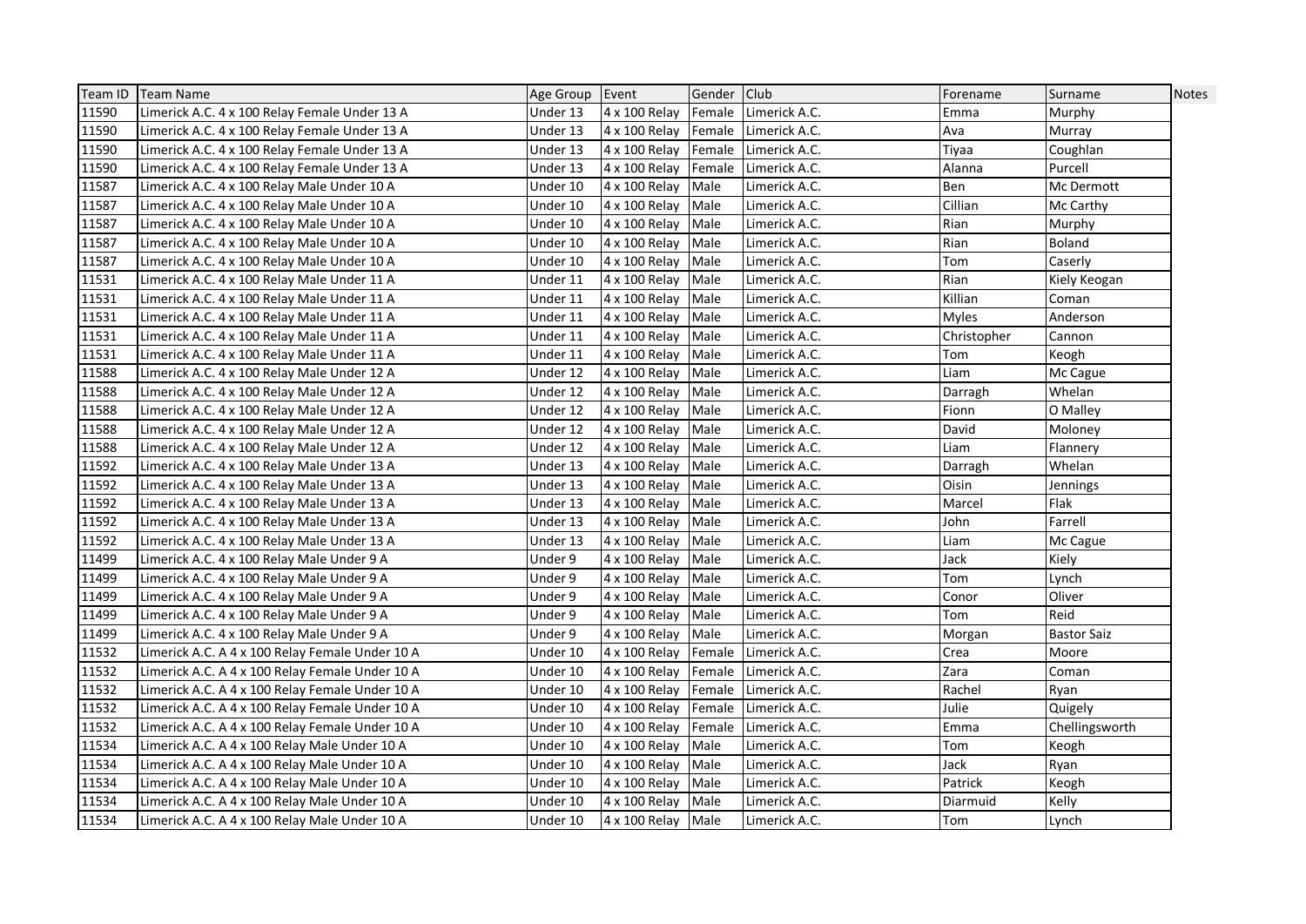| Team ID | Team Name | Age Group | Event | Gender | Club | Forename | Surname | Notes |
|---|---|---|---|---|---|---|---|---|
| 11590 | Limerick A.C. 4 x 100 Relay Female Under 13 A | Under 13 | 4 x 100 Relay | Female | Limerick A.C. | Emma | Murphy | |
| 11590 | Limerick A.C. 4 x 100 Relay Female Under 13 A | Under 13 | 4 x 100 Relay | Female | Limerick A.C. | Ava | Murray | |
| 11590 | Limerick A.C. 4 x 100 Relay Female Under 13 A | Under 13 | 4 x 100 Relay | Female | Limerick A.C. | Tiyaa | Coughlan | |
| 11590 | Limerick A.C. 4 x 100 Relay Female Under 13 A | Under 13 | 4 x 100 Relay | Female | Limerick A.C. | Alanna | Purcell | |
| 11587 | Limerick A.C. 4 x 100 Relay Male Under 10 A | Under 10 | 4 x 100 Relay | Male | Limerick A.C. | Ben | Mc Dermott | |
| 11587 | Limerick A.C. 4 x 100 Relay Male Under 10 A | Under 10 | 4 x 100 Relay | Male | Limerick A.C. | Cillian | Mc Carthy | |
| 11587 | Limerick A.C. 4 x 100 Relay Male Under 10 A | Under 10 | 4 x 100 Relay | Male | Limerick A.C. | Rian | Murphy | |
| 11587 | Limerick A.C. 4 x 100 Relay Male Under 10 A | Under 10 | 4 x 100 Relay | Male | Limerick A.C. | Rian | Boland | |
| 11587 | Limerick A.C. 4 x 100 Relay Male Under 10 A | Under 10 | 4 x 100 Relay | Male | Limerick A.C. | Tom | Caserly | |
| 11531 | Limerick A.C. 4 x 100 Relay Male Under 11 A | Under 11 | 4 x 100 Relay | Male | Limerick A.C. | Rian | Kiely Keogan | |
| 11531 | Limerick A.C. 4 x 100 Relay Male Under 11 A | Under 11 | 4 x 100 Relay | Male | Limerick A.C. | Killian | Coman | |
| 11531 | Limerick A.C. 4 x 100 Relay Male Under 11 A | Under 11 | 4 x 100 Relay | Male | Limerick A.C. | Myles | Anderson | |
| 11531 | Limerick A.C. 4 x 100 Relay Male Under 11 A | Under 11 | 4 x 100 Relay | Male | Limerick A.C. | Christopher | Cannon | |
| 11531 | Limerick A.C. 4 x 100 Relay Male Under 11 A | Under 11 | 4 x 100 Relay | Male | Limerick A.C. | Tom | Keogh | |
| 11588 | Limerick A.C. 4 x 100 Relay Male Under 12 A | Under 12 | 4 x 100 Relay | Male | Limerick A.C. | Liam | Mc Cague | |
| 11588 | Limerick A.C. 4 x 100 Relay Male Under 12 A | Under 12 | 4 x 100 Relay | Male | Limerick A.C. | Darragh | Whelan | |
| 11588 | Limerick A.C. 4 x 100 Relay Male Under 12 A | Under 12 | 4 x 100 Relay | Male | Limerick A.C. | Fionn | O Malley | |
| 11588 | Limerick A.C. 4 x 100 Relay Male Under 12 A | Under 12 | 4 x 100 Relay | Male | Limerick A.C. | David | Moloney | |
| 11588 | Limerick A.C. 4 x 100 Relay Male Under 12 A | Under 12 | 4 x 100 Relay | Male | Limerick A.C. | Liam | Flannery | |
| 11592 | Limerick A.C. 4 x 100 Relay Male Under 13 A | Under 13 | 4 x 100 Relay | Male | Limerick A.C. | Darragh | Whelan | |
| 11592 | Limerick A.C. 4 x 100 Relay Male Under 13 A | Under 13 | 4 x 100 Relay | Male | Limerick A.C. | Oisin | Jennings | |
| 11592 | Limerick A.C. 4 x 100 Relay Male Under 13 A | Under 13 | 4 x 100 Relay | Male | Limerick A.C. | Marcel | Flak | |
| 11592 | Limerick A.C. 4 x 100 Relay Male Under 13 A | Under 13 | 4 x 100 Relay | Male | Limerick A.C. | John | Farrell | |
| 11592 | Limerick A.C. 4 x 100 Relay Male Under 13 A | Under 13 | 4 x 100 Relay | Male | Limerick A.C. | Liam | Mc Cague | |
| 11499 | Limerick A.C. 4 x 100 Relay Male Under 9 A | Under 9 | 4 x 100 Relay | Male | Limerick A.C. | Jack | Kiely | |
| 11499 | Limerick A.C. 4 x 100 Relay Male Under 9 A | Under 9 | 4 x 100 Relay | Male | Limerick A.C. | Tom | Lynch | |
| 11499 | Limerick A.C. 4 x 100 Relay Male Under 9 A | Under 9 | 4 x 100 Relay | Male | Limerick A.C. | Conor | Oliver | |
| 11499 | Limerick A.C. 4 x 100 Relay Male Under 9 A | Under 9 | 4 x 100 Relay | Male | Limerick A.C. | Tom | Reid | |
| 11499 | Limerick A.C. 4 x 100 Relay Male Under 9 A | Under 9 | 4 x 100 Relay | Male | Limerick A.C. | Morgan | Bastor Saiz | |
| 11532 | Limerick A.C. A 4 x 100 Relay Female Under 10 A | Under 10 | 4 x 100 Relay | Female | Limerick A.C. | Crea | Moore | |
| 11532 | Limerick A.C. A 4 x 100 Relay Female Under 10 A | Under 10 | 4 x 100 Relay | Female | Limerick A.C. | Zara | Coman | |
| 11532 | Limerick A.C. A 4 x 100 Relay Female Under 10 A | Under 10 | 4 x 100 Relay | Female | Limerick A.C. | Rachel | Ryan | |
| 11532 | Limerick A.C. A 4 x 100 Relay Female Under 10 A | Under 10 | 4 x 100 Relay | Female | Limerick A.C. | Julie | Quigely | |
| 11532 | Limerick A.C. A 4 x 100 Relay Female Under 10 A | Under 10 | 4 x 100 Relay | Female | Limerick A.C. | Emma | Chellingsworth | |
| 11534 | Limerick A.C. A 4 x 100 Relay Male Under 10 A | Under 10 | 4 x 100 Relay | Male | Limerick A.C. | Tom | Keogh | |
| 11534 | Limerick A.C. A 4 x 100 Relay Male Under 10 A | Under 10 | 4 x 100 Relay | Male | Limerick A.C. | Jack | Ryan | |
| 11534 | Limerick A.C. A 4 x 100 Relay Male Under 10 A | Under 10 | 4 x 100 Relay | Male | Limerick A.C. | Patrick | Keogh | |
| 11534 | Limerick A.C. A 4 x 100 Relay Male Under 10 A | Under 10 | 4 x 100 Relay | Male | Limerick A.C. | Diarmuid | Kelly | |
| 11534 | Limerick A.C. A 4 x 100 Relay Male Under 10 A | Under 10 | 4 x 100 Relay | Male | Limerick A.C. | Tom | Lynch | |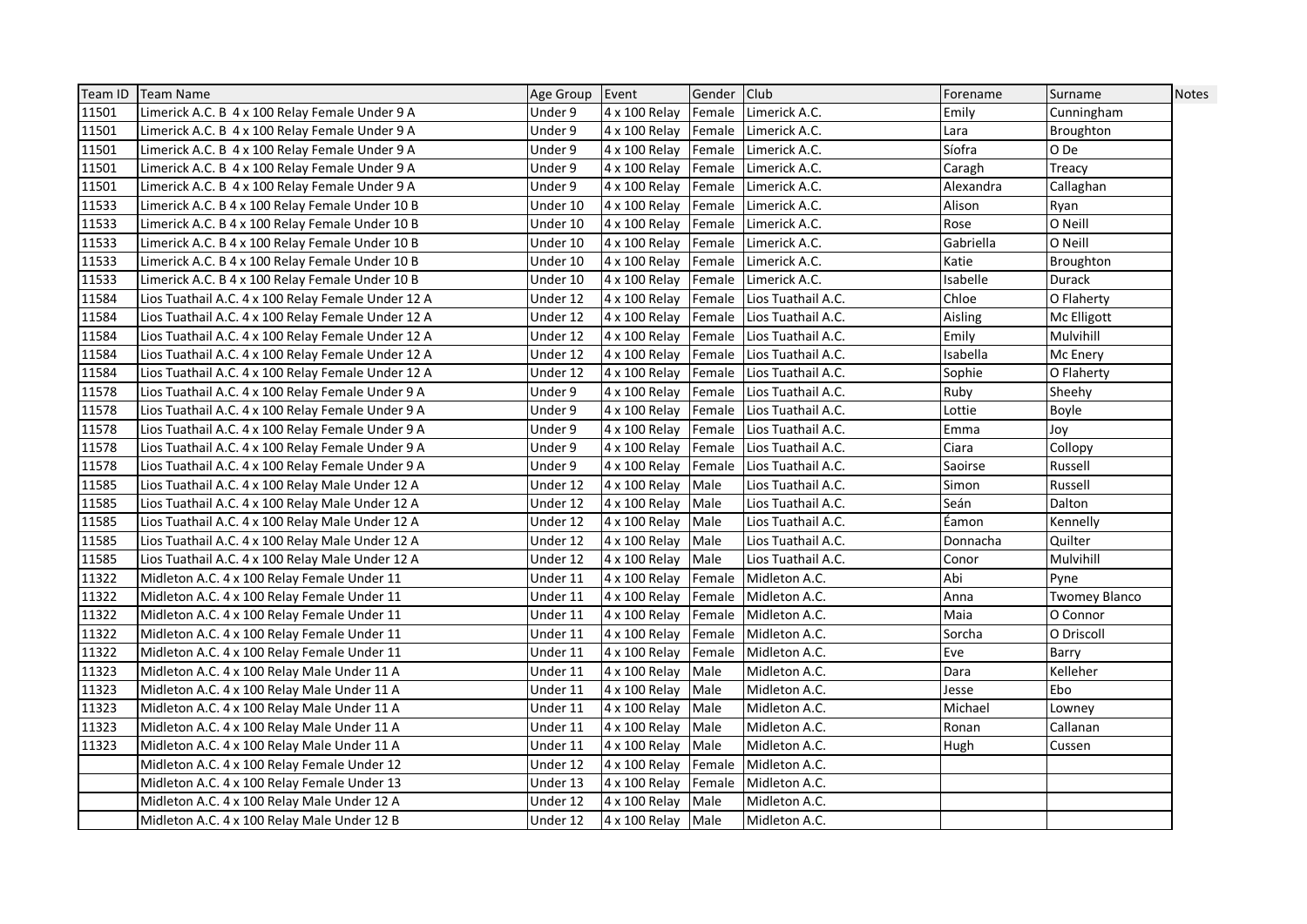| Team ID | Team Name | Age Group | Event | Gender | Club | Forename | Surname | Notes |
|---|---|---|---|---|---|---|---|---|
| 11501 | Limerick A.C. B  4 x 100 Relay Female Under 9 A | Under 9 | 4 x 100 Relay | Female | Limerick A.C. | Emily | Cunningham | |
| 11501 | Limerick A.C. B  4 x 100 Relay Female Under 9 A | Under 9 | 4 x 100 Relay | Female | Limerick A.C. | Lara | Broughton | |
| 11501 | Limerick A.C. B  4 x 100 Relay Female Under 9 A | Under 9 | 4 x 100 Relay | Female | Limerick A.C. | Síofra | O De | |
| 11501 | Limerick A.C. B  4 x 100 Relay Female Under 9 A | Under 9 | 4 x 100 Relay | Female | Limerick A.C. | Caragh | Treacy | |
| 11501 | Limerick A.C. B  4 x 100 Relay Female Under 9 A | Under 9 | 4 x 100 Relay | Female | Limerick A.C. | Alexandra | Callaghan | |
| 11533 | Limerick A.C. B 4 x 100 Relay Female Under 10 B | Under 10 | 4 x 100 Relay | Female | Limerick A.C. | Alison | Ryan | |
| 11533 | Limerick A.C. B 4 x 100 Relay Female Under 10 B | Under 10 | 4 x 100 Relay | Female | Limerick A.C. | Rose | O Neill | |
| 11533 | Limerick A.C. B 4 x 100 Relay Female Under 10 B | Under 10 | 4 x 100 Relay | Female | Limerick A.C. | Gabriella | O Neill | |
| 11533 | Limerick A.C. B 4 x 100 Relay Female Under 10 B | Under 10 | 4 x 100 Relay | Female | Limerick A.C. | Katie | Broughton | |
| 11533 | Limerick A.C. B 4 x 100 Relay Female Under 10 B | Under 10 | 4 x 100 Relay | Female | Limerick A.C. | Isabelle | Durack | |
| 11584 | Lios Tuathail A.C. 4 x 100 Relay Female Under 12 A | Under 12 | 4 x 100 Relay | Female | Lios Tuathail A.C. | Chloe | O Flaherty | |
| 11584 | Lios Tuathail A.C. 4 x 100 Relay Female Under 12 A | Under 12 | 4 x 100 Relay | Female | Lios Tuathail A.C. | Aisling | Mc Elligott | |
| 11584 | Lios Tuathail A.C. 4 x 100 Relay Female Under 12 A | Under 12 | 4 x 100 Relay | Female | Lios Tuathail A.C. | Emily | Mulvihill | |
| 11584 | Lios Tuathail A.C. 4 x 100 Relay Female Under 12 A | Under 12 | 4 x 100 Relay | Female | Lios Tuathail A.C. | Isabella | Mc Enery | |
| 11584 | Lios Tuathail A.C. 4 x 100 Relay Female Under 12 A | Under 12 | 4 x 100 Relay | Female | Lios Tuathail A.C. | Sophie | O Flaherty | |
| 11578 | Lios Tuathail A.C. 4 x 100 Relay Female Under 9 A | Under 9 | 4 x 100 Relay | Female | Lios Tuathail A.C. | Ruby | Sheehy | |
| 11578 | Lios Tuathail A.C. 4 x 100 Relay Female Under 9 A | Under 9 | 4 x 100 Relay | Female | Lios Tuathail A.C. | Lottie | Boyle | |
| 11578 | Lios Tuathail A.C. 4 x 100 Relay Female Under 9 A | Under 9 | 4 x 100 Relay | Female | Lios Tuathail A.C. | Emma | Joy | |
| 11578 | Lios Tuathail A.C. 4 x 100 Relay Female Under 9 A | Under 9 | 4 x 100 Relay | Female | Lios Tuathail A.C. | Ciara | Collopy | |
| 11578 | Lios Tuathail A.C. 4 x 100 Relay Female Under 9 A | Under 9 | 4 x 100 Relay | Female | Lios Tuathail A.C. | Saoirse | Russell | |
| 11585 | Lios Tuathail A.C. 4 x 100 Relay Male Under 12 A | Under 12 | 4 x 100 Relay | Male | Lios Tuathail A.C. | Simon | Russell | |
| 11585 | Lios Tuathail A.C. 4 x 100 Relay Male Under 12 A | Under 12 | 4 x 100 Relay | Male | Lios Tuathail A.C. | Seán | Dalton | |
| 11585 | Lios Tuathail A.C. 4 x 100 Relay Male Under 12 A | Under 12 | 4 x 100 Relay | Male | Lios Tuathail A.C. | Éamon | Kennelly | |
| 11585 | Lios Tuathail A.C. 4 x 100 Relay Male Under 12 A | Under 12 | 4 x 100 Relay | Male | Lios Tuathail A.C. | Donnacha | Quilter | |
| 11585 | Lios Tuathail A.C. 4 x 100 Relay Male Under 12 A | Under 12 | 4 x 100 Relay | Male | Lios Tuathail A.C. | Conor | Mulvihill | |
| 11322 | Midleton A.C. 4 x 100 Relay Female Under 11 | Under 11 | 4 x 100 Relay | Female | Midleton A.C. | Abi | Pyne | |
| 11322 | Midleton A.C. 4 x 100 Relay Female Under 11 | Under 11 | 4 x 100 Relay | Female | Midleton A.C. | Anna | Twomey Blanco | |
| 11322 | Midleton A.C. 4 x 100 Relay Female Under 11 | Under 11 | 4 x 100 Relay | Female | Midleton A.C. | Maia | O Connor | |
| 11322 | Midleton A.C. 4 x 100 Relay Female Under 11 | Under 11 | 4 x 100 Relay | Female | Midleton A.C. | Sorcha | O Driscoll | |
| 11322 | Midleton A.C. 4 x 100 Relay Female Under 11 | Under 11 | 4 x 100 Relay | Female | Midleton A.C. | Eve | Barry | |
| 11323 | Midleton A.C. 4 x 100 Relay Male Under 11 A | Under 11 | 4 x 100 Relay | Male | Midleton A.C. | Dara | Kelleher | |
| 11323 | Midleton A.C. 4 x 100 Relay Male Under 11 A | Under 11 | 4 x 100 Relay | Male | Midleton A.C. | Jesse | Ebo | |
| 11323 | Midleton A.C. 4 x 100 Relay Male Under 11 A | Under 11 | 4 x 100 Relay | Male | Midleton A.C. | Michael | Lowney | |
| 11323 | Midleton A.C. 4 x 100 Relay Male Under 11 A | Under 11 | 4 x 100 Relay | Male | Midleton A.C. | Ronan | Callanan | |
| 11323 | Midleton A.C. 4 x 100 Relay Male Under 11 A | Under 11 | 4 x 100 Relay | Male | Midleton A.C. | Hugh | Cussen | |
| | Midleton A.C. 4 x 100 Relay Female Under 12 | Under 12 | 4 x 100 Relay | Female | Midleton A.C. | | | |
| | Midleton A.C. 4 x 100 Relay Female Under 13 | Under 13 | 4 x 100 Relay | Female | Midleton A.C. | | | |
| | Midleton A.C. 4 x 100 Relay Male Under 12 A | Under 12 | 4 x 100 Relay | Male | Midleton A.C. | | | |
| | Midleton A.C. 4 x 100 Relay Male Under 12 B | Under 12 | 4 x 100 Relay | Male | Midleton A.C. | | | |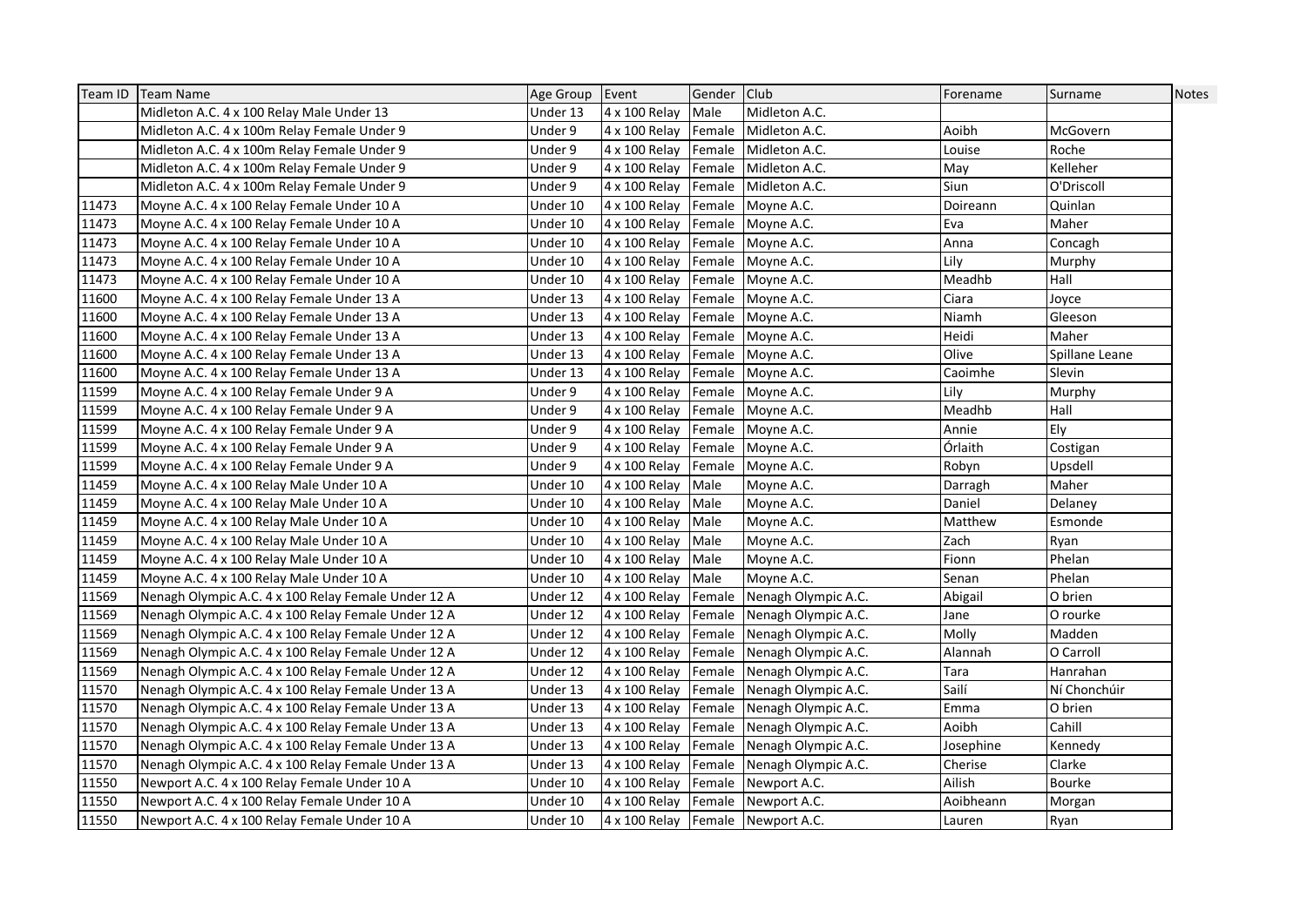| Team ID | Team Name | Age Group | Event | Gender | Club | Forename | Surname | Notes |
|---|---|---|---|---|---|---|---|---|
| | Midleton A.C. 4 x 100 Relay Male Under 13 | Under 13 | 4 x 100 Relay | Male | Midleton A.C. | | | |
| | Midleton A.C. 4 x 100m Relay Female Under 9 | Under 9 | 4 x 100 Relay | Female | Midleton A.C. | Aoibh | McGovern | |
| | Midleton A.C. 4 x 100m Relay Female Under 9 | Under 9 | 4 x 100 Relay | Female | Midleton A.C. | Louise | Roche | |
| | Midleton A.C. 4 x 100m Relay Female Under 9 | Under 9 | 4 x 100 Relay | Female | Midleton A.C. | May | Kelleher | |
| | Midleton A.C. 4 x 100m Relay Female Under 9 | Under 9 | 4 x 100 Relay | Female | Midleton A.C. | Siun | O'Driscoll | |
| 11473 | Moyne A.C. 4 x 100 Relay Female Under 10 A | Under 10 | 4 x 100 Relay | Female | Moyne A.C. | Doireann | Quinlan | |
| 11473 | Moyne A.C. 4 x 100 Relay Female Under 10 A | Under 10 | 4 x 100 Relay | Female | Moyne A.C. | Eva | Maher | |
| 11473 | Moyne A.C. 4 x 100 Relay Female Under 10 A | Under 10 | 4 x 100 Relay | Female | Moyne A.C. | Anna | Concagh | |
| 11473 | Moyne A.C. 4 x 100 Relay Female Under 10 A | Under 10 | 4 x 100 Relay | Female | Moyne A.C. | Lily | Murphy | |
| 11473 | Moyne A.C. 4 x 100 Relay Female Under 10 A | Under 10 | 4 x 100 Relay | Female | Moyne A.C. | Meadhb | Hall | |
| 11600 | Moyne A.C. 4 x 100 Relay Female Under 13 A | Under 13 | 4 x 100 Relay | Female | Moyne A.C. | Ciara | Joyce | |
| 11600 | Moyne A.C. 4 x 100 Relay Female Under 13 A | Under 13 | 4 x 100 Relay | Female | Moyne A.C. | Niamh | Gleeson | |
| 11600 | Moyne A.C. 4 x 100 Relay Female Under 13 A | Under 13 | 4 x 100 Relay | Female | Moyne A.C. | Heidi | Maher | |
| 11600 | Moyne A.C. 4 x 100 Relay Female Under 13 A | Under 13 | 4 x 100 Relay | Female | Moyne A.C. | Olive | Spillane Leane | |
| 11600 | Moyne A.C. 4 x 100 Relay Female Under 13 A | Under 13 | 4 x 100 Relay | Female | Moyne A.C. | Caoimhe | Slevin | |
| 11599 | Moyne A.C. 4 x 100 Relay Female Under 9 A | Under 9 | 4 x 100 Relay | Female | Moyne A.C. | Lily | Murphy | |
| 11599 | Moyne A.C. 4 x 100 Relay Female Under 9 A | Under 9 | 4 x 100 Relay | Female | Moyne A.C. | Meadhb | Hall | |
| 11599 | Moyne A.C. 4 x 100 Relay Female Under 9 A | Under 9 | 4 x 100 Relay | Female | Moyne A.C. | Annie | Ely | |
| 11599 | Moyne A.C. 4 x 100 Relay Female Under 9 A | Under 9 | 4 x 100 Relay | Female | Moyne A.C. | Órlaith | Costigan | |
| 11599 | Moyne A.C. 4 x 100 Relay Female Under 9 A | Under 9 | 4 x 100 Relay | Female | Moyne A.C. | Robyn | Upsdell | |
| 11459 | Moyne A.C. 4 x 100 Relay Male Under 10 A | Under 10 | 4 x 100 Relay | Male | Moyne A.C. | Darragh | Maher | |
| 11459 | Moyne A.C. 4 x 100 Relay Male Under 10 A | Under 10 | 4 x 100 Relay | Male | Moyne A.C. | Daniel | Delaney | |
| 11459 | Moyne A.C. 4 x 100 Relay Male Under 10 A | Under 10 | 4 x 100 Relay | Male | Moyne A.C. | Matthew | Esmonde | |
| 11459 | Moyne A.C. 4 x 100 Relay Male Under 10 A | Under 10 | 4 x 100 Relay | Male | Moyne A.C. | Zach | Ryan | |
| 11459 | Moyne A.C. 4 x 100 Relay Male Under 10 A | Under 10 | 4 x 100 Relay | Male | Moyne A.C. | Fionn | Phelan | |
| 11459 | Moyne A.C. 4 x 100 Relay Male Under 10 A | Under 10 | 4 x 100 Relay | Male | Moyne A.C. | Senan | Phelan | |
| 11569 | Nenagh Olympic A.C. 4 x 100 Relay Female Under 12 A | Under 12 | 4 x 100 Relay | Female | Nenagh Olympic A.C. | Abigail | O brien | |
| 11569 | Nenagh Olympic A.C. 4 x 100 Relay Female Under 12 A | Under 12 | 4 x 100 Relay | Female | Nenagh Olympic A.C. | Jane | O rourke | |
| 11569 | Nenagh Olympic A.C. 4 x 100 Relay Female Under 12 A | Under 12 | 4 x 100 Relay | Female | Nenagh Olympic A.C. | Molly | Madden | |
| 11569 | Nenagh Olympic A.C. 4 x 100 Relay Female Under 12 A | Under 12 | 4 x 100 Relay | Female | Nenagh Olympic A.C. | Alannah | O Carroll | |
| 11569 | Nenagh Olympic A.C. 4 x 100 Relay Female Under 12 A | Under 12 | 4 x 100 Relay | Female | Nenagh Olympic A.C. | Tara | Hanrahan | |
| 11570 | Nenagh Olympic A.C. 4 x 100 Relay Female Under 13 A | Under 13 | 4 x 100 Relay | Female | Nenagh Olympic A.C. | Sailí | Ní Chonchúir | |
| 11570 | Nenagh Olympic A.C. 4 x 100 Relay Female Under 13 A | Under 13 | 4 x 100 Relay | Female | Nenagh Olympic A.C. | Emma | O brien | |
| 11570 | Nenagh Olympic A.C. 4 x 100 Relay Female Under 13 A | Under 13 | 4 x 100 Relay | Female | Nenagh Olympic A.C. | Aoibh | Cahill | |
| 11570 | Nenagh Olympic A.C. 4 x 100 Relay Female Under 13 A | Under 13 | 4 x 100 Relay | Female | Nenagh Olympic A.C. | Josephine | Kennedy | |
| 11570 | Nenagh Olympic A.C. 4 x 100 Relay Female Under 13 A | Under 13 | 4 x 100 Relay | Female | Nenagh Olympic A.C. | Cherise | Clarke | |
| 11550 | Newport A.C. 4 x 100 Relay Female Under 10 A | Under 10 | 4 x 100 Relay | Female | Newport A.C. | Ailish | Bourke | |
| 11550 | Newport A.C. 4 x 100 Relay Female Under 10 A | Under 10 | 4 x 100 Relay | Female | Newport A.C. | Aoibheann | Morgan | |
| 11550 | Newport A.C. 4 x 100 Relay Female Under 10 A | Under 10 | 4 x 100 Relay | Female | Newport A.C. | Lauren | Ryan | |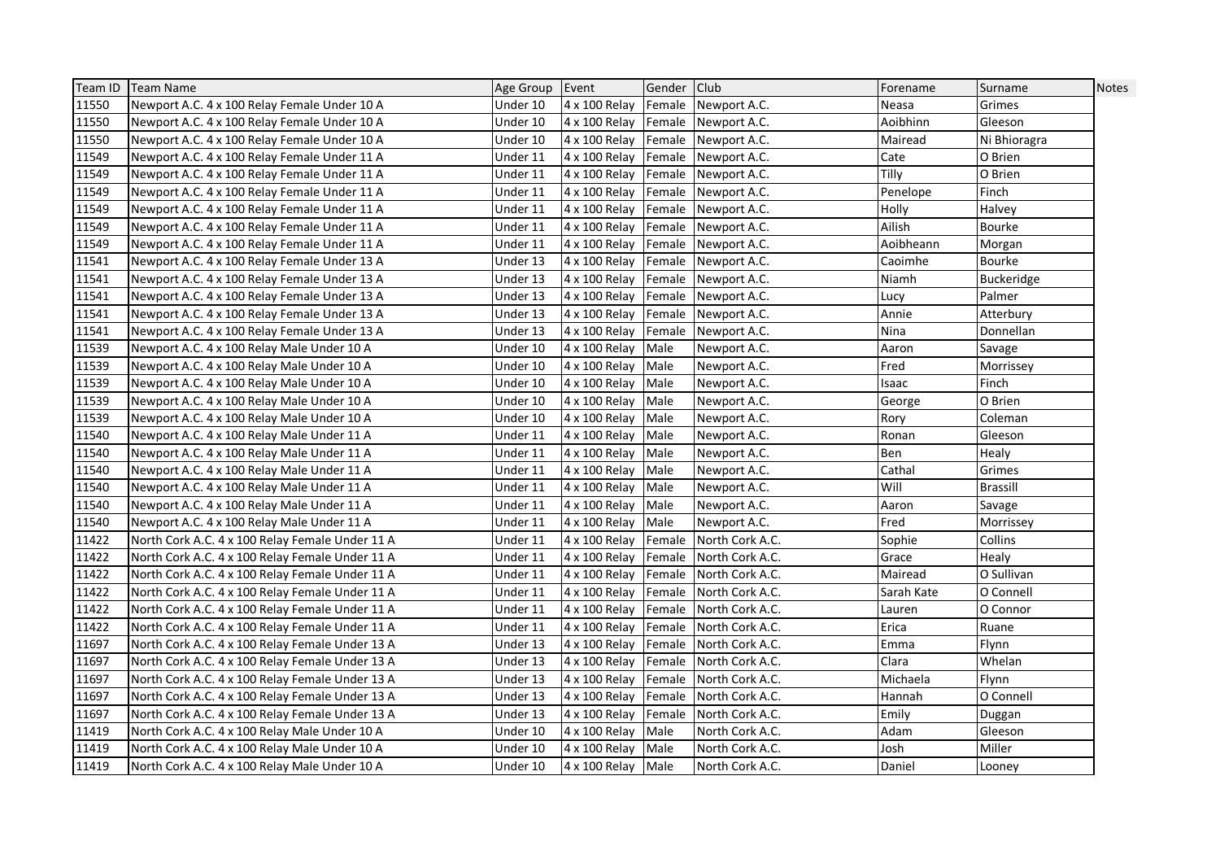| Team ID | Team Name | Age Group | Event | Gender | Club | Forename | Surname | Notes |
|---|---|---|---|---|---|---|---|---|
| 11550 | Newport A.C. 4 x 100 Relay Female Under 10 A | Under 10 | 4 x 100 Relay | Female | Newport A.C. | Neasa | Grimes | |
| 11550 | Newport A.C. 4 x 100 Relay Female Under 10 A | Under 10 | 4 x 100 Relay | Female | Newport A.C. | Aoibhinn | Gleeson | |
| 11550 | Newport A.C. 4 x 100 Relay Female Under 10 A | Under 10 | 4 x 100 Relay | Female | Newport A.C. | Mairead | Ni Bhioragra | |
| 11549 | Newport A.C. 4 x 100 Relay Female Under 11 A | Under 11 | 4 x 100 Relay | Female | Newport A.C. | Cate | O Brien | |
| 11549 | Newport A.C. 4 x 100 Relay Female Under 11 A | Under 11 | 4 x 100 Relay | Female | Newport A.C. | Tilly | O Brien | |
| 11549 | Newport A.C. 4 x 100 Relay Female Under 11 A | Under 11 | 4 x 100 Relay | Female | Newport A.C. | Penelope | Finch | |
| 11549 | Newport A.C. 4 x 100 Relay Female Under 11 A | Under 11 | 4 x 100 Relay | Female | Newport A.C. | Holly | Halvey | |
| 11549 | Newport A.C. 4 x 100 Relay Female Under 11 A | Under 11 | 4 x 100 Relay | Female | Newport A.C. | Ailish | Bourke | |
| 11549 | Newport A.C. 4 x 100 Relay Female Under 11 A | Under 11 | 4 x 100 Relay | Female | Newport A.C. | Aoibheann | Morgan | |
| 11541 | Newport A.C. 4 x 100 Relay Female Under 13 A | Under 13 | 4 x 100 Relay | Female | Newport A.C. | Caoimhe | Bourke | |
| 11541 | Newport A.C. 4 x 100 Relay Female Under 13 A | Under 13 | 4 x 100 Relay | Female | Newport A.C. | Niamh | Buckeridge | |
| 11541 | Newport A.C. 4 x 100 Relay Female Under 13 A | Under 13 | 4 x 100 Relay | Female | Newport A.C. | Lucy | Palmer | |
| 11541 | Newport A.C. 4 x 100 Relay Female Under 13 A | Under 13 | 4 x 100 Relay | Female | Newport A.C. | Annie | Atterbury | |
| 11541 | Newport A.C. 4 x 100 Relay Female Under 13 A | Under 13 | 4 x 100 Relay | Female | Newport A.C. | Nina | Donnellan | |
| 11539 | Newport A.C. 4 x 100 Relay Male Under 10 A | Under 10 | 4 x 100 Relay | Male | Newport A.C. | Aaron | Savage | |
| 11539 | Newport A.C. 4 x 100 Relay Male Under 10 A | Under 10 | 4 x 100 Relay | Male | Newport A.C. | Fred | Morrissey | |
| 11539 | Newport A.C. 4 x 100 Relay Male Under 10 A | Under 10 | 4 x 100 Relay | Male | Newport A.C. | Isaac | Finch | |
| 11539 | Newport A.C. 4 x 100 Relay Male Under 10 A | Under 10 | 4 x 100 Relay | Male | Newport A.C. | George | O Brien | |
| 11539 | Newport A.C. 4 x 100 Relay Male Under 10 A | Under 10 | 4 x 100 Relay | Male | Newport A.C. | Rory | Coleman | |
| 11540 | Newport A.C. 4 x 100 Relay Male Under 11 A | Under 11 | 4 x 100 Relay | Male | Newport A.C. | Ronan | Gleeson | |
| 11540 | Newport A.C. 4 x 100 Relay Male Under 11 A | Under 11 | 4 x 100 Relay | Male | Newport A.C. | Ben | Healy | |
| 11540 | Newport A.C. 4 x 100 Relay Male Under 11 A | Under 11 | 4 x 100 Relay | Male | Newport A.C. | Cathal | Grimes | |
| 11540 | Newport A.C. 4 x 100 Relay Male Under 11 A | Under 11 | 4 x 100 Relay | Male | Newport A.C. | Will | Brassill | |
| 11540 | Newport A.C. 4 x 100 Relay Male Under 11 A | Under 11 | 4 x 100 Relay | Male | Newport A.C. | Aaron | Savage | |
| 11540 | Newport A.C. 4 x 100 Relay Male Under 11 A | Under 11 | 4 x 100 Relay | Male | Newport A.C. | Fred | Morrissey | |
| 11422 | North Cork A.C. 4 x 100 Relay Female Under 11 A | Under 11 | 4 x 100 Relay | Female | North Cork A.C. | Sophie | Collins | |
| 11422 | North Cork A.C. 4 x 100 Relay Female Under 11 A | Under 11 | 4 x 100 Relay | Female | North Cork A.C. | Grace | Healy | |
| 11422 | North Cork A.C. 4 x 100 Relay Female Under 11 A | Under 11 | 4 x 100 Relay | Female | North Cork A.C. | Mairead | O Sullivan | |
| 11422 | North Cork A.C. 4 x 100 Relay Female Under 11 A | Under 11 | 4 x 100 Relay | Female | North Cork A.C. | Sarah Kate | O Connell | |
| 11422 | North Cork A.C. 4 x 100 Relay Female Under 11 A | Under 11 | 4 x 100 Relay | Female | North Cork A.C. | Lauren | O Connor | |
| 11422 | North Cork A.C. 4 x 100 Relay Female Under 11 A | Under 11 | 4 x 100 Relay | Female | North Cork A.C. | Erica | Ruane | |
| 11697 | North Cork A.C. 4 x 100 Relay Female Under 13 A | Under 13 | 4 x 100 Relay | Female | North Cork A.C. | Emma | Flynn | |
| 11697 | North Cork A.C. 4 x 100 Relay Female Under 13 A | Under 13 | 4 x 100 Relay | Female | North Cork A.C. | Clara | Whelan | |
| 11697 | North Cork A.C. 4 x 100 Relay Female Under 13 A | Under 13 | 4 x 100 Relay | Female | North Cork A.C. | Michaela | Flynn | |
| 11697 | North Cork A.C. 4 x 100 Relay Female Under 13 A | Under 13 | 4 x 100 Relay | Female | North Cork A.C. | Hannah | O Connell | |
| 11697 | North Cork A.C. 4 x 100 Relay Female Under 13 A | Under 13 | 4 x 100 Relay | Female | North Cork A.C. | Emily | Duggan | |
| 11419 | North Cork A.C. 4 x 100 Relay Male Under 10 A | Under 10 | 4 x 100 Relay | Male | North Cork A.C. | Adam | Gleeson | |
| 11419 | North Cork A.C. 4 x 100 Relay Male Under 10 A | Under 10 | 4 x 100 Relay | Male | North Cork A.C. | Josh | Miller | |
| 11419 | North Cork A.C. 4 x 100 Relay Male Under 10 A | Under 10 | 4 x 100 Relay | Male | North Cork A.C. | Daniel | Looney | |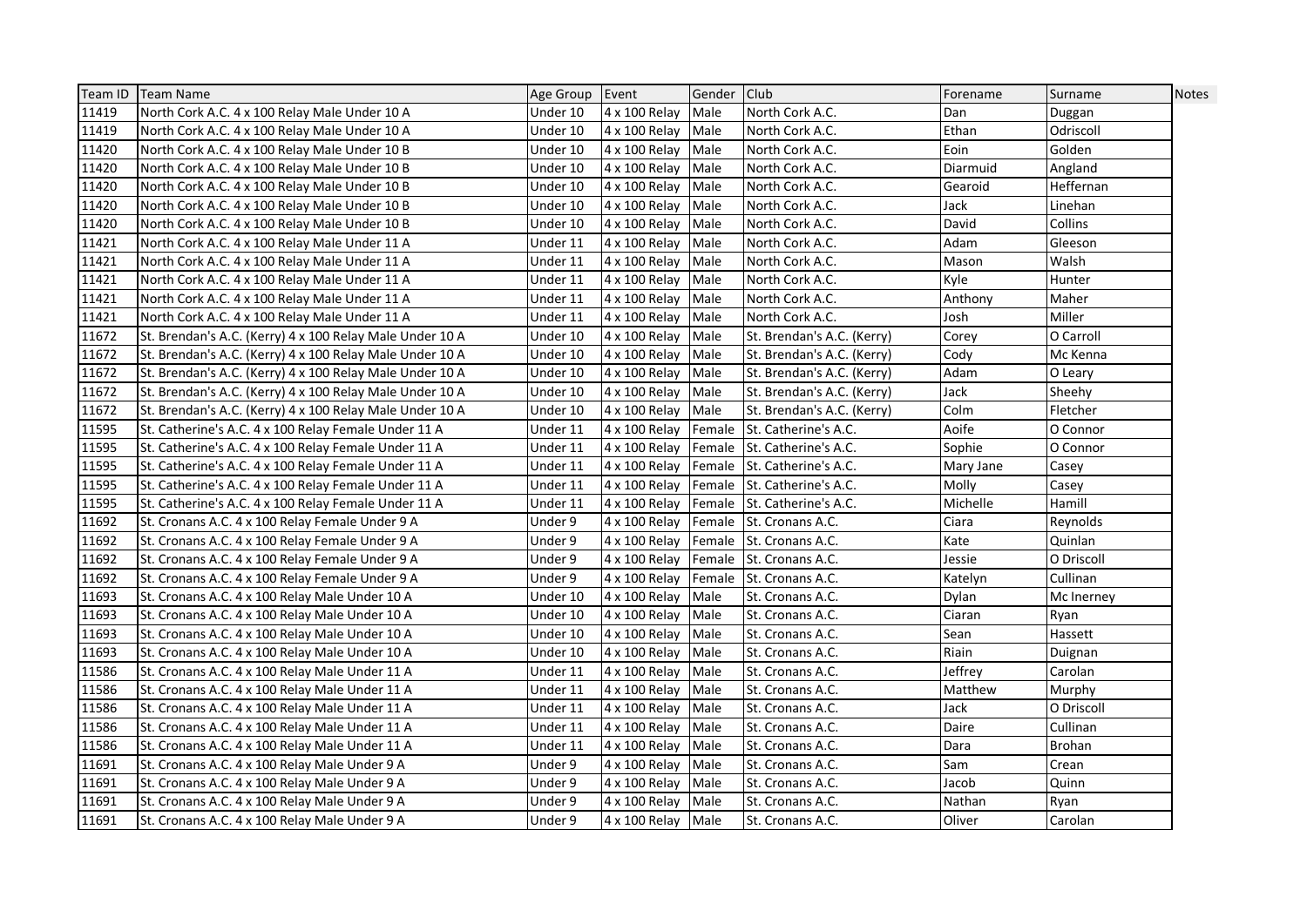| Team ID | Team Name | Age Group | Event | Gender | Club | Forename | Surname | Notes |
|---|---|---|---|---|---|---|---|---|
| 11419 | North Cork A.C. 4 x 100 Relay Male Under 10 A | Under 10 | 4 x 100 Relay | Male | North Cork A.C. | Dan | Duggan | |
| 11419 | North Cork A.C. 4 x 100 Relay Male Under 10 A | Under 10 | 4 x 100 Relay | Male | North Cork A.C. | Ethan | Odriscoll | |
| 11420 | North Cork A.C. 4 x 100 Relay Male Under 10 B | Under 10 | 4 x 100 Relay | Male | North Cork A.C. | Eoin | Golden | |
| 11420 | North Cork A.C. 4 x 100 Relay Male Under 10 B | Under 10 | 4 x 100 Relay | Male | North Cork A.C. | Diarmuid | Angland | |
| 11420 | North Cork A.C. 4 x 100 Relay Male Under 10 B | Under 10 | 4 x 100 Relay | Male | North Cork A.C. | Gearoid | Heffernan | |
| 11420 | North Cork A.C. 4 x 100 Relay Male Under 10 B | Under 10 | 4 x 100 Relay | Male | North Cork A.C. | Jack | Linehan | |
| 11420 | North Cork A.C. 4 x 100 Relay Male Under 10 B | Under 10 | 4 x 100 Relay | Male | North Cork A.C. | David | Collins | |
| 11421 | North Cork A.C. 4 x 100 Relay Male Under 11 A | Under 11 | 4 x 100 Relay | Male | North Cork A.C. | Adam | Gleeson | |
| 11421 | North Cork A.C. 4 x 100 Relay Male Under 11 A | Under 11 | 4 x 100 Relay | Male | North Cork A.C. | Mason | Walsh | |
| 11421 | North Cork A.C. 4 x 100 Relay Male Under 11 A | Under 11 | 4 x 100 Relay | Male | North Cork A.C. | Kyle | Hunter | |
| 11421 | North Cork A.C. 4 x 100 Relay Male Under 11 A | Under 11 | 4 x 100 Relay | Male | North Cork A.C. | Anthony | Maher | |
| 11421 | North Cork A.C. 4 x 100 Relay Male Under 11 A | Under 11 | 4 x 100 Relay | Male | North Cork A.C. | Josh | Miller | |
| 11672 | St. Brendan's A.C. (Kerry) 4 x 100 Relay Male Under 10 A | Under 10 | 4 x 100 Relay | Male | St. Brendan's A.C. (Kerry) | Corey | O Carroll | |
| 11672 | St. Brendan's A.C. (Kerry) 4 x 100 Relay Male Under 10 A | Under 10 | 4 x 100 Relay | Male | St. Brendan's A.C. (Kerry) | Cody | Mc Kenna | |
| 11672 | St. Brendan's A.C. (Kerry) 4 x 100 Relay Male Under 10 A | Under 10 | 4 x 100 Relay | Male | St. Brendan's A.C. (Kerry) | Adam | O Leary | |
| 11672 | St. Brendan's A.C. (Kerry) 4 x 100 Relay Male Under 10 A | Under 10 | 4 x 100 Relay | Male | St. Brendan's A.C. (Kerry) | Jack | Sheehy | |
| 11672 | St. Brendan's A.C. (Kerry) 4 x 100 Relay Male Under 10 A | Under 10 | 4 x 100 Relay | Male | St. Brendan's A.C. (Kerry) | Colm | Fletcher | |
| 11595 | St. Catherine's A.C. 4 x 100 Relay Female Under 11 A | Under 11 | 4 x 100 Relay | Female | St. Catherine's A.C. | Aoife | O Connor | |
| 11595 | St. Catherine's A.C. 4 x 100 Relay Female Under 11 A | Under 11 | 4 x 100 Relay | Female | St. Catherine's A.C. | Sophie | O Connor | |
| 11595 | St. Catherine's A.C. 4 x 100 Relay Female Under 11 A | Under 11 | 4 x 100 Relay | Female | St. Catherine's A.C. | Mary Jane | Casey | |
| 11595 | St. Catherine's A.C. 4 x 100 Relay Female Under 11 A | Under 11 | 4 x 100 Relay | Female | St. Catherine's A.C. | Molly | Casey | |
| 11595 | St. Catherine's A.C. 4 x 100 Relay Female Under 11 A | Under 11 | 4 x 100 Relay | Female | St. Catherine's A.C. | Michelle | Hamill | |
| 11692 | St. Cronans A.C. 4 x 100 Relay Female Under 9 A | Under 9 | 4 x 100 Relay | Female | St. Cronans A.C. | Ciara | Reynolds | |
| 11692 | St. Cronans A.C. 4 x 100 Relay Female Under 9 A | Under 9 | 4 x 100 Relay | Female | St. Cronans A.C. | Kate | Quinlan | |
| 11692 | St. Cronans A.C. 4 x 100 Relay Female Under 9 A | Under 9 | 4 x 100 Relay | Female | St. Cronans A.C. | Jessie | O Driscoll | |
| 11692 | St. Cronans A.C. 4 x 100 Relay Female Under 9 A | Under 9 | 4 x 100 Relay | Female | St. Cronans A.C. | Katelyn | Cullinan | |
| 11693 | St. Cronans A.C. 4 x 100 Relay Male Under 10 A | Under 10 | 4 x 100 Relay | Male | St. Cronans A.C. | Dylan | Mc Inerney | |
| 11693 | St. Cronans A.C. 4 x 100 Relay Male Under 10 A | Under 10 | 4 x 100 Relay | Male | St. Cronans A.C. | Ciaran | Ryan | |
| 11693 | St. Cronans A.C. 4 x 100 Relay Male Under 10 A | Under 10 | 4 x 100 Relay | Male | St. Cronans A.C. | Sean | Hassett | |
| 11693 | St. Cronans A.C. 4 x 100 Relay Male Under 10 A | Under 10 | 4 x 100 Relay | Male | St. Cronans A.C. | Riain | Duignan | |
| 11586 | St. Cronans A.C. 4 x 100 Relay Male Under 11 A | Under 11 | 4 x 100 Relay | Male | St. Cronans A.C. | Jeffrey | Carolan | |
| 11586 | St. Cronans A.C. 4 x 100 Relay Male Under 11 A | Under 11 | 4 x 100 Relay | Male | St. Cronans A.C. | Matthew | Murphy | |
| 11586 | St. Cronans A.C. 4 x 100 Relay Male Under 11 A | Under 11 | 4 x 100 Relay | Male | St. Cronans A.C. | Jack | O Driscoll | |
| 11586 | St. Cronans A.C. 4 x 100 Relay Male Under 11 A | Under 11 | 4 x 100 Relay | Male | St. Cronans A.C. | Daire | Cullinan | |
| 11586 | St. Cronans A.C. 4 x 100 Relay Male Under 11 A | Under 11 | 4 x 100 Relay | Male | St. Cronans A.C. | Dara | Brohan | |
| 11691 | St. Cronans A.C. 4 x 100 Relay Male Under 9 A | Under 9 | 4 x 100 Relay | Male | St. Cronans A.C. | Sam | Crean | |
| 11691 | St. Cronans A.C. 4 x 100 Relay Male Under 9 A | Under 9 | 4 x 100 Relay | Male | St. Cronans A.C. | Jacob | Quinn | |
| 11691 | St. Cronans A.C. 4 x 100 Relay Male Under 9 A | Under 9 | 4 x 100 Relay | Male | St. Cronans A.C. | Nathan | Ryan | |
| 11691 | St. Cronans A.C. 4 x 100 Relay Male Under 9 A | Under 9 | 4 x 100 Relay | Male | St. Cronans A.C. | Oliver | Carolan | |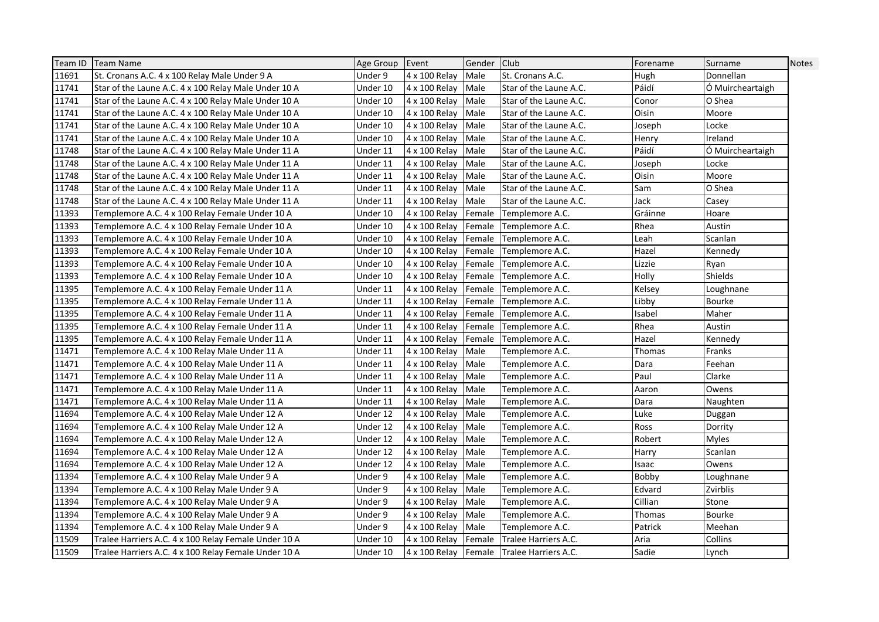| Team ID | Team Name | Age Group | Event | Gender | Club | Forename | Surname | Notes |
|---|---|---|---|---|---|---|---|---|
| 11691 | St. Cronans A.C. 4 x 100 Relay Male Under 9 A | Under 9 | 4 x 100 Relay | Male | St. Cronans A.C. | Hugh | Donnellan | |
| 11741 | Star of the Laune A.C. 4 x 100 Relay Male Under 10 A | Under 10 | 4 x 100 Relay | Male | Star of the Laune A.C. | Páidí | Ó Muircheartaigh | |
| 11741 | Star of the Laune A.C. 4 x 100 Relay Male Under 10 A | Under 10 | 4 x 100 Relay | Male | Star of the Laune A.C. | Conor | O Shea | |
| 11741 | Star of the Laune A.C. 4 x 100 Relay Male Under 10 A | Under 10 | 4 x 100 Relay | Male | Star of the Laune A.C. | Oisin | Moore | |
| 11741 | Star of the Laune A.C. 4 x 100 Relay Male Under 10 A | Under 10 | 4 x 100 Relay | Male | Star of the Laune A.C. | Joseph | Locke | |
| 11741 | Star of the Laune A.C. 4 x 100 Relay Male Under 10 A | Under 10 | 4 x 100 Relay | Male | Star of the Laune A.C. | Henry | Ireland | |
| 11748 | Star of the Laune A.C. 4 x 100 Relay Male Under 11 A | Under 11 | 4 x 100 Relay | Male | Star of the Laune A.C. | Páidí | Ó Muircheartaigh | |
| 11748 | Star of the Laune A.C. 4 x 100 Relay Male Under 11 A | Under 11 | 4 x 100 Relay | Male | Star of the Laune A.C. | Joseph | Locke | |
| 11748 | Star of the Laune A.C. 4 x 100 Relay Male Under 11 A | Under 11 | 4 x 100 Relay | Male | Star of the Laune A.C. | Oisin | Moore | |
| 11748 | Star of the Laune A.C. 4 x 100 Relay Male Under 11 A | Under 11 | 4 x 100 Relay | Male | Star of the Laune A.C. | Sam | O Shea | |
| 11748 | Star of the Laune A.C. 4 x 100 Relay Male Under 11 A | Under 11 | 4 x 100 Relay | Male | Star of the Laune A.C. | Jack | Casey | |
| 11393 | Templemore A.C. 4 x 100 Relay Female Under 10 A | Under 10 | 4 x 100 Relay | Female | Templemore A.C. | Gráinne | Hoare | |
| 11393 | Templemore A.C. 4 x 100 Relay Female Under 10 A | Under 10 | 4 x 100 Relay | Female | Templemore A.C. | Rhea | Austin | |
| 11393 | Templemore A.C. 4 x 100 Relay Female Under 10 A | Under 10 | 4 x 100 Relay | Female | Templemore A.C. | Leah | Scanlan | |
| 11393 | Templemore A.C. 4 x 100 Relay Female Under 10 A | Under 10 | 4 x 100 Relay | Female | Templemore A.C. | Hazel | Kennedy | |
| 11393 | Templemore A.C. 4 x 100 Relay Female Under 10 A | Under 10 | 4 x 100 Relay | Female | Templemore A.C. | Lizzie | Ryan | |
| 11393 | Templemore A.C. 4 x 100 Relay Female Under 10 A | Under 10 | 4 x 100 Relay | Female | Templemore A.C. | Holly | Shields | |
| 11395 | Templemore A.C. 4 x 100 Relay Female Under 11 A | Under 11 | 4 x 100 Relay | Female | Templemore A.C. | Kelsey | Loughnane | |
| 11395 | Templemore A.C. 4 x 100 Relay Female Under 11 A | Under 11 | 4 x 100 Relay | Female | Templemore A.C. | Libby | Bourke | |
| 11395 | Templemore A.C. 4 x 100 Relay Female Under 11 A | Under 11 | 4 x 100 Relay | Female | Templemore A.C. | Isabel | Maher | |
| 11395 | Templemore A.C. 4 x 100 Relay Female Under 11 A | Under 11 | 4 x 100 Relay | Female | Templemore A.C. | Rhea | Austin | |
| 11395 | Templemore A.C. 4 x 100 Relay Female Under 11 A | Under 11 | 4 x 100 Relay | Female | Templemore A.C. | Hazel | Kennedy | |
| 11471 | Templemore A.C. 4 x 100 Relay Male Under 11 A | Under 11 | 4 x 100 Relay | Male | Templemore A.C. | Thomas | Franks | |
| 11471 | Templemore A.C. 4 x 100 Relay Male Under 11 A | Under 11 | 4 x 100 Relay | Male | Templemore A.C. | Dara | Feehan | |
| 11471 | Templemore A.C. 4 x 100 Relay Male Under 11 A | Under 11 | 4 x 100 Relay | Male | Templemore A.C. | Paul | Clarke | |
| 11471 | Templemore A.C. 4 x 100 Relay Male Under 11 A | Under 11 | 4 x 100 Relay | Male | Templemore A.C. | Aaron | Owens | |
| 11471 | Templemore A.C. 4 x 100 Relay Male Under 11 A | Under 11 | 4 x 100 Relay | Male | Templemore A.C. | Dara | Naughten | |
| 11694 | Templemore A.C. 4 x 100 Relay Male Under 12 A | Under 12 | 4 x 100 Relay | Male | Templemore A.C. | Luke | Duggan | |
| 11694 | Templemore A.C. 4 x 100 Relay Male Under 12 A | Under 12 | 4 x 100 Relay | Male | Templemore A.C. | Ross | Dorrity | |
| 11694 | Templemore A.C. 4 x 100 Relay Male Under 12 A | Under 12 | 4 x 100 Relay | Male | Templemore A.C. | Robert | Myles | |
| 11694 | Templemore A.C. 4 x 100 Relay Male Under 12 A | Under 12 | 4 x 100 Relay | Male | Templemore A.C. | Harry | Scanlan | |
| 11694 | Templemore A.C. 4 x 100 Relay Male Under 12 A | Under 12 | 4 x 100 Relay | Male | Templemore A.C. | Isaac | Owens | |
| 11394 | Templemore A.C. 4 x 100 Relay Male Under 9 A | Under 9 | 4 x 100 Relay | Male | Templemore A.C. | Bobby | Loughnane | |
| 11394 | Templemore A.C. 4 x 100 Relay Male Under 9 A | Under 9 | 4 x 100 Relay | Male | Templemore A.C. | Edvard | Zvirblis | |
| 11394 | Templemore A.C. 4 x 100 Relay Male Under 9 A | Under 9 | 4 x 100 Relay | Male | Templemore A.C. | Cillian | Stone | |
| 11394 | Templemore A.C. 4 x 100 Relay Male Under 9 A | Under 9 | 4 x 100 Relay | Male | Templemore A.C. | Thomas | Bourke | |
| 11394 | Templemore A.C. 4 x 100 Relay Male Under 9 A | Under 9 | 4 x 100 Relay | Male | Templemore A.C. | Patrick | Meehan | |
| 11509 | Tralee Harriers A.C. 4 x 100 Relay Female Under 10 A | Under 10 | 4 x 100 Relay | Female | Tralee Harriers A.C. | Aria | Collins | |
| 11509 | Tralee Harriers A.C. 4 x 100 Relay Female Under 10 A | Under 10 | 4 x 100 Relay | Female | Tralee Harriers A.C. | Sadie | Lynch | |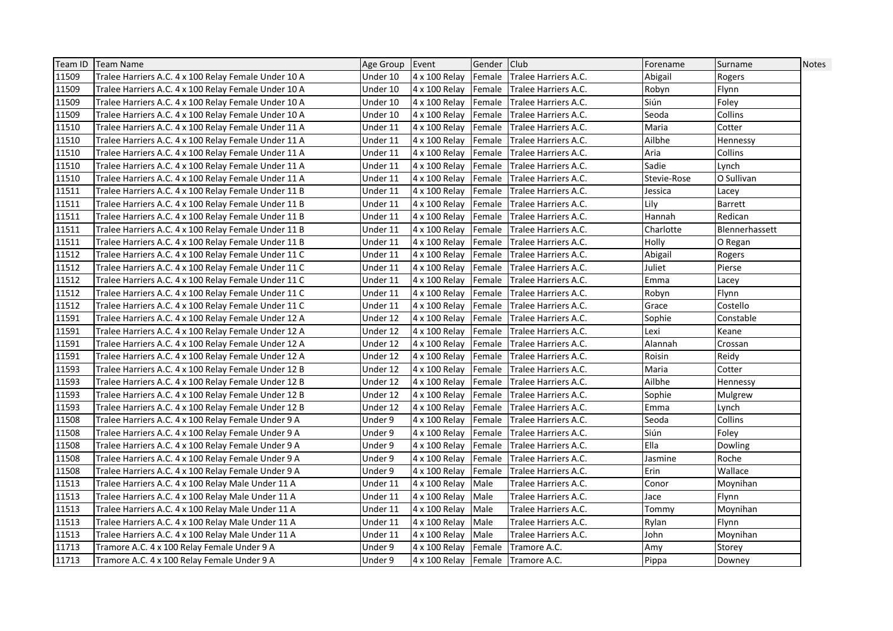| Team ID | Team Name | Age Group | Event | Gender | Club | Forename | Surname | Notes |
|---|---|---|---|---|---|---|---|---|
| 11509 | Tralee Harriers A.C. 4 x 100 Relay Female Under 10 A | Under 10 | 4 x 100 Relay | Female | Tralee Harriers A.C. | Abigail | Rogers | |
| 11509 | Tralee Harriers A.C. 4 x 100 Relay Female Under 10 A | Under 10 | 4 x 100 Relay | Female | Tralee Harriers A.C. | Robyn | Flynn | |
| 11509 | Tralee Harriers A.C. 4 x 100 Relay Female Under 10 A | Under 10 | 4 x 100 Relay | Female | Tralee Harriers A.C. | Siún | Foley | |
| 11509 | Tralee Harriers A.C. 4 x 100 Relay Female Under 10 A | Under 10 | 4 x 100 Relay | Female | Tralee Harriers A.C. | Seoda | Collins | |
| 11510 | Tralee Harriers A.C. 4 x 100 Relay Female Under 11 A | Under 11 | 4 x 100 Relay | Female | Tralee Harriers A.C. | Maria | Cotter | |
| 11510 | Tralee Harriers A.C. 4 x 100 Relay Female Under 11 A | Under 11 | 4 x 100 Relay | Female | Tralee Harriers A.C. | Ailbhe | Hennessy | |
| 11510 | Tralee Harriers A.C. 4 x 100 Relay Female Under 11 A | Under 11 | 4 x 100 Relay | Female | Tralee Harriers A.C. | Aria | Collins | |
| 11510 | Tralee Harriers A.C. 4 x 100 Relay Female Under 11 A | Under 11 | 4 x 100 Relay | Female | Tralee Harriers A.C. | Sadie | Lynch | |
| 11510 | Tralee Harriers A.C. 4 x 100 Relay Female Under 11 A | Under 11 | 4 x 100 Relay | Female | Tralee Harriers A.C. | Stevie-Rose | O Sullivan | |
| 11511 | Tralee Harriers A.C. 4 x 100 Relay Female Under 11 B | Under 11 | 4 x 100 Relay | Female | Tralee Harriers A.C. | Jessica | Lacey | |
| 11511 | Tralee Harriers A.C. 4 x 100 Relay Female Under 11 B | Under 11 | 4 x 100 Relay | Female | Tralee Harriers A.C. | Lily | Barrett | |
| 11511 | Tralee Harriers A.C. 4 x 100 Relay Female Under 11 B | Under 11 | 4 x 100 Relay | Female | Tralee Harriers A.C. | Hannah | Redican | |
| 11511 | Tralee Harriers A.C. 4 x 100 Relay Female Under 11 B | Under 11 | 4 x 100 Relay | Female | Tralee Harriers A.C. | Charlotte | Blennerhassett | |
| 11511 | Tralee Harriers A.C. 4 x 100 Relay Female Under 11 B | Under 11 | 4 x 100 Relay | Female | Tralee Harriers A.C. | Holly | O Regan | |
| 11512 | Tralee Harriers A.C. 4 x 100 Relay Female Under 11 C | Under 11 | 4 x 100 Relay | Female | Tralee Harriers A.C. | Abigail | Rogers | |
| 11512 | Tralee Harriers A.C. 4 x 100 Relay Female Under 11 C | Under 11 | 4 x 100 Relay | Female | Tralee Harriers A.C. | Juliet | Pierse | |
| 11512 | Tralee Harriers A.C. 4 x 100 Relay Female Under 11 C | Under 11 | 4 x 100 Relay | Female | Tralee Harriers A.C. | Emma | Lacey | |
| 11512 | Tralee Harriers A.C. 4 x 100 Relay Female Under 11 C | Under 11 | 4 x 100 Relay | Female | Tralee Harriers A.C. | Robyn | Flynn | |
| 11512 | Tralee Harriers A.C. 4 x 100 Relay Female Under 11 C | Under 11 | 4 x 100 Relay | Female | Tralee Harriers A.C. | Grace | Costello | |
| 11591 | Tralee Harriers A.C. 4 x 100 Relay Female Under 12 A | Under 12 | 4 x 100 Relay | Female | Tralee Harriers A.C. | Sophie | Constable | |
| 11591 | Tralee Harriers A.C. 4 x 100 Relay Female Under 12 A | Under 12 | 4 x 100 Relay | Female | Tralee Harriers A.C. | Lexi | Keane | |
| 11591 | Tralee Harriers A.C. 4 x 100 Relay Female Under 12 A | Under 12 | 4 x 100 Relay | Female | Tralee Harriers A.C. | Alannah | Crossan | |
| 11591 | Tralee Harriers A.C. 4 x 100 Relay Female Under 12 A | Under 12 | 4 x 100 Relay | Female | Tralee Harriers A.C. | Roisin | Reidy | |
| 11593 | Tralee Harriers A.C. 4 x 100 Relay Female Under 12 B | Under 12 | 4 x 100 Relay | Female | Tralee Harriers A.C. | Maria | Cotter | |
| 11593 | Tralee Harriers A.C. 4 x 100 Relay Female Under 12 B | Under 12 | 4 x 100 Relay | Female | Tralee Harriers A.C. | Ailbhe | Hennessy | |
| 11593 | Tralee Harriers A.C. 4 x 100 Relay Female Under 12 B | Under 12 | 4 x 100 Relay | Female | Tralee Harriers A.C. | Sophie | Mulgrew | |
| 11593 | Tralee Harriers A.C. 4 x 100 Relay Female Under 12 B | Under 12 | 4 x 100 Relay | Female | Tralee Harriers A.C. | Emma | Lynch | |
| 11508 | Tralee Harriers A.C. 4 x 100 Relay Female Under 9 A | Under 9 | 4 x 100 Relay | Female | Tralee Harriers A.C. | Seoda | Collins | |
| 11508 | Tralee Harriers A.C. 4 x 100 Relay Female Under 9 A | Under 9 | 4 x 100 Relay | Female | Tralee Harriers A.C. | Siún | Foley | |
| 11508 | Tralee Harriers A.C. 4 x 100 Relay Female Under 9 A | Under 9 | 4 x 100 Relay | Female | Tralee Harriers A.C. | Ella | Dowling | |
| 11508 | Tralee Harriers A.C. 4 x 100 Relay Female Under 9 A | Under 9 | 4 x 100 Relay | Female | Tralee Harriers A.C. | Jasmine | Roche | |
| 11508 | Tralee Harriers A.C. 4 x 100 Relay Female Under 9 A | Under 9 | 4 x 100 Relay | Female | Tralee Harriers A.C. | Erin | Wallace | |
| 11513 | Tralee Harriers A.C. 4 x 100 Relay Male Under 11 A | Under 11 | 4 x 100 Relay | Male | Tralee Harriers A.C. | Conor | Moynihan | |
| 11513 | Tralee Harriers A.C. 4 x 100 Relay Male Under 11 A | Under 11 | 4 x 100 Relay | Male | Tralee Harriers A.C. | Jace | Flynn | |
| 11513 | Tralee Harriers A.C. 4 x 100 Relay Male Under 11 A | Under 11 | 4 x 100 Relay | Male | Tralee Harriers A.C. | Tommy | Moynihan | |
| 11513 | Tralee Harriers A.C. 4 x 100 Relay Male Under 11 A | Under 11 | 4 x 100 Relay | Male | Tralee Harriers A.C. | Rylan | Flynn | |
| 11513 | Tralee Harriers A.C. 4 x 100 Relay Male Under 11 A | Under 11 | 4 x 100 Relay | Male | Tralee Harriers A.C. | John | Moynihan | |
| 11713 | Tramore A.C. 4 x 100 Relay Female Under 9 A | Under 9 | 4 x 100 Relay | Female | Tramore A.C. | Amy | Storey | |
| 11713 | Tramore A.C. 4 x 100 Relay Female Under 9 A | Under 9 | 4 x 100 Relay | Female | Tramore A.C. | Pippa | Downey | |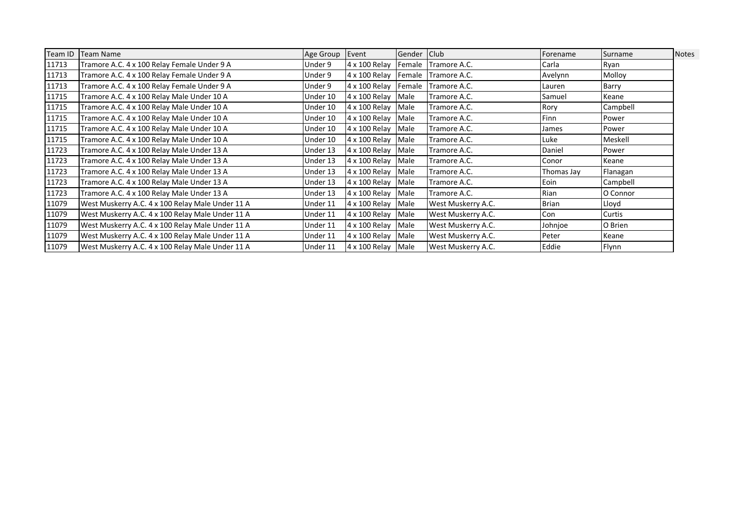| Team ID | Team Name | Age Group | Event | Gender | Club | Forename | Surname | Notes |
|---|---|---|---|---|---|---|---|---|
| 11713 | Tramore A.C. 4 x 100 Relay Female Under 9 A | Under 9 | 4 x 100 Relay | Female | Tramore A.C. | Carla | Ryan | |
| 11713 | Tramore A.C. 4 x 100 Relay Female Under 9 A | Under 9 | 4 x 100 Relay | Female | Tramore A.C. | Avelynn | Molloy | |
| 11713 | Tramore A.C. 4 x 100 Relay Female Under 9 A | Under 9 | 4 x 100 Relay | Female | Tramore A.C. | Lauren | Barry | |
| 11715 | Tramore A.C. 4 x 100 Relay Male Under 10 A | Under 10 | 4 x 100 Relay | Male | Tramore A.C. | Samuel | Keane | |
| 11715 | Tramore A.C. 4 x 100 Relay Male Under 10 A | Under 10 | 4 x 100 Relay | Male | Tramore A.C. | Rory | Campbell | |
| 11715 | Tramore A.C. 4 x 100 Relay Male Under 10 A | Under 10 | 4 x 100 Relay | Male | Tramore A.C. | Finn | Power | |
| 11715 | Tramore A.C. 4 x 100 Relay Male Under 10 A | Under 10 | 4 x 100 Relay | Male | Tramore A.C. | James | Power | |
| 11715 | Tramore A.C. 4 x 100 Relay Male Under 10 A | Under 10 | 4 x 100 Relay | Male | Tramore A.C. | Luke | Meskell | |
| 11723 | Tramore A.C. 4 x 100 Relay Male Under 13 A | Under 13 | 4 x 100 Relay | Male | Tramore A.C. | Daniel | Power | |
| 11723 | Tramore A.C. 4 x 100 Relay Male Under 13 A | Under 13 | 4 x 100 Relay | Male | Tramore A.C. | Conor | Keane | |
| 11723 | Tramore A.C. 4 x 100 Relay Male Under 13 A | Under 13 | 4 x 100 Relay | Male | Tramore A.C. | Thomas Jay | Flanagan | |
| 11723 | Tramore A.C. 4 x 100 Relay Male Under 13 A | Under 13 | 4 x 100 Relay | Male | Tramore A.C. | Eoin | Campbell | |
| 11723 | Tramore A.C. 4 x 100 Relay Male Under 13 A | Under 13 | 4 x 100 Relay | Male | Tramore A.C. | Rian | O Connor | |
| 11079 | West Muskerry A.C. 4 x 100 Relay Male Under 11 A | Under 11 | 4 x 100 Relay | Male | West Muskerry A.C. | Brian | Lloyd | |
| 11079 | West Muskerry A.C. 4 x 100 Relay Male Under 11 A | Under 11 | 4 x 100 Relay | Male | West Muskerry A.C. | Con | Curtis | |
| 11079 | West Muskerry A.C. 4 x 100 Relay Male Under 11 A | Under 11 | 4 x 100 Relay | Male | West Muskerry A.C. | Johnjoe | O Brien | |
| 11079 | West Muskerry A.C. 4 x 100 Relay Male Under 11 A | Under 11 | 4 x 100 Relay | Male | West Muskerry A.C. | Peter | Keane | |
| 11079 | West Muskerry A.C. 4 x 100 Relay Male Under 11 A | Under 11 | 4 x 100 Relay | Male | West Muskerry A.C. | Eddie | Flynn | |